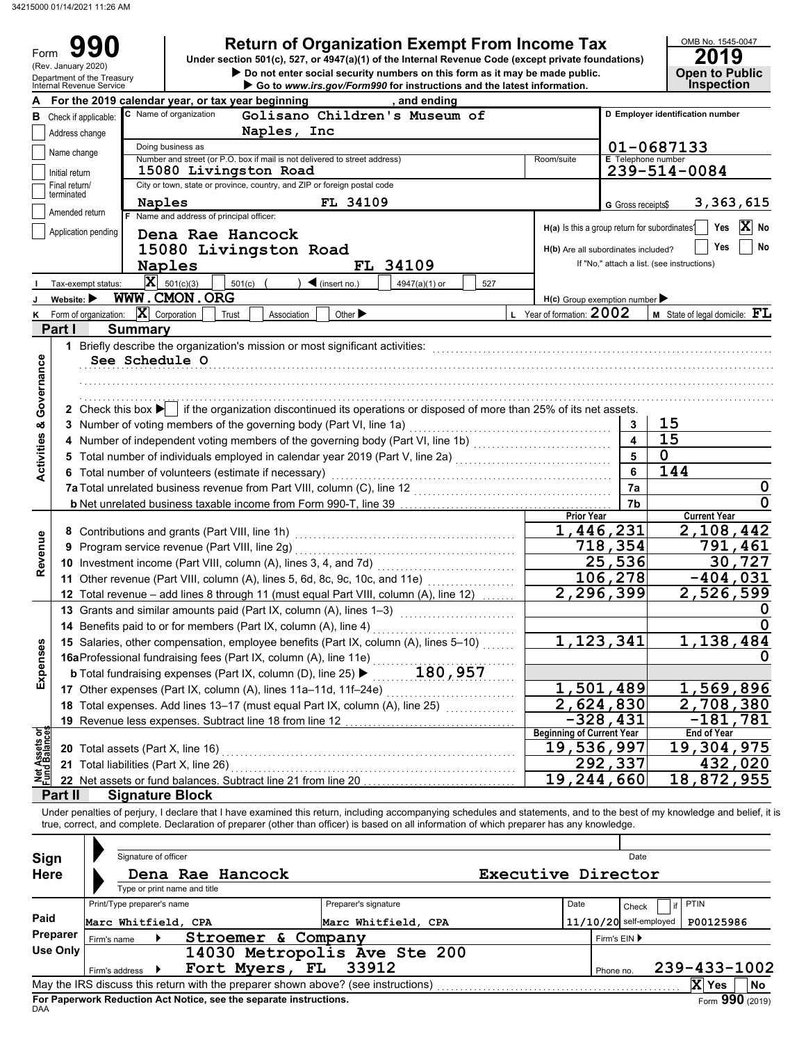34215000 01/14/2021 11:26 AM

Form **990** (Rev. January 2020) Department of the Treasury Internal Revenue Service

# Return of Organization Exempt From Income Tax

Under section 501(c), 527, or 4947(a)(1) of the Internal Revenue Code (except private foundations)

▶ Do not enter social security numbers on this form as it may be made public.

▶ Go to *www.irs.gov/Form990* for instructions and the latest information.

OMB No. 1545-0047 **2019** **Open to Public Inspection**

**A** For the 2019 calendar year, or tax year beginning , and ending

**B** Check if applicable: Address change; Name change; Initial return; Final return/terminated; Amended return; Application pending

**C** Name of organization: Golisano Children's Museum of Naples, Inc

Doing business as

Number and street (or P.O. box if mail is not delivered to street address): 15080 Livingston Road  Room/suite

City or town, state or province, country, and ZIP or foreign postal code: Naples FL 34109

**D** Employer identification number: 01-0687133

**E** Telephone number: 239-514-0084

**G** Gross receipts$ 3,363,615

**F** Name and address of principal officer: Dena Rae Hancock, 15080 Livingston Road, Naples FL 34109

**H(a)** Is this a group return for subordinates? Yes [ ] No [X]

**H(b)** Are all subordinates included? Yes [ ] No [ ] If "No," attach a list. (see instructions)

**I** Tax-exempt status: [X] 501(c)(3) [ ] 501(c) ( ) ◀ (insert no.) [ ] 4947(a)(1) or [ ] 527

**J** Website: ▶ WWW.CMON.ORG

**H(c)** Group exemption number ▶

**K** Form of organization: [X] Corporation [ ] Trust [ ] Association [ ] Other ▶

**L** Year of formation: 2002 **M** State of legal domicile: FL

## Part I Summary

**Activities & Governance**

1 Briefly describe the organization's mission or most significant activities:
See Schedule O

2 Check this box ▶ [ ] if the organization discontinued its operations or disposed of more than 25% of its net assets.

| | | | |
|---|---|---|---|
| 3 | Number of voting members of the governing body (Part VI, line 1a) | 3 | 15 |
| 4 | Number of independent voting members of the governing body (Part VI, line 1b) | 4 | 15 |
| 5 | Total number of individuals employed in calendar year 2019 (Part V, line 2a) | 5 | 0 |
| 6 | Total number of volunteers (estimate if necessary) | 6 | 144 |
| 7a | Total unrelated business revenue from Part VIII, column (C), line 12 | 7a | 0 |
| b | Net unrelated business taxable income from Form 990-T, line 39 | 7b | 0 |

| | | Prior Year | Current Year |
|---|---|---|---|
| **Revenue** | | | |
| 8 | Contributions and grants (Part VIII, line 1h) | 1,446,231 | 2,108,442 |
| 9 | Program service revenue (Part VIII, line 2g) | 718,354 | 791,461 |
| 10 | Investment income (Part VIII, column (A), lines 3, 4, and 7d) | 25,536 | 30,727 |
| 11 | Other revenue (Part VIII, column (A), lines 5, 6d, 8c, 9c, 10c, and 11e) | 106,278 | -404,031 |
| 12 | Total revenue – add lines 8 through 11 (must equal Part VIII, column (A), line 12) | 2,296,399 | 2,526,599 |
| **Expenses** | | | |
| 13 | Grants and similar amounts paid (Part IX, column (A), lines 1–3) | | 0 |
| 14 | Benefits paid to or for members (Part IX, column (A), line 4) | | 0 |
| 15 | Salaries, other compensation, employee benefits (Part IX, column (A), lines 5–10) | 1,123,341 | 1,138,484 |
| 16a | Professional fundraising fees (Part IX, column (A), line 11e) | | 0 |
| b | Total fundraising expenses (Part IX, column (D), line 25) ▶ 180,957 | | |
| 17 | Other expenses (Part IX, column (A), lines 11a–11d, 11f–24e) | 1,501,489 | 1,569,896 |
| 18 | Total expenses. Add lines 13–17 (must equal Part IX, column (A), line 25) | 2,624,830 | 2,708,380 |
| 19 | Revenue less expenses. Subtract line 18 from line 12 | -328,431 | -181,781 |
| **Net Assets or Fund Balances** | | **Beginning of Current Year** | **End of Year** |
| 20 | Total assets (Part X, line 16) | 19,536,997 | 19,304,975 |
| 21 | Total liabilities (Part X, line 26) | 292,337 | 432,020 |
| 22 | Net assets or fund balances. Subtract line 21 from line 20 | 19,244,660 | 18,872,955 |

## Part II Signature Block

Under penalties of perjury, I declare that I have examined this return, including accompanying schedules and statements, and to the best of my knowledge and belief, it is true, correct, and complete. Declaration of preparer (other than officer) is based on all information of which preparer has any knowledge.

**Sign Here**

Signature of officer | Date

Dena Rae Hancock, Executive Director

Type or print name and title

| **Paid Preparer Use Only** | | | | |
|---|---|---|---|---|
| Print/Type preparer's name | Preparer's signature | Date | Check [ ] if self-employed | PTIN |
| Marc Whitfield, CPA | Marc Whitfield, CPA | 11/10/20 | | P00125986 |
| Firm's name ▶ Stroemer & Company | | | Firm's EIN ▶ | |
| Firm's address ▶ 14030 Metropolis Ave Ste 200, Fort Myers, FL 33912 | | | Phone no. 239-433-1002 | |

May the IRS discuss this return with the preparer shown above? (see instructions) [X] Yes [ ] No

**For Paperwork Reduction Act Notice, see the separate instructions.**

DAA Form **990** (2019)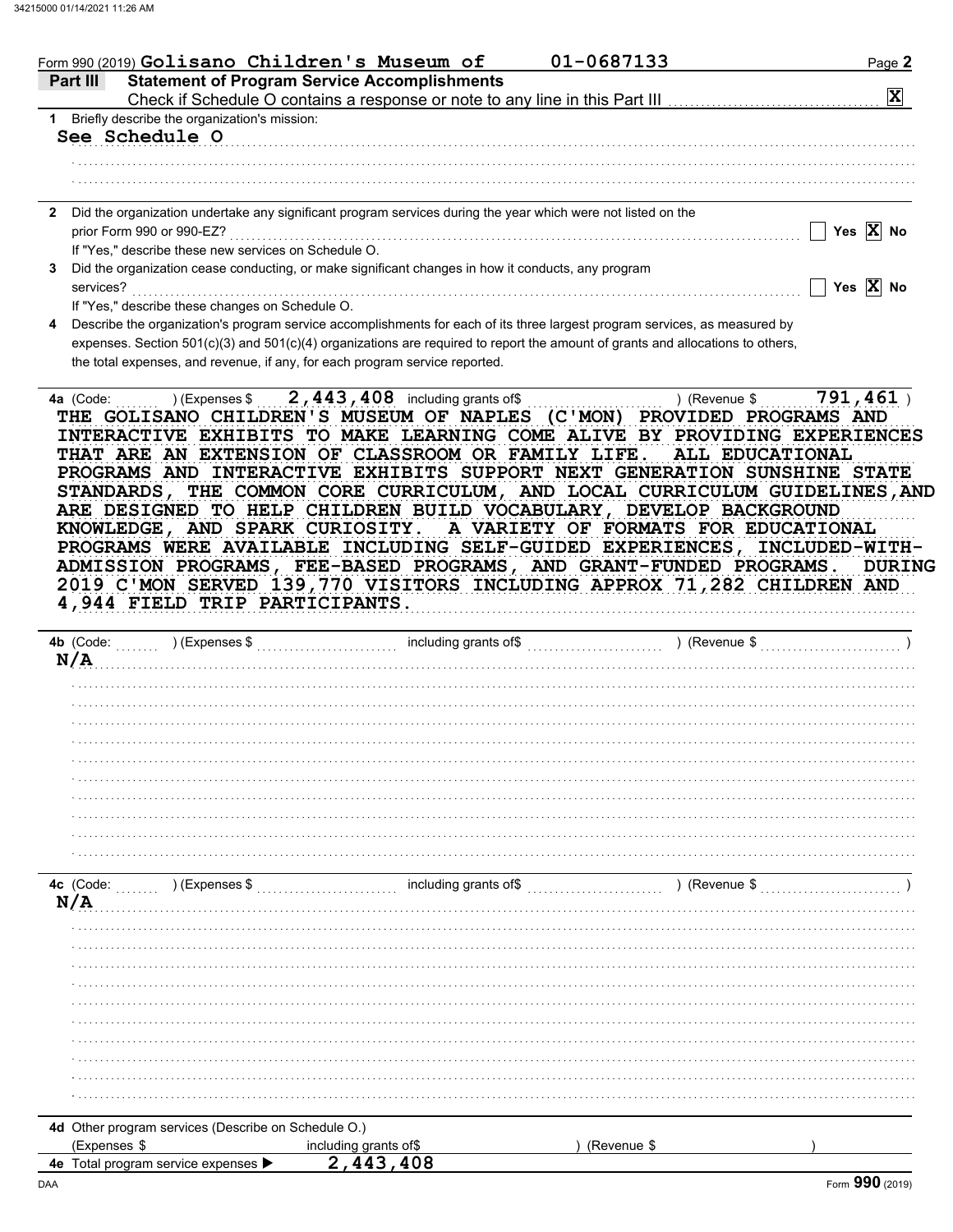Form 990 (2019) Golisano Children's Museum of 01-0687133

## Part III Statement of Program Service Accomplishments

Check if Schedule O contains a response or note to any line in this Part III [X]

**1** Briefly describe the organization's mission:

See Schedule O

**2** Did the organization undertake any significant program services during the year which were not listed on the prior Form 990 or 990-EZ? [ ] Yes [X] No

If "Yes," describe these new services on Schedule O.

**3** Did the organization cease conducting, or make significant changes in how it conducts, any program services? [ ] Yes [X] No

If "Yes," describe these changes on Schedule O.

**4** Describe the organization's program service accomplishments for each of its three largest program services, as measured by expenses. Section 501(c)(3) and 501(c)(4) organizations are required to report the amount of grants and allocations to others, the total expenses, and revenue, if any, for each program service reported.

**4a** (Code: ) (Expenses $ 2,443,408 including grants of$ ) (Revenue $ 791,461 )

THE GOLISANO CHILDREN'S MUSEUM OF NAPLES (C'MON) PROVIDED PROGRAMS AND INTERACTIVE EXHIBITS TO MAKE LEARNING COME ALIVE BY PROVIDING EXPERIENCES THAT ARE AN EXTENSION OF CLASSROOM OR FAMILY LIFE. ALL EDUCATIONAL PROGRAMS AND INTERACTIVE EXHIBITS SUPPORT NEXT GENERATION SUNSHINE STATE STANDARDS, THE COMMON CORE CURRICULUM, AND LOCAL CURRICULUM GUIDELINES,AND ARE DESIGNED TO HELP CHILDREN BUILD VOCABULARY, DEVELOP BACKGROUND KNOWLEDGE, AND SPARK CURIOSITY. A VARIETY OF FORMATS FOR EDUCATIONAL PROGRAMS WERE AVAILABLE INCLUDING SELF-GUIDED EXPERIENCES, INCLUDED-WITH-ADMISSION PROGRAMS, FEE-BASED PROGRAMS, AND GRANT-FUNDED PROGRAMS. DURING 2019 C'MON SERVED 139,770 VISITORS INCLUDING APPROX 71,282 CHILDREN AND 4,944 FIELD TRIP PARTICIPANTS.

**4b** (Code: ) (Expenses $ including grants of$ ) (Revenue $ )

N/A

**4c** (Code: ) (Expenses $ including grants of$ ) (Revenue $ )

N/A

**4d** Other program services (Describe on Schedule O.)

(Expenses $ including grants of$ ) (Revenue $ )

**4e** Total program service expenses ▶ 2,443,408

Form **990** (2019)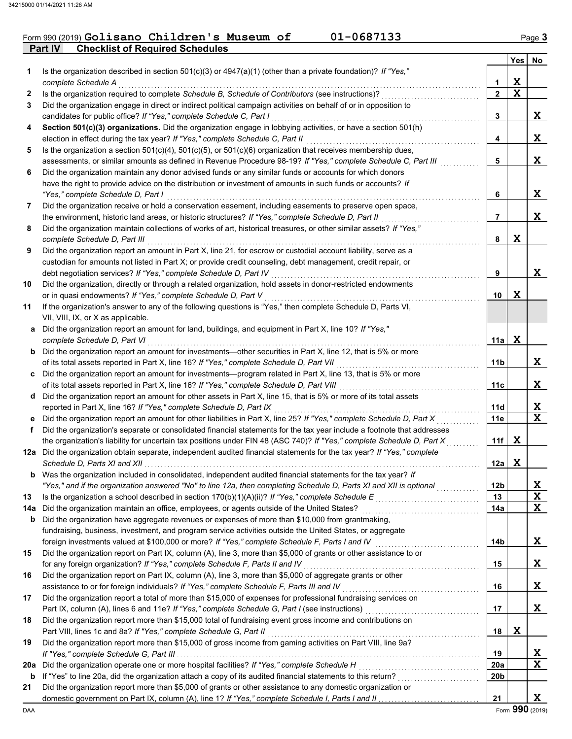Form 990 (2019) **Golisano Children's Museum of** **01-0687133** Page 3

## Part IV Checklist of Required Schedules

| | | | Yes | No |
|---|---|---|---|---|
| 1 | Is the organization described in section 501(c)(3) or 4947(a)(1) (other than a private foundation)? *If "Yes," complete Schedule A* | 1 | X | |
| 2 | Is the organization required to complete *Schedule B, Schedule of Contributors* (see instructions)? | 2 | X | |
| 3 | Did the organization engage in direct or indirect political campaign activities on behalf of or in opposition to candidates for public office? *If "Yes," complete Schedule C, Part I* | 3 | | X |
| 4 | **Section 501(c)(3) organizations.** Did the organization engage in lobbying activities, or have a section 501(h) election in effect during the tax year? *If "Yes," complete Schedule C, Part II* | 4 | | X |
| 5 | Is the organization a section 501(c)(4), 501(c)(5), or 501(c)(6) organization that receives membership dues, assessments, or similar amounts as defined in Revenue Procedure 98-19? *If "Yes," complete Schedule C, Part III* | 5 | | X |
| 6 | Did the organization maintain any donor advised funds or any similar funds or accounts for which donors have the right to provide advice on the distribution or investment of amounts in such funds or accounts? *If "Yes," complete Schedule D, Part I* | 6 | | X |
| 7 | Did the organization receive or hold a conservation easement, including easements to preserve open space, the environment, historic land areas, or historic structures? *If "Yes," complete Schedule D, Part II* | 7 | | X |
| 8 | Did the organization maintain collections of works of art, historical treasures, or other similar assets? *If "Yes," complete Schedule D, Part III* | 8 | X | |
| 9 | Did the organization report an amount in Part X, line 21, for escrow or custodial account liability, serve as a custodian for amounts not listed in Part X; or provide credit counseling, debt management, credit repair, or debt negotiation services? *If "Yes," complete Schedule D, Part IV* | 9 | | X |
| 10 | Did the organization, directly or through a related organization, hold assets in donor-restricted endowments or in quasi endowments? *If "Yes," complete Schedule D, Part V* | 10 | X | |
| 11 | If the organization's answer to any of the following questions is "Yes," then complete Schedule D, Parts VI, VII, VIII, IX, or X as applicable. | | | |
| a | Did the organization report an amount for land, buildings, and equipment in Part X, line 10? *If "Yes," complete Schedule D, Part VI* | 11a | X | |
| b | Did the organization report an amount for investments—other securities in Part X, line 12, that is 5% or more of its total assets reported in Part X, line 16? *If "Yes," complete Schedule D, Part VII* | 11b | | X |
| c | Did the organization report an amount for investments—program related in Part X, line 13, that is 5% or more of its total assets reported in Part X, line 16? *If "Yes," complete Schedule D, Part VIII* | 11c | | X |
| d | Did the organization report an amount for other assets in Part X, line 15, that is 5% or more of its total assets reported in Part X, line 16? *If "Yes," complete Schedule D, Part IX* | 11d | | X |
| e | Did the organization report an amount for other liabilities in Part X, line 25? *If "Yes," complete Schedule D, Part X* | 11e | | X |
| f | Did the organization's separate or consolidated financial statements for the tax year include a footnote that addresses the organization's liability for uncertain tax positions under FIN 48 (ASC 740)? *If "Yes," complete Schedule D, Part X* | 11f | X | |
| 12a | Did the organization obtain separate, independent audited financial statements for the tax year? *If "Yes," complete Schedule D, Parts XI and XII* | 12a | X | |
| b | Was the organization included in consolidated, independent audited financial statements for the tax year? *If "Yes," and if the organization answered "No" to line 12a, then completing Schedule D, Parts XI and XII is optional* | 12b | | X |
| 13 | Is the organization a school described in section 170(b)(1)(A)(ii)? *If "Yes," complete Schedule E* | 13 | | X |
| 14a | Did the organization maintain an office, employees, or agents outside of the United States? | 14a | | X |
| b | Did the organization have aggregate revenues or expenses of more than $10,000 from grantmaking, fundraising, business, investment, and program service activities outside the United States, or aggregate foreign investments valued at $100,000 or more? *If "Yes," complete Schedule F, Parts I and IV* | 14b | | X |
| 15 | Did the organization report on Part IX, column (A), line 3, more than $5,000 of grants or other assistance to or for any foreign organization? *If "Yes," complete Schedule F, Parts II and IV* | 15 | | X |
| 16 | Did the organization report on Part IX, column (A), line 3, more than $5,000 of aggregate grants or other assistance to or for foreign individuals? *If "Yes," complete Schedule F, Parts III and IV* | 16 | | X |
| 17 | Did the organization report a total of more than $15,000 of expenses for professional fundraising services on Part IX, column (A), lines 6 and 11e? *If "Yes," complete Schedule G, Part I* (see instructions) | 17 | | X |
| 18 | Did the organization report more than $15,000 total of fundraising event gross income and contributions on Part VIII, lines 1c and 8a? *If "Yes," complete Schedule G, Part II* | 18 | X | |
| 19 | Did the organization report more than $15,000 of gross income from gaming activities on Part VIII, line 9a? *If "Yes," complete Schedule G, Part III* | 19 | | X |
| 20a | Did the organization operate one or more hospital facilities? *If "Yes," complete Schedule H* | 20a | | X |
| b | If "Yes" to line 20a, did the organization attach a copy of its audited financial statements to this return? | 20b | | |
| 21 | Did the organization report more than $5,000 of grants or other assistance to any domestic organization or domestic government on Part IX, column (A), line 1? *If "Yes," complete Schedule I, Parts I and II* | 21 | | X |

DAA Form **990** (2019)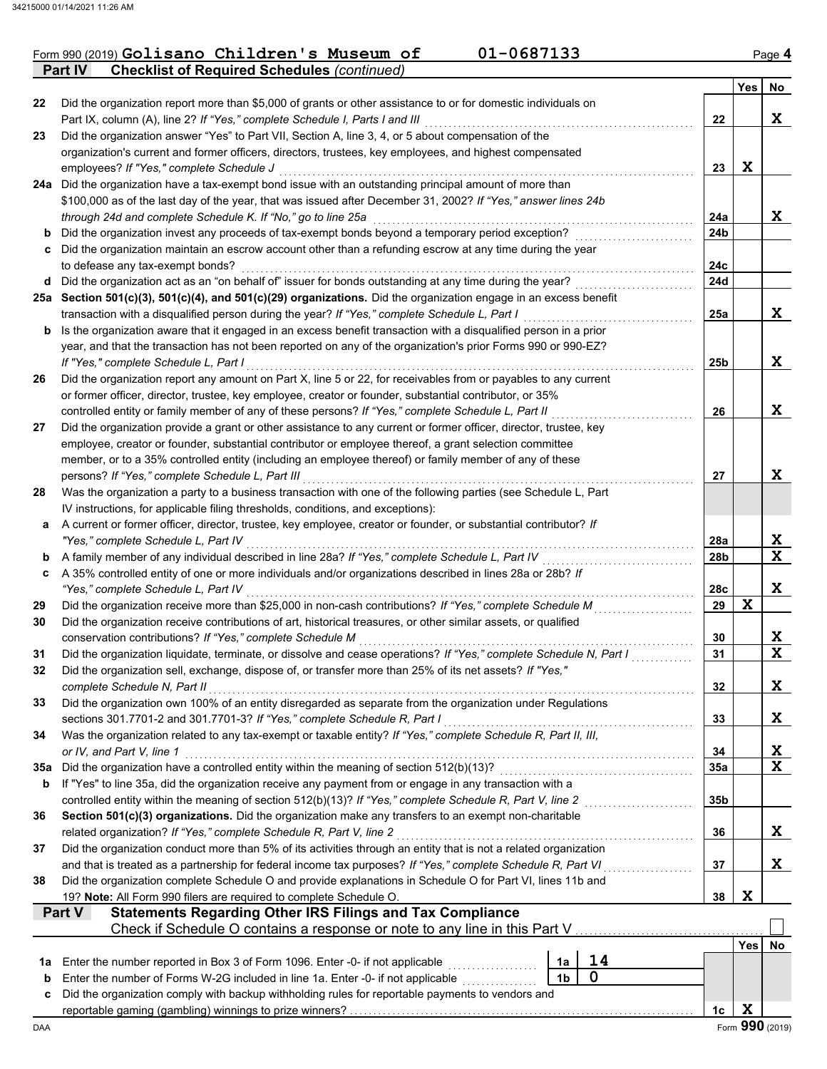Form 990 (2019) **Golisano Children's Museum of** 01-0687133 Page 4

**Part IV Checklist of Required Schedules** *(continued)*

| | | | Yes | No |
|---|---|---|---|---|
| 22 | Did the organization report more than $5,000 of grants or other assistance to or for domestic individuals on Part IX, column (A), line 2? *If "Yes," complete Schedule I, Parts I and III* | 22 | | X |
| 23 | Did the organization answer "Yes" to Part VII, Section A, line 3, 4, or 5 about compensation of the organization's current and former officers, directors, trustees, key employees, and highest compensated employees? *If "Yes," complete Schedule J* | 23 | X | |
| 24a | Did the organization have a tax-exempt bond issue with an outstanding principal amount of more than $100,000 as of the last day of the year, that was issued after December 31, 2002? *If "Yes," answer lines 24b through 24d and complete Schedule K. If "No," go to line 25a* | 24a | | X |
| b | Did the organization invest any proceeds of tax-exempt bonds beyond a temporary period exception? | 24b | | |
| c | Did the organization maintain an escrow account other than a refunding escrow at any time during the year to defease any tax-exempt bonds? | 24c | | |
| d | Did the organization act as an "on behalf of" issuer for bonds outstanding at any time during the year? | 24d | | |
| 25a | **Section 501(c)(3), 501(c)(4), and 501(c)(29) organizations.** Did the organization engage in an excess benefit transaction with a disqualified person during the year? *If "Yes," complete Schedule L, Part I* | 25a | | X |
| b | Is the organization aware that it engaged in an excess benefit transaction with a disqualified person in a prior year, and that the transaction has not been reported on any of the organization's prior Forms 990 or 990-EZ? *If "Yes," complete Schedule L, Part I* | 25b | | X |
| 26 | Did the organization report any amount on Part X, line 5 or 22, for receivables from or payables to any current or former officer, director, trustee, key employee, creator or founder, substantial contributor, or 35% controlled entity or family member of any of these persons? *If "Yes," complete Schedule L, Part II* | 26 | | X |
| 27 | Did the organization provide a grant or other assistance to any current or former officer, director, trustee, key employee, creator or founder, substantial contributor or employee thereof, a grant selection committee member, or to a 35% controlled entity (including an employee thereof) or family member of any of these persons? *If "Yes," complete Schedule L, Part III* | 27 | | X |
| 28 | Was the organization a party to a business transaction with one of the following parties (see Schedule L, Part IV instructions, for applicable filing thresholds, conditions, and exceptions): | | | |
| a | A current or former officer, director, trustee, key employee, creator or founder, or substantial contributor? *If "Yes," complete Schedule L, Part IV* | 28a | | X |
| b | A family member of any individual described in line 28a? *If "Yes," complete Schedule L, Part IV* | 28b | | X |
| c | A 35% controlled entity of one or more individuals and/or organizations described in lines 28a or 28b? *If "Yes," complete Schedule L, Part IV* | 28c | | X |
| 29 | Did the organization receive more than $25,000 in non-cash contributions? *If "Yes," complete Schedule M* | 29 | X | |
| 30 | Did the organization receive contributions of art, historical treasures, or other similar assets, or qualified conservation contributions? *If "Yes," complete Schedule M* | 30 | | X |
| 31 | Did the organization liquidate, terminate, or dissolve and cease operations? *If "Yes," complete Schedule N, Part I* | 31 | | X |
| 32 | Did the organization sell, exchange, dispose of, or transfer more than 25% of its net assets? *If "Yes," complete Schedule N, Part II* | 32 | | X |
| 33 | Did the organization own 100% of an entity disregarded as separate from the organization under Regulations sections 301.7701-2 and 301.7701-3? *If "Yes," complete Schedule R, Part I* | 33 | | X |
| 34 | Was the organization related to any tax-exempt or taxable entity? *If "Yes," complete Schedule R, Part II, III, or IV, and Part V, line 1* | 34 | | X |
| 35a | Did the organization have a controlled entity within the meaning of section 512(b)(13)? | 35a | | X |
| b | If "Yes" to line 35a, did the organization receive any payment from or engage in any transaction with a controlled entity within the meaning of section 512(b)(13)? *If "Yes," complete Schedule R, Part V, line 2* | 35b | | |
| 36 | **Section 501(c)(3) organizations.** Did the organization make any transfers to an exempt non-charitable related organization? *If "Yes," complete Schedule R, Part V, line 2* | 36 | | X |
| 37 | Did the organization conduct more than 5% of its activities through an entity that is not a related organization and that is treated as a partnership for federal income tax purposes? *If "Yes," complete Schedule R, Part VI* | 37 | | X |
| 38 | Did the organization complete Schedule O and provide explanations in Schedule O for Part VI, lines 11b and 19? **Note:** All Form 990 filers are required to complete Schedule O. | 38 | X | |

**Part V Statements Regarding Other IRS Filings and Tax Compliance**

Check if Schedule O contains a response or note to any line in this Part V ☐

| | | | | | Yes | No |
|---|---|---|---|---|---|---|
| 1a | Enter the number reported in Box 3 of Form 1096. Enter -0- if not applicable | 1a | 14 | | | |
| b | Enter the number of Forms W-2G included in line 1a. Enter -0- if not applicable | 1b | 0 | | | |
| c | Did the organization comply with backup withholding rules for reportable payments to vendors and reportable gaming (gambling) winnings to prize winners? | | | 1c | X | |

DAA Form **990** (2019)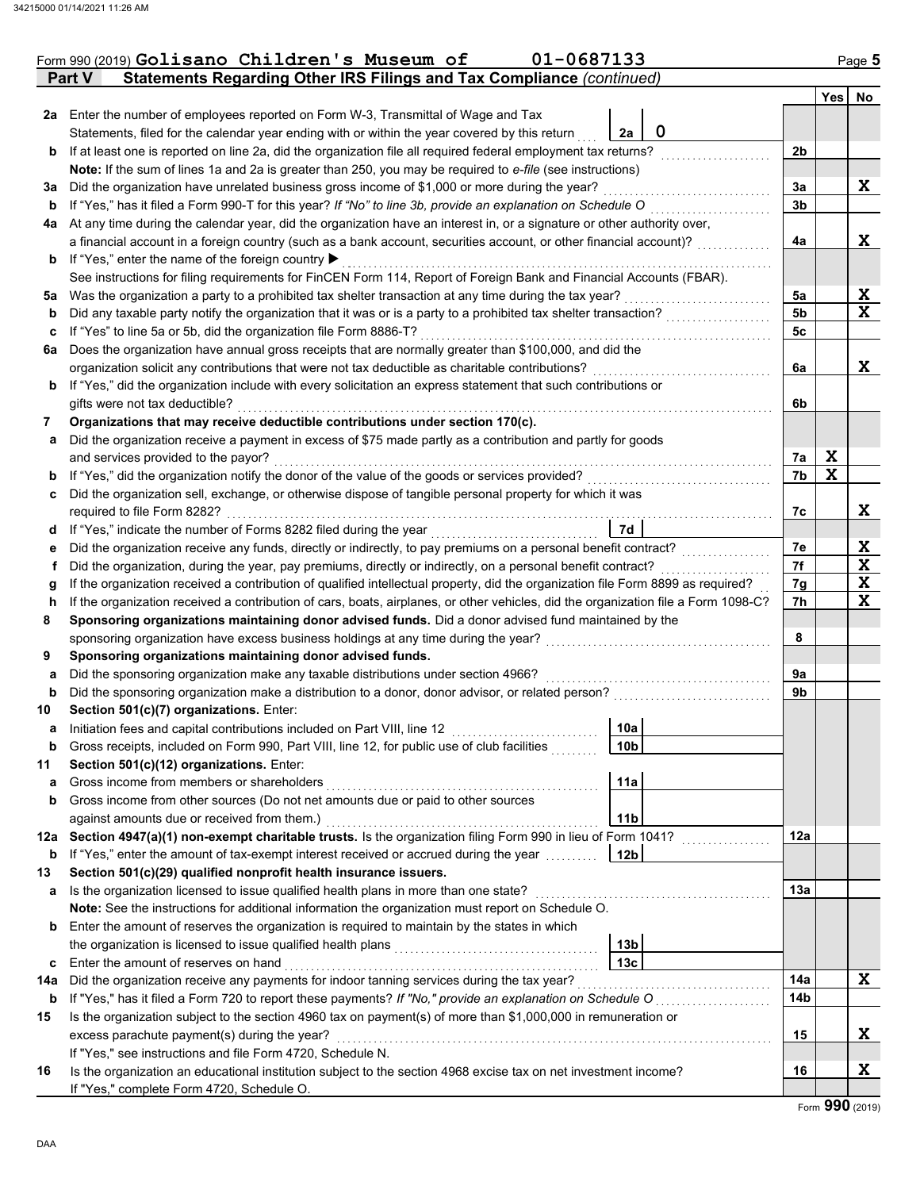Form 990 (2019) **Golisano Children's Museum of 01-0687133** Page **5**

## Part V Statements Regarding Other IRS Filings and Tax Compliance *(continued)*

| | | | | | Yes | No |
|---|---|---|---|---|---|---|
| **2a** | Enter the number of employees reported on Form W-3, Transmittal of Wage and Tax Statements, filed for the calendar year ending with or within the year covered by this return | 2a | 0 | | | |
| **b** | If at least one is reported on line 2a, did the organization file all required federal employment tax returns? | | | 2b | | |
| | **Note:** If the sum of lines 1a and 2a is greater than 250, you may be required to *e-file* (see instructions) | | | | | |
| **3a** | Did the organization have unrelated business gross income of $1,000 or more during the year? | | | 3a | | X |
| **b** | If "Yes," has it filed a Form 990-T for this year? *If "No" to line 3b, provide an explanation on Schedule O* | | | 3b | | |
| **4a** | At any time during the calendar year, did the organization have an interest in, or a signature or other authority over, a financial account in a foreign country (such as a bank account, securities account, or other financial account)? | | | 4a | | X |
| **b** | If "Yes," enter the name of the foreign country ▶ | | | | | |
| | See instructions for filing requirements for FinCEN Form 114, Report of Foreign Bank and Financial Accounts (FBAR). | | | | | |
| **5a** | Was the organization a party to a prohibited tax shelter transaction at any time during the tax year? | | | 5a | | X |
| **b** | Did any taxable party notify the organization that it was or is a party to a prohibited tax shelter transaction? | | | 5b | | X |
| **c** | If "Yes" to line 5a or 5b, did the organization file Form 8886-T? | | | 5c | | |
| **6a** | Does the organization have annual gross receipts that are normally greater than $100,000, and did the organization solicit any contributions that were not tax deductible as charitable contributions? | | | 6a | | X |
| **b** | If "Yes," did the organization include with every solicitation an express statement that such contributions or gifts were not tax deductible? | | | 6b | | |
| **7** | **Organizations that may receive deductible contributions under section 170(c).** | | | | | |
| **a** | Did the organization receive a payment in excess of $75 made partly as a contribution and partly for goods and services provided to the payor? | | | 7a | X | |
| **b** | If "Yes," did the organization notify the donor of the value of the goods or services provided? | | | 7b | X | |
| **c** | Did the organization sell, exchange, or otherwise dispose of tangible personal property for which it was required to file Form 8282? | | | 7c | | X |
| **d** | If "Yes," indicate the number of Forms 8282 filed during the year | 7d | | | | |
| **e** | Did the organization receive any funds, directly or indirectly, to pay premiums on a personal benefit contract? | | | 7e | | X |
| **f** | Did the organization, during the year, pay premiums, directly or indirectly, on a personal benefit contract? | | | 7f | | X |
| **g** | If the organization received a contribution of qualified intellectual property, did the organization file Form 8899 as required? | | | 7g | | X |
| **h** | If the organization received a contribution of cars, boats, airplanes, or other vehicles, did the organization file a Form 1098-C? | | | 7h | | X |
| **8** | **Sponsoring organizations maintaining donor advised funds.** Did a donor advised fund maintained by the sponsoring organization have excess business holdings at any time during the year? | | | 8 | | |
| **9** | **Sponsoring organizations maintaining donor advised funds.** | | | | | |
| **a** | Did the sponsoring organization make any taxable distributions under section 4966? | | | 9a | | |
| **b** | Did the sponsoring organization make a distribution to a donor, donor advisor, or related person? | | | 9b | | |
| **10** | **Section 501(c)(7) organizations.** Enter: | | | | | |
| **a** | Initiation fees and capital contributions included on Part VIII, line 12 | 10a | | | | |
| **b** | Gross receipts, included on Form 990, Part VIII, line 12, for public use of club facilities | 10b | | | | |
| **11** | **Section 501(c)(12) organizations.** Enter: | | | | | |
| **a** | Gross income from members or shareholders | 11a | | | | |
| **b** | Gross income from other sources (Do not net amounts due or paid to other sources against amounts due or received from them.) | 11b | | | | |
| **12a** | **Section 4947(a)(1) non-exempt charitable trusts.** Is the organization filing Form 990 in lieu of Form 1041? | | | 12a | | |
| **b** | If "Yes," enter the amount of tax-exempt interest received or accrued during the year | 12b | | | | |
| **13** | **Section 501(c)(29) qualified nonprofit health insurance issuers.** | | | | | |
| **a** | Is the organization licensed to issue qualified health plans in more than one state? | | | 13a | | |
| | **Note:** See the instructions for additional information the organization must report on Schedule O. | | | | | |
| **b** | Enter the amount of reserves the organization is required to maintain by the states in which the organization is licensed to issue qualified health plans | 13b | | | | |
| **c** | Enter the amount of reserves on hand | 13c | | | | |
| **14a** | Did the organization receive any payments for indoor tanning services during the tax year? | | | 14a | | X |
| **b** | If "Yes," has it filed a Form 720 to report these payments? *If "No," provide an explanation on Schedule O* | | | 14b | | |
| **15** | Is the organization subject to the section 4960 tax on payment(s) of more than $1,000,000 in remuneration or excess parachute payment(s) during the year? | | | 15 | | X |
| | If "Yes," see instructions and file Form 4720, Schedule N. | | | | | |
| **16** | Is the organization an educational institution subject to the section 4968 excise tax on net investment income? | | | 16 | | X |
| | If "Yes," complete Form 4720, Schedule O. | | | | | |

Form **990** (2019)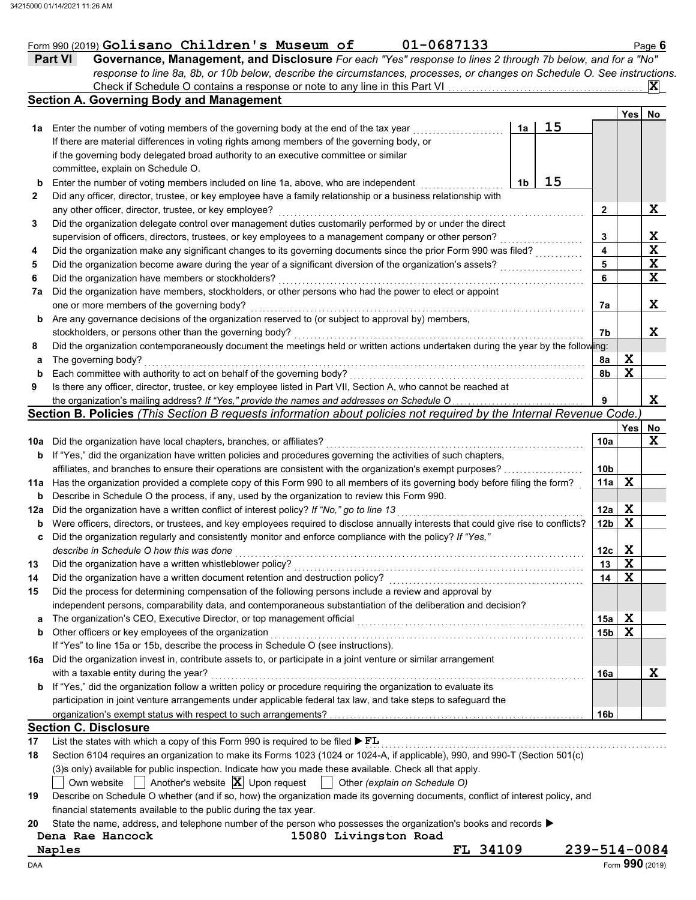Form 990 (2019) **Golisano Children's Museum of** **01-0687133**

## Part VI Governance, Management, and Disclosure

*For each "Yes" response to lines 2 through 7b below, and for a "No" response to line 8a, 8b, or 10b below, describe the circumstances, processes, or changes on Schedule O. See instructions.*

Check if Schedule O contains a response or note to any line in this Part VI ☒

### Section A. Governing Body and Management

| | | | Yes | No |
|---|---|---|---|---|
| **1a** | Enter the number of voting members of the governing body at the end of the tax year — **1a** 15. If there are material differences in voting rights among members of the governing body, or if the governing body delegated broad authority to an executive committee or similar committee, explain on Schedule O. | | | |
| **b** | Enter the number of voting members included on line 1a, above, who are independent — **1b** 15 | | | |
| **2** | Did any officer, director, trustee, or key employee have a family relationship or a business relationship with any other officer, director, trustee, or key employee? | 2 | | X |
| **3** | Did the organization delegate control over management duties customarily performed by or under the direct supervision of officers, directors, trustees, or key employees to a management company or other person? | 3 | | X |
| **4** | Did the organization make any significant changes to its governing documents since the prior Form 990 was filed? | 4 | | X |
| **5** | Did the organization become aware during the year of a significant diversion of the organization's assets? | 5 | | X |
| **6** | Did the organization have members or stockholders? | 6 | | X |
| **7a** | Did the organization have members, stockholders, or other persons who had the power to elect or appoint one or more members of the governing body? | 7a | | X |
| **b** | Are any governance decisions of the organization reserved to (or subject to approval by) members, stockholders, or persons other than the governing body? | 7b | | X |
| **8** | Did the organization contemporaneously document the meetings held or written actions undertaken during the year by the following: | | | |
| **a** | The governing body? | 8a | X | |
| **b** | Each committee with authority to act on behalf of the governing body? | 8b | X | |
| **9** | Is there any officer, director, trustee, or key employee listed in Part VII, Section A, who cannot be reached at the organization's mailing address? *If "Yes," provide the names and addresses on Schedule O* | 9 | | X |

### Section B. Policies *(This Section B requests information about policies not required by the Internal Revenue Code.)*

| | | | Yes | No |
|---|---|---|---|---|
| **10a** | Did the organization have local chapters, branches, or affiliates? | 10a | | X |
| **b** | If "Yes," did the organization have written policies and procedures governing the activities of such chapters, affiliates, and branches to ensure their operations are consistent with the organization's exempt purposes? | 10b | | |
| **11a** | Has the organization provided a complete copy of this Form 990 to all members of its governing body before filing the form? | 11a | X | |
| **b** | Describe in Schedule O the process, if any, used by the organization to review this Form 990. | | | |
| **12a** | Did the organization have a written conflict of interest policy? *If "No," go to line 13* | 12a | X | |
| **b** | Were officers, directors, or trustees, and key employees required to disclose annually interests that could give rise to conflicts? | 12b | X | |
| **c** | Did the organization regularly and consistently monitor and enforce compliance with the policy? *If "Yes," describe in Schedule O how this was done* | 12c | X | |
| **13** | Did the organization have a written whistleblower policy? | 13 | X | |
| **14** | Did the organization have a written document retention and destruction policy? | 14 | X | |
| **15** | Did the process for determining compensation of the following persons include a review and approval by independent persons, comparability data, and contemporaneous substantiation of the deliberation and decision? | | | |
| **a** | The organization's CEO, Executive Director, or top management official | 15a | X | |
| **b** | Other officers or key employees of the organization | 15b | X | |
| | If "Yes" to line 15a or 15b, describe the process in Schedule O (see instructions). | | | |
| **16a** | Did the organization invest in, contribute assets to, or participate in a joint venture or similar arrangement with a taxable entity during the year? | 16a | | X |
| **b** | If "Yes," did the organization follow a written policy or procedure requiring the organization to evaluate its participation in joint venture arrangements under applicable federal tax law, and take steps to safeguard the organization's exempt status with respect to such arrangements? | 16b | | |

### Section C. Disclosure

**17** List the states with which a copy of this Form 990 is required to be filed ▶ **FL**

**18** Section 6104 requires an organization to make its Forms 1023 (1024 or 1024-A, if applicable), 990, and 990-T (Section 501(c)(3)s only) available for public inspection. Indicate how you made these available. Check all that apply.

☐ Own website ☐ Another's website ☒ Upon request ☐ Other *(explain on Schedule O)*

**19** Describe on Schedule O whether (and if so, how) the organization made its governing documents, conflict of interest policy, and financial statements available to the public during the tax year.

**20** State the name, address, and telephone number of the person who possesses the organization's books and records ▶

**Dena Rae Hancock** **15080 Livingston Road**
**Naples** **FL 34109** **239-514-0084**

Form **990** (2019)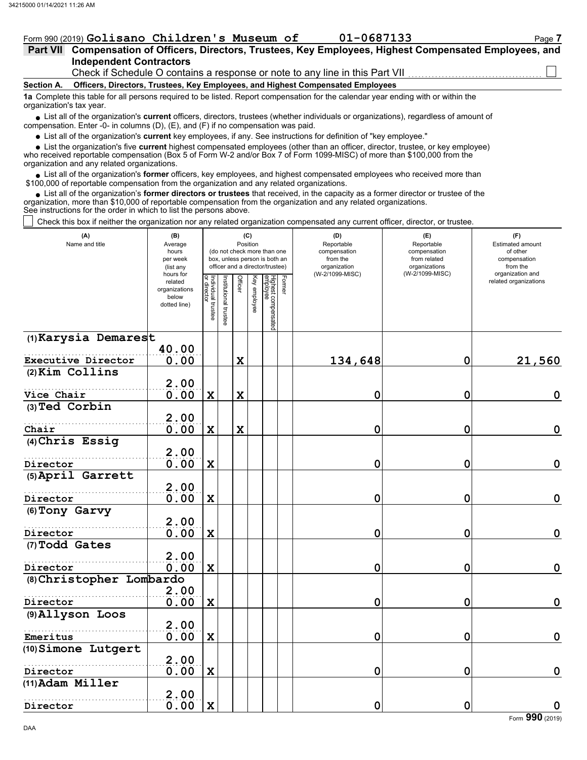Form 990 (2019) **Golisano Children's Museum of** 01-0687133

## Part VII Compensation of Officers, Directors, Trustees, Key Employees, Highest Compensated Employees, and Independent Contractors

Check if Schedule O contains a response or note to any line in this Part VII ☐

### Section A. Officers, Directors, Trustees, Key Employees, and Highest Compensated Employees

**1a** Complete this table for all persons required to be listed. Report compensation for the calendar year ending with or within the organization's tax year.

- List all of the organization's **current** officers, directors, trustees (whether individuals or organizations), regardless of amount of compensation. Enter -0- in columns (D), (E), and (F) if no compensation was paid.
- List all of the organization's **current** key employees, if any. See instructions for definition of "key employee."
- List the organization's five **current** highest compensated employees (other than an officer, director, trustee, or key employee) who received reportable compensation (Box 5 of Form W-2 and/or Box 7 of Form 1099-MISC) of more than $100,000 from the organization and any related organizations.
- List all of the organization's **former** officers, key employees, and highest compensated employees who received more than $100,000 of reportable compensation from the organization and any related organizations.
- List all of the organization's **former directors or trustees** that received, in the capacity as a former director or trustee of the organization, more than $10,000 of reportable compensation from the organization and any related organizations.

See instructions for the order in which to list the persons above.

☐ Check this box if neither the organization nor any related organization compensated any current officer, director, or trustee.

| (A) Name and title | (B) Average hours per week (list any hours for related organizations below dotted line) | (C) Position (do not check more than one box, unless person is both an officer and a director/trustee) | | | | | | (D) Reportable compensation from the organization (W-2/1099-MISC) | (E) Reportable compensation from related organizations (W-2/1099-MISC) | (F) Estimated amount of other compensation from the organization and related organizations |
|---|---|---|---|---|---|---|---|---|---|---|
| | | Individual trustee or director | Institutional trustee | Officer | Key employee | Highest compensated employee | Former | | | |
| (1) Karysia Demarest<br>Executive Director | 40.00<br>0.00 | | | X | | | | 134,648 | 0 | 21,560 |
| (2) Kim Collins<br>Vice Chair | 2.00<br>0.00 | X | | X | | | | 0 | 0 | 0 |
| (3) Ted Corbin<br>Chair | 2.00<br>0.00 | X | | X | | | | 0 | 0 | 0 |
| (4) Chris Essig<br>Director | 2.00<br>0.00 | X | | | | | | 0 | 0 | 0 |
| (5) April Garrett<br>Director | 2.00<br>0.00 | X | | | | | | 0 | 0 | 0 |
| (6) Tony Garvy<br>Director | 2.00<br>0.00 | X | | | | | | 0 | 0 | 0 |
| (7) Todd Gates<br>Director | 2.00<br>0.00 | X | | | | | | 0 | 0 | 0 |
| (8) Christopher Lombardo<br>Director | 2.00<br>0.00 | X | | | | | | 0 | 0 | 0 |
| (9) Allyson Loos<br>Emeritus | 2.00<br>0.00 | X | | | | | | 0 | 0 | 0 |
| (10) Simone Lutgert<br>Director | 2.00<br>0.00 | X | | | | | | 0 | 0 | 0 |
| (11) Adam Miller<br>Director | 2.00<br>0.00 | X | | | | | | 0 | 0 | 0 |

Form **990** (2019)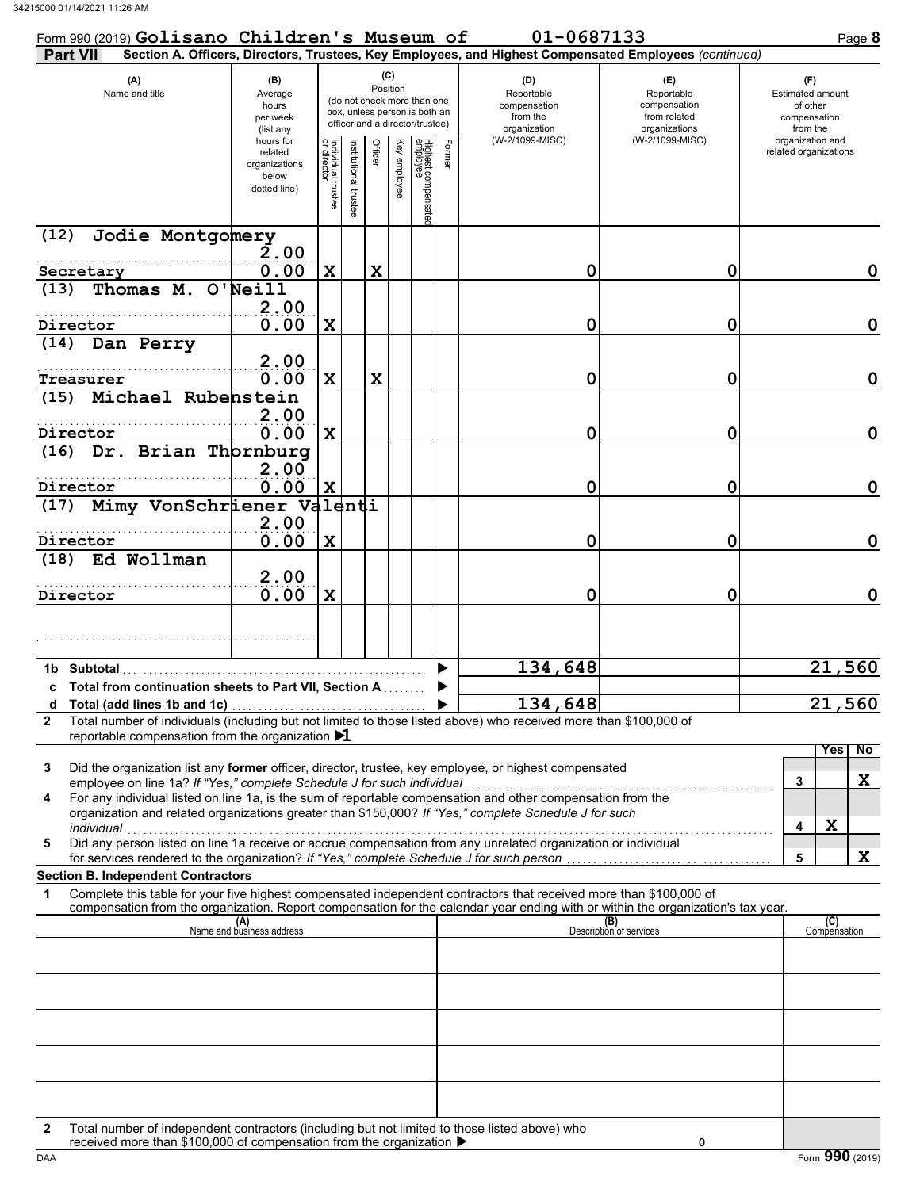Form 990 (2019) **Golisano Children's Museum of** 01-0687133

**Part VII** Section A. Officers, Directors, Trustees, Key Employees, and Highest Compensated Employees *(continued)*

| (A) Name and title | (B) Average hours per week (list any hours for related organizations below dotted line) | (C) Position: Individual trustee or director | Institutional trustee | Officer | Key employee | Highest compensated employee | Former | (D) Reportable compensation from the organization (W-2/1099-MISC) | (E) Reportable compensation from related organizations (W-2/1099-MISC) | (F) Estimated amount of other compensation from the organization and related organizations |
|---|---|---|---|---|---|---|---|---|---|---|
| (12) Jodie Montgomery<br>Secretary | 2.00<br>0.00 | X | | X | | | | 0 | 0 | 0 |
| (13) Thomas M. O'Neill<br>Director | 2.00<br>0.00 | X | | | | | | 0 | 0 | 0 |
| (14) Dan Perry<br>Treasurer | 2.00<br>0.00 | X | | X | | | | 0 | 0 | 0 |
| (15) Michael Rubenstein<br>Director | 2.00<br>0.00 | X | | | | | | 0 | 0 | 0 |
| (16) Dr. Brian Thornburg<br>Director | 2.00<br>0.00 | X | | | | | | 0 | 0 | 0 |
| (17) Mimy VonSchriener Valenti<br>Director | 2.00<br>0.00 | X | | | | | | 0 | 0 | 0 |
| (18) Ed Wollman<br>Director | 2.00<br>0.00 | X | | | | | | 0 | 0 | 0 |
| | | | | | | | | | | |

| | | (D) | (E) | (F) |
|---|---|---|---|---|
| 1b | Subtotal | 134,648 | | 21,560 |
| c | Total from continuation sheets to Part VII, Section A | | | |
| d | Total (add lines 1b and 1c) | 134,648 | | 21,560 |

**2** Total number of individuals (including but not limited to those listed above) who received more than $100,000 of reportable compensation from the organization ▶1

| | | | Yes | No |
|---|---|---|---|---|
| **3** | Did the organization list any **former** officer, director, trustee, key employee, or highest compensated employee on line 1a? *If "Yes," complete Schedule J for such individual* | 3 | | X |
| **4** | For any individual listed on line 1a, is the sum of reportable compensation and other compensation from the organization and related organizations greater than $150,000? *If "Yes," complete Schedule J for such individual* | 4 | X | |
| **5** | Did any person listed on line 1a receive or accrue compensation from any unrelated organization or individual for services rendered to the organization? *If "Yes," complete Schedule J for such person* | 5 | | X |

**Section B. Independent Contractors**

**1** Complete this table for your five highest compensated independent contractors that received more than $100,000 of compensation from the organization. Report compensation for the calendar year ending with or within the organization's tax year.

| (A) Name and business address | (B) Description of services | (C) Compensation |
|---|---|---|
| | | |
| | | |
| | | |
| | | |
| | | |

**2** Total number of independent contractors (including but not limited to those listed above) who received more than $100,000 of compensation from the organization ▶ 0

Form **990** (2019)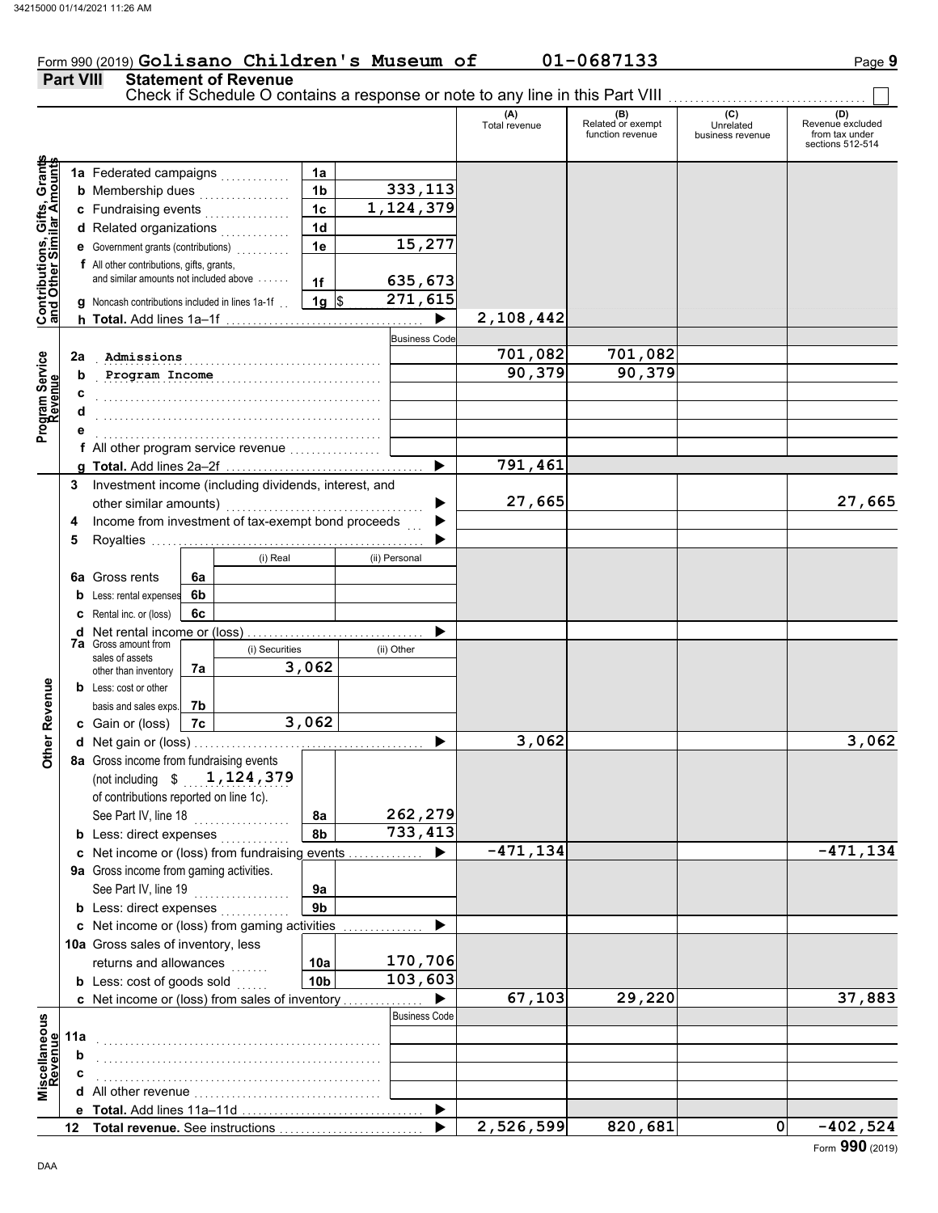Form 990 (2019) **Golisano Children's Museum of** **01-0687133** Page **9**

## Part VIII Statement of Revenue

Check if Schedule O contains a response or note to any line in this Part VIII ☐

| | | | | (A) Total revenue | (B) Related or exempt function revenue | (C) Unrelated business revenue | (D) Revenue excluded from tax under sections 512-514 |
|---|---|---|---|---|---|---|---|
| **Contributions, Gifts, Grants and Other Similar Amounts** | 1a Federated campaigns | 1a | | | | | |
| | b Membership dues | 1b | 333,113 | | | | |
| | c Fundraising events | 1c | 1,124,379 | | | | |
| | d Related organizations | 1d | | | | | |
| | e Government grants (contributions) | 1e | 15,277 | | | | |
| | f All other contributions, gifts, grants, and similar amounts not included above | 1f | 635,673 | | | | |
| | g Noncash contributions included in lines 1a-1f | 1g | $ 271,615 | | | | |
| | h **Total.** Add lines 1a–1f | | ▶ | 2,108,442 | | | |
| **Program Service Revenue** | | | Business Code | | | | |
| | 2a Admissions | | | 701,082 | 701,082 | | |
| | b Program Income | | | 90,379 | 90,379 | | |
| | c | | | | | | |
| | d | | | | | | |
| | e | | | | | | |
| | f All other program service revenue | | | | | | |
| | g **Total.** Add lines 2a–2f | | ▶ | 791,461 | | | |
| **Other Revenue** | 3 Investment income (including dividends, interest, and other similar amounts) | | ▶ | 27,665 | | | 27,665 |
| | 4 Income from investment of tax-exempt bond proceeds | | ▶ | | | | |
| | 5 Royalties | | ▶ | | | | |
| | | (i) Real | (ii) Personal | | | | |
| | 6a Gross rents (6a) | | | | | | |
| | b Less: rental expenses (6b) | | | | | | |
| | c Rental inc. or (loss) (6c) | | | | | | |
| | d Net rental income or (loss) | | ▶ | | | | |
| | | (i) Securities | (ii) Other | | | | |
| | 7a Gross amount from sales of assets other than inventory (7a) | 3,062 | | | | | |
| | b Less: cost or other basis and sales exps. (7b) | | | | | | |
| | c Gain or (loss) (7c) | 3,062 | | | | | |
| | d Net gain or (loss) | | ▶ | 3,062 | | | 3,062 |
| | 8a Gross income from fundraising events (not including $ 1,124,379 of contributions reported on line 1c). See Part IV, line 18 | 8a | 262,279 | | | | |
| | b Less: direct expenses | 8b | 733,413 | | | | |
| | c Net income or (loss) from fundraising events | | ▶ | -471,134 | | | -471,134 |
| | 9a Gross income from gaming activities. See Part IV, line 19 | 9a | | | | | |
| | b Less: direct expenses | 9b | | | | | |
| | c Net income or (loss) from gaming activities | | ▶ | | | | |
| | 10a Gross sales of inventory, less returns and allowances | 10a | 170,706 | | | | |
| | b Less: cost of goods sold | 10b | 103,603 | | | | |
| | c Net income or (loss) from sales of inventory | | ▶ | 67,103 | 29,220 | | 37,883 |
| **Miscellaneous Revenue** | | | Business Code | | | | |
| | 11a | | | | | | |
| | b | | | | | | |
| | c | | | | | | |
| | d All other revenue | | | | | | |
| | e **Total.** Add lines 11a–11d | | ▶ | | | | |
| | 12 **Total revenue.** See instructions | | ▶ | 2,526,599 | 820,681 | 0 | -402,524 |

Form **990** (2019)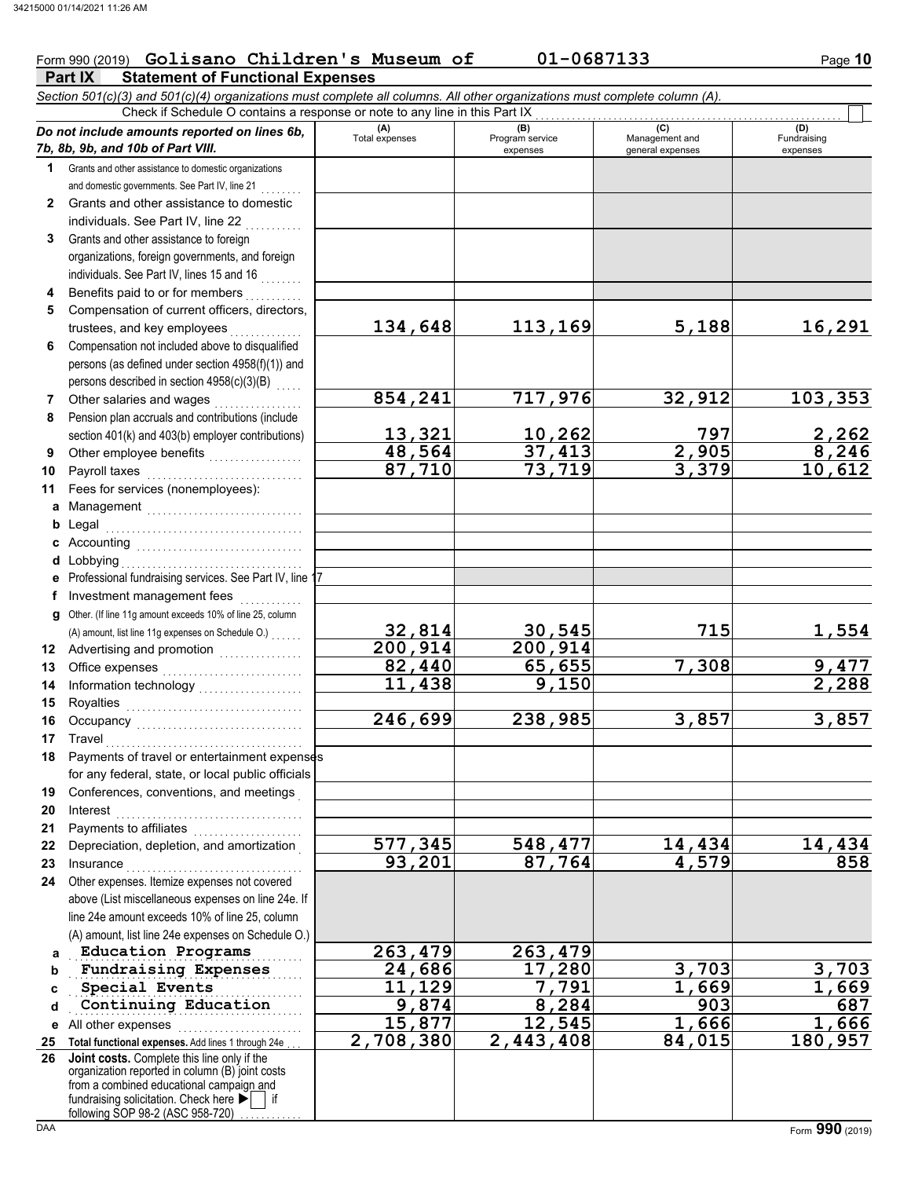Form 990 (2019) **Golisano Children's Museum of** **01-0687133**

## Part IX Statement of Functional Expenses

*Section 501(c)(3) and 501(c)(4) organizations must complete all columns. All other organizations must complete column (A).*

Check if Schedule O contains a response or note to any line in this Part IX ☐

| *Do not include amounts reported on lines 6b, 7b, 8b, 9b, and 10b of Part VIII.* | (A) Total expenses | (B) Program service expenses | (C) Management and general expenses | (D) Fundraising expenses |
|---|---|---|---|---|
| **1** Grants and other assistance to domestic organizations and domestic governments. See Part IV, line 21 | | | | |
| **2** Grants and other assistance to domestic individuals. See Part IV, line 22 | | | | |
| **3** Grants and other assistance to foreign organizations, foreign governments, and foreign individuals. See Part IV, lines 15 and 16 | | | | |
| **4** Benefits paid to or for members | | | | |
| **5** Compensation of current officers, directors, trustees, and key employees | 134,648 | 113,169 | 5,188 | 16,291 |
| **6** Compensation not included above to disqualified persons (as defined under section 4958(f)(1)) and persons described in section 4958(c)(3)(B) | | | | |
| **7** Other salaries and wages | 854,241 | 717,976 | 32,912 | 103,353 |
| **8** Pension plan accruals and contributions (include section 401(k) and 403(b) employer contributions) | 13,321 | 10,262 | 797 | 2,262 |
| **9** Other employee benefits | 48,564 | 37,413 | 2,905 | 8,246 |
| **10** Payroll taxes | 87,710 | 73,719 | 3,379 | 10,612 |
| **11** Fees for services (nonemployees): | | | | |
| **a** Management | | | | |
| **b** Legal | | | | |
| **c** Accounting | | | | |
| **d** Lobbying | | | | |
| **e** Professional fundraising services. See Part IV, line 17 | | | | |
| **f** Investment management fees | | | | |
| **g** Other. (If line 11g amount exceeds 10% of line 25, column (A) amount, list line 11g expenses on Schedule O.) | 32,814 | 30,545 | 715 | 1,554 |
| **12** Advertising and promotion | 200,914 | 200,914 | | |
| **13** Office expenses | 82,440 | 65,655 | 7,308 | 9,477 |
| **14** Information technology | 11,438 | 9,150 | | 2,288 |
| **15** Royalties | | | | |
| **16** Occupancy | 246,699 | 238,985 | 3,857 | 3,857 |
| **17** Travel | | | | |
| **18** Payments of travel or entertainment expenses for any federal, state, or local public officials | | | | |
| **19** Conferences, conventions, and meetings | | | | |
| **20** Interest | | | | |
| **21** Payments to affiliates | | | | |
| **22** Depreciation, depletion, and amortization | 577,345 | 548,477 | 14,434 | 14,434 |
| **23** Insurance | 93,201 | 87,764 | 4,579 | 858 |
| **24** Other expenses. Itemize expenses not covered above (List miscellaneous expenses on line 24e. If line 24e amount exceeds 10% of line 25, column (A) amount, list line 24e expenses on Schedule O.) | | | | |
| **a** Education Programs | 263,479 | 263,479 | | |
| **b** Fundraising Expenses | 24,686 | 17,280 | 3,703 | 3,703 |
| **c** Special Events | 11,129 | 7,791 | 1,669 | 1,669 |
| **d** Continuing Education | 9,874 | 8,284 | 903 | 687 |
| **e** All other expenses | 15,877 | 12,545 | 1,666 | 1,666 |
| **25 Total functional expenses.** Add lines 1 through 24e | 2,708,380 | 2,443,408 | 84,015 | 180,957 |
| **26 Joint costs.** Complete this line only if the organization reported in column (B) joint costs from a combined educational campaign and fundraising solicitation. Check here ▶ ☐ if following SOP 98-2 (ASC 958-720) | | | | |

Form **990** (2019)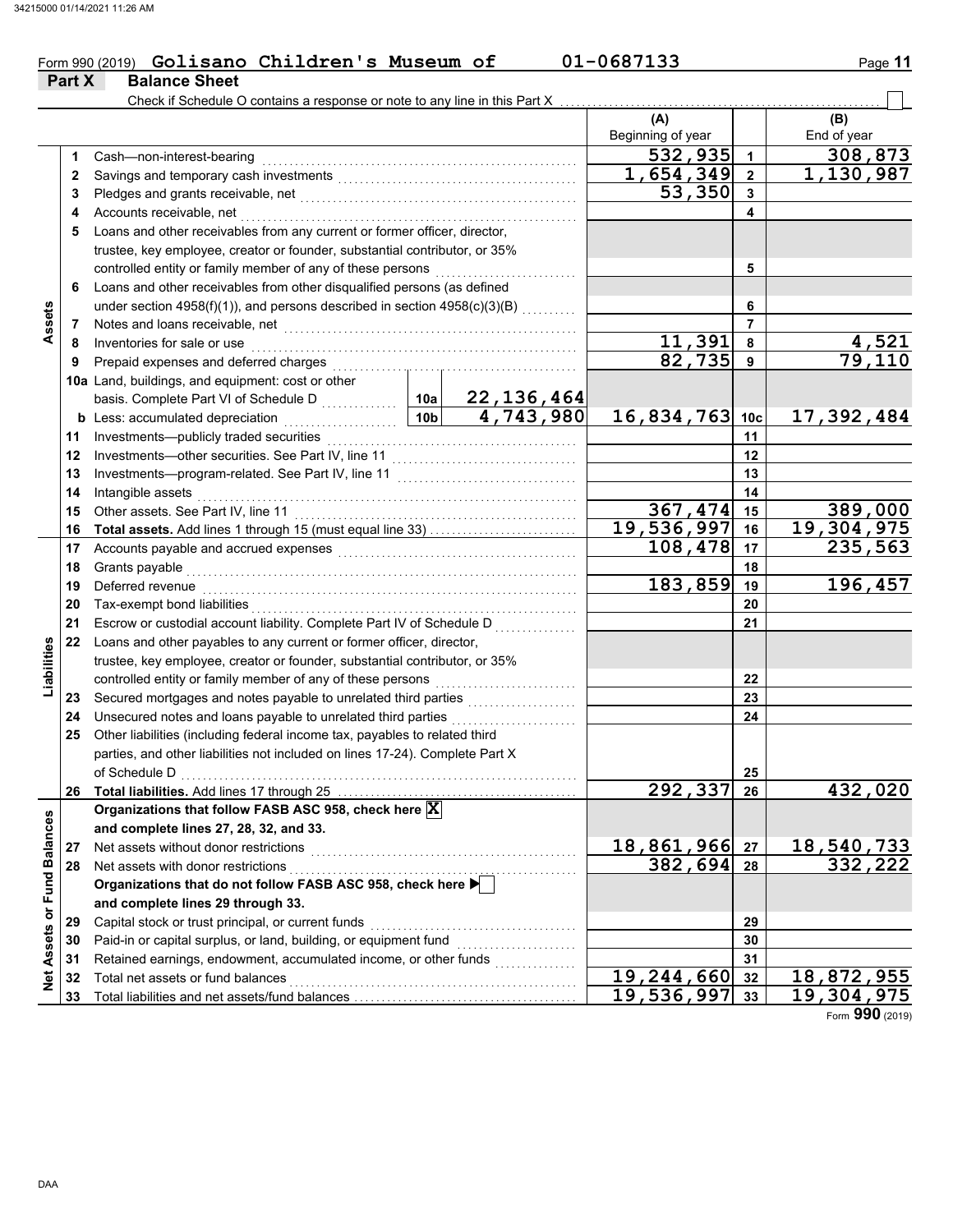Form 990 (2019) **Golisano Children's Museum of** **01-0687133**

## Part X Balance Sheet

Check if Schedule O contains a response or note to any line in this Part X ☐

| | | | | (A) Beginning of year | | (B) End of year |
|---|---|---|---|---|---|---|
| **Assets** | 1 | Cash—non-interest-bearing | | 532,935 | 1 | 308,873 |
| | 2 | Savings and temporary cash investments | | 1,654,349 | 2 | 1,130,987 |
| | 3 | Pledges and grants receivable, net | | 53,350 | 3 | |
| | 4 | Accounts receivable, net | | | 4 | |
| | 5 | Loans and other receivables from any current or former officer, director, trustee, key employee, creator or founder, substantial contributor, or 35% controlled entity or family member of any of these persons | | | 5 | |
| | 6 | Loans and other receivables from other disqualified persons (as defined under section 4958(f)(1)), and persons described in section 4958(c)(3)(B) | | | 6 | |
| | 7 | Notes and loans receivable, net | | | 7 | |
| | 8 | Inventories for sale or use | | 11,391 | 8 | 4,521 |
| | 9 | Prepaid expenses and deferred charges | | 82,735 | 9 | 79,110 |
| | 10a | Land, buildings, and equipment: cost or other basis. Complete Part VI of Schedule D | 10a 22,136,464 | | | |
| | b | Less: accumulated depreciation | 10b 4,743,980 | 16,834,763 | 10c | 17,392,484 |
| | 11 | Investments—publicly traded securities | | | 11 | |
| | 12 | Investments—other securities. See Part IV, line 11 | | | 12 | |
| | 13 | Investments—program-related. See Part IV, line 11 | | | 13 | |
| | 14 | Intangible assets | | | 14 | |
| | 15 | Other assets. See Part IV, line 11 | | 367,474 | 15 | 389,000 |
| | 16 | **Total assets.** Add lines 1 through 15 (must equal line 33) | | 19,536,997 | 16 | 19,304,975 |
| **Liabilities** | 17 | Accounts payable and accrued expenses | | 108,478 | 17 | 235,563 |
| | 18 | Grants payable | | | 18 | |
| | 19 | Deferred revenue | | 183,859 | 19 | 196,457 |
| | 20 | Tax-exempt bond liabilities | | | 20 | |
| | 21 | Escrow or custodial account liability. Complete Part IV of Schedule D | | | 21 | |
| | 22 | Loans and other payables to any current or former officer, director, trustee, key employee, creator or founder, substantial contributor, or 35% controlled entity or family member of any of these persons | | | 22 | |
| | 23 | Secured mortgages and notes payable to unrelated third parties | | | 23 | |
| | 24 | Unsecured notes and loans payable to unrelated third parties | | | 24 | |
| | 25 | Other liabilities (including federal income tax, payables to related third parties, and other liabilities not included on lines 17-24). Complete Part X of Schedule D | | | 25 | |
| | 26 | **Total liabilities.** Add lines 17 through 25 | | 292,337 | 26 | 432,020 |
| **Net Assets or Fund Balances** | | **Organizations that follow FASB ASC 958, check here** ☒ **and complete lines 27, 28, 32, and 33.** | | | | |
| | 27 | Net assets without donor restrictions | | 18,861,966 | 27 | 18,540,733 |
| | 28 | Net assets with donor restrictions | | 382,694 | 28 | 332,222 |
| | | **Organizations that do not follow FASB ASC 958, check here** ☐ **and complete lines 29 through 33.** | | | | |
| | 29 | Capital stock or trust principal, or current funds | | | 29 | |
| | 30 | Paid-in or capital surplus, or land, building, or equipment fund | | | 30 | |
| | 31 | Retained earnings, endowment, accumulated income, or other funds | | | 31 | |
| | 32 | Total net assets or fund balances | | 19,244,660 | 32 | 18,872,955 |
| | 33 | Total liabilities and net assets/fund balances | | 19,536,997 | 33 | 19,304,975 |

Form **990** (2019)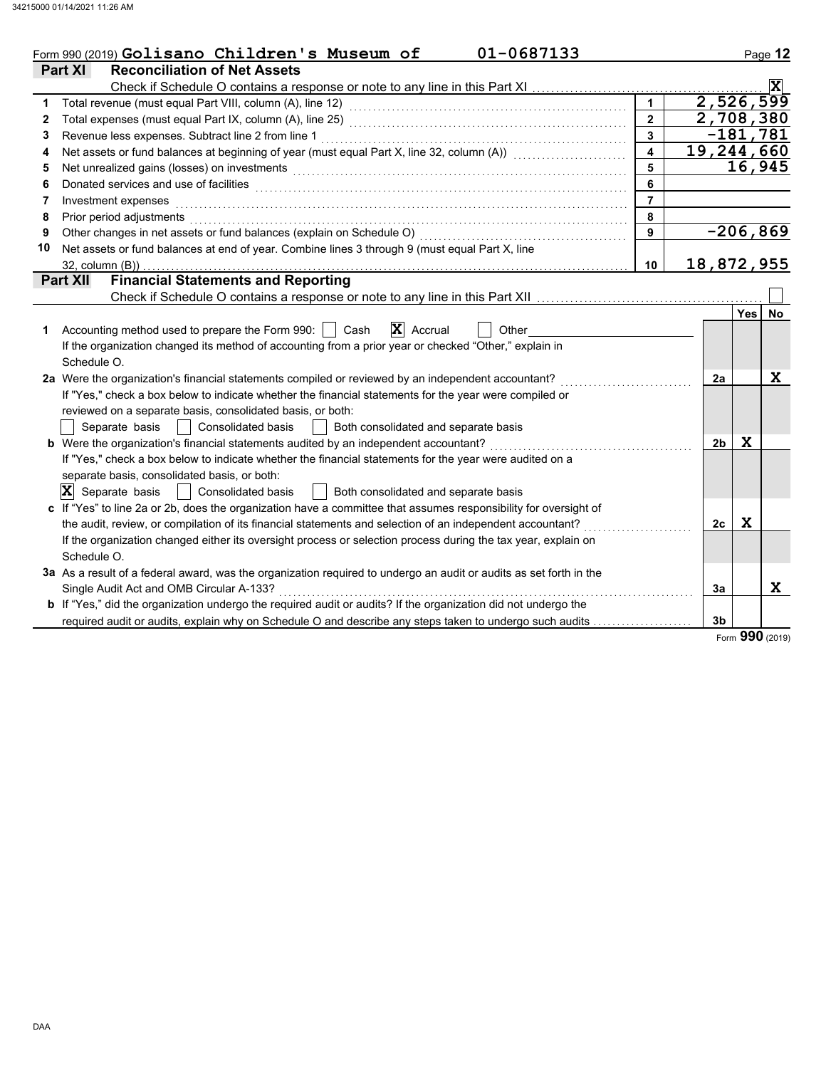Form 990 (2019) **Golisano Children's Museum of** 01-0687133

## Part XI Reconciliation of Net Assets

Check if Schedule O contains a response or note to any line in this Part XI .......... [X]

| | | | |
|---|---|---|---|
| 1 | Total revenue (must equal Part VIII, column (A), line 12) | 1 | 2,526,599 |
| 2 | Total expenses (must equal Part IX, column (A), line 25) | 2 | 2,708,380 |
| 3 | Revenue less expenses. Subtract line 2 from line 1 | 3 | -181,781 |
| 4 | Net assets or fund balances at beginning of year (must equal Part X, line 32, column (A)) | 4 | 19,244,660 |
| 5 | Net unrealized gains (losses) on investments | 5 | 16,945 |
| 6 | Donated services and use of facilities | 6 | |
| 7 | Investment expenses | 7 | |
| 8 | Prior period adjustments | 8 | |
| 9 | Other changes in net assets or fund balances (explain on Schedule O) | 9 | -206,869 |
| 10 | Net assets or fund balances at end of year. Combine lines 3 through 9 (must equal Part X, line 32, column (B)) | 10 | 18,872,955 |

## Part XII Financial Statements and Reporting

Check if Schedule O contains a response or note to any line in this Part XII .......... [ ]

| | | | Yes | No |
|---|---|---|---|---|
| 1 | Accounting method used to prepare the Form 990: [ ] Cash [X] Accrual [ ] Other<br>If the organization changed its method of accounting from a prior year or checked "Other," explain in Schedule O. | | | |
| 2a | Were the organization's financial statements compiled or reviewed by an independent accountant?<br>If "Yes," check a box below to indicate whether the financial statements for the year were compiled or reviewed on a separate basis, consolidated basis, or both:<br>[ ] Separate basis [ ] Consolidated basis [ ] Both consolidated and separate basis | 2a | | X |
| b | Were the organization's financial statements audited by an independent accountant?<br>If "Yes," check a box below to indicate whether the financial statements for the year were audited on a separate basis, consolidated basis, or both:<br>[X] Separate basis [ ] Consolidated basis [ ] Both consolidated and separate basis | 2b | X | |
| c | If "Yes" to line 2a or 2b, does the organization have a committee that assumes responsibility for oversight of the audit, review, or compilation of its financial statements and selection of an independent accountant?<br>If the organization changed either its oversight process or selection process during the tax year, explain on Schedule O. | 2c | X | |
| 3a | As a result of a federal award, was the organization required to undergo an audit or audits as set forth in the Single Audit Act and OMB Circular A-133? | 3a | | X |
| b | If "Yes," did the organization undergo the required audit or audits? If the organization did not undergo the required audit or audits, explain why on Schedule O and describe any steps taken to undergo such audits | 3b | | |

Form **990** (2019)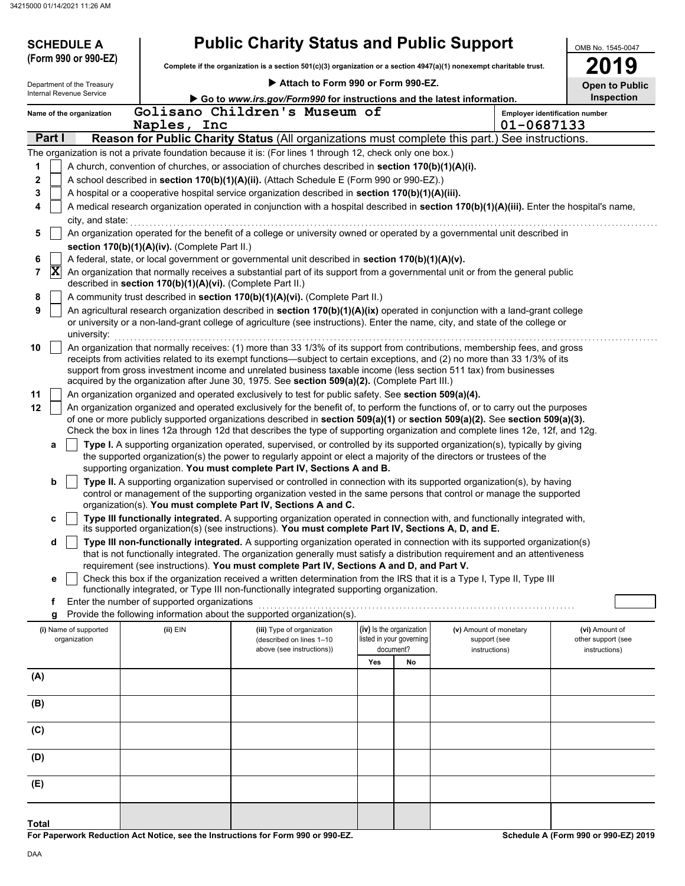# SCHEDULE A (Form 990 or 990-EZ)

Department of the Treasury
Internal Revenue Service

## Public Charity Status and Public Support

**Complete if the organization is a section 501(c)(3) organization or a section 4947(a)(1) nonexempt charitable trust.**

▶ **Attach to Form 990 or Form 990-EZ.**

▶ **Go to www.irs.gov/Form990 for instructions and the latest information.**

OMB No. 1545-0047

**2019**

**Open to Public Inspection**

Name of the organization: Golisano Children's Museum of Naples, Inc

Employer identification number: 01-0687133

### Part I — Reason for Public Charity Status (All organizations must complete this part.) See instructions.

The organization is not a private foundation because it is: (For lines 1 through 12, check only one box.)

1. [ ] A church, convention of churches, or association of churches described in **section 170(b)(1)(A)(i).**
2. [ ] A school described in **section 170(b)(1)(A)(ii).** (Attach Schedule E (Form 990 or 990-EZ).)
3. [ ] A hospital or a cooperative hospital service organization described in **section 170(b)(1)(A)(iii).**
4. [ ] A medical research organization operated in conjunction with a hospital described in **section 170(b)(1)(A)(iii).** Enter the hospital's name, city, and state:
5. [ ] An organization operated for the benefit of a college or university owned or operated by a governmental unit described in **section 170(b)(1)(A)(iv).** (Complete Part II.)
6. [ ] A federal, state, or local government or governmental unit described in **section 170(b)(1)(A)(v).**
7. [X] An organization that normally receives a substantial part of its support from a governmental unit or from the general public described in **section 170(b)(1)(A)(vi).** (Complete Part II.)
8. [ ] A community trust described in **section 170(b)(1)(A)(vi).** (Complete Part II.)
9. [ ] An agricultural research organization described in **section 170(b)(1)(A)(ix)** operated in conjunction with a land-grant college or university or a non-land-grant college of agriculture (see instructions). Enter the name, city, and state of the college or university:
10. [ ] An organization that normally receives: (1) more than 33 1/3% of its support from contributions, membership fees, and gross receipts from activities related to its exempt functions—subject to certain exceptions, and (2) no more than 33 1/3% of its support from gross investment income and unrelated business taxable income (less section 511 tax) from businesses acquired by the organization after June 30, 1975. See **section 509(a)(2).** (Complete Part III.)
11. [ ] An organization organized and operated exclusively to test for public safety. See **section 509(a)(4).**
12. [ ] An organization organized and operated exclusively for the benefit of, to perform the functions of, or to carry out the purposes of one or more publicly supported organizations described in **section 509(a)(1)** or **section 509(a)(2).** See **section 509(a)(3).** Check the box in lines 12a through 12d that describes the type of supporting organization and complete lines 12e, 12f, and 12g.
   - **a** [ ] **Type I.** A supporting organization operated, supervised, or controlled by its supported organization(s), typically by giving the supported organization(s) the power to regularly appoint or elect a majority of the directors or trustees of the supporting organization. **You must complete Part IV, Sections A and B.**
   - **b** [ ] **Type II.** A supporting organization supervised or controlled in connection with its supported organization(s), by having control or management of the supporting organization vested in the same persons that control or manage the supported organization(s). **You must complete Part IV, Sections A and C.**
   - **c** [ ] **Type III functionally integrated.** A supporting organization operated in connection with, and functionally integrated with, its supported organization(s) (see instructions). **You must complete Part IV, Sections A, D, and E.**
   - **d** [ ] **Type III non-functionally integrated.** A supporting organization operated in connection with its supported organization(s) that is not functionally integrated. The organization generally must satisfy a distribution requirement and an attentiveness requirement (see instructions). **You must complete Part IV, Sections A and D, and Part V.**
   - **e** [ ] Check this box if the organization received a written determination from the IRS that it is a Type I, Type II, Type III functionally integrated, or Type III non-functionally integrated supporting organization.
   - **f** Enter the number of supported organizations
   - **g** Provide the following information about the supported organization(s).

| (i) Name of supported organization | (ii) EIN | (iii) Type of organization (described on lines 1–10 above (see instructions)) | (iv) Is the organization listed in your governing document? Yes | No | (v) Amount of monetary support (see instructions) | (vi) Amount of other support (see instructions) |
|---|---|---|---|---|---|---|
| (A) | | | | | | |
| (B) | | | | | | |
| (C) | | | | | | |
| (D) | | | | | | |
| (E) | | | | | | |
| **Total** | | | | | | |

**For Paperwork Reduction Act Notice, see the Instructions for Form 990 or 990-EZ.**

**Schedule A (Form 990 or 990-EZ) 2019**

DAA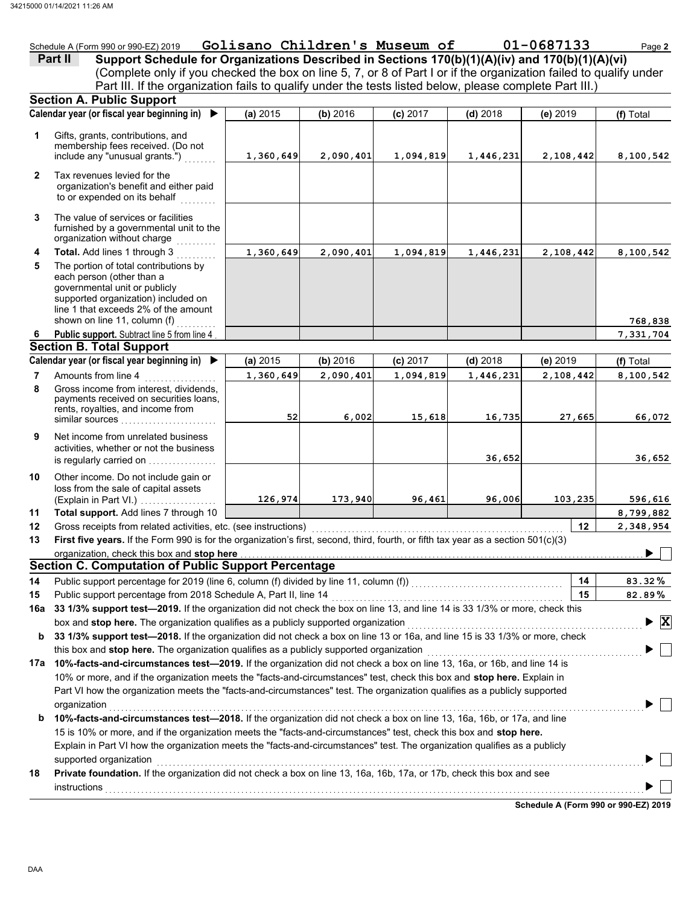Schedule A (Form 990 or 990-EZ) 2019 **Golisano Children's Museum of** **01-0687133** Page **2**

## Part II Support Schedule for Organizations Described in Sections 170(b)(1)(A)(iv) and 170(b)(1)(A)(vi)

(Complete only if you checked the box on line 5, 7, or 8 of Part I or if the organization failed to qualify under Part III. If the organization fails to qualify under the tests listed below, please complete Part III.)

### Section A. Public Support

| Calendar year (or fiscal year beginning in) ▶ | (a) 2015 | (b) 2016 | (c) 2017 | (d) 2018 | (e) 2019 | (f) Total |
|---|---|---|---|---|---|---|
| **1** Gifts, grants, contributions, and membership fees received. (Do not include any "unusual grants.") | 1,360,649 | 2,090,401 | 1,094,819 | 1,446,231 | 2,108,442 | 8,100,542 |
| **2** Tax revenues levied for the organization's benefit and either paid to or expended on its behalf | | | | | | |
| **3** The value of services or facilities furnished by a governmental unit to the organization without charge | | | | | | |
| **4 Total.** Add lines 1 through 3 | 1,360,649 | 2,090,401 | 1,094,819 | 1,446,231 | 2,108,442 | 8,100,542 |
| **5** The portion of total contributions by each person (other than a governmental unit or publicly supported organization) included on line 1 that exceeds 2% of the amount shown on line 11, column (f) | | | | | | 768,838 |
| **6 Public support.** Subtract line 5 from line 4 | | | | | | 7,331,704 |

### Section B. Total Support

| Calendar year (or fiscal year beginning in) ▶ | (a) 2015 | (b) 2016 | (c) 2017 | (d) 2018 | (e) 2019 | (f) Total |
|---|---|---|---|---|---|---|
| **7** Amounts from line 4 | 1,360,649 | 2,090,401 | 1,094,819 | 1,446,231 | 2,108,442 | 8,100,542 |
| **8** Gross income from interest, dividends, payments received on securities loans, rents, royalties, and income from similar sources | 52 | 6,002 | 15,618 | 16,735 | 27,665 | 66,072 |
| **9** Net income from unrelated business activities, whether or not the business is regularly carried on | | | | 36,652 | | 36,652 |
| **10** Other income. Do not include gain or loss from the sale of capital assets (Explain in Part VI.) | 126,974 | 173,940 | 96,461 | 96,006 | 103,235 | 596,616 |
| **11 Total support.** Add lines 7 through 10 | | | | | | 8,799,882 |

**12** Gross receipts from related activities, etc. (see instructions) — **12** — 2,348,954

**13 First five years.** If the Form 990 is for the organization's first, second, third, fourth, or fifth tax year as a section 501(c)(3) organization, check this box and **stop here** ▶ ☐

### Section C. Computation of Public Support Percentage

**14** Public support percentage for 2019 (line 6, column (f) divided by line 11, column (f)) — **14** — 83.32%

**15** Public support percentage from 2018 Schedule A, Part II, line 14 — **15** — 82.89%

**16a 33 1/3% support test—2019.** If the organization did not check the box on line 13, and line 14 is 33 1/3% or more, check this box and **stop here.** The organization qualifies as a publicly supported organization ▶ ☒

**b 33 1/3% support test—2018.** If the organization did not check a box on line 13 or 16a, and line 15 is 33 1/3% or more, check this box and **stop here.** The organization qualifies as a publicly supported organization ▶ ☐

**17a 10%-facts-and-circumstances test—2019.** If the organization did not check a box on line 13, 16a, or 16b, and line 14 is 10% or more, and if the organization meets the "facts-and-circumstances" test, check this box and **stop here.** Explain in Part VI how the organization meets the "facts-and-circumstances" test. The organization qualifies as a publicly supported organization ▶ ☐

**b 10%-facts-and-circumstances test—2018.** If the organization did not check a box on line 13, 16a, 16b, or 17a, and line 15 is 10% or more, and if the organization meets the "facts-and-circumstances" test, check this box and **stop here.** Explain in Part VI how the organization meets the "facts-and-circumstances" test. The organization qualifies as a publicly supported organization ▶ ☐

**18 Private foundation.** If the organization did not check a box on line 13, 16a, 16b, 17a, or 17b, check this box and see instructions ▶ ☐

**Schedule A (Form 990 or 990-EZ) 2019**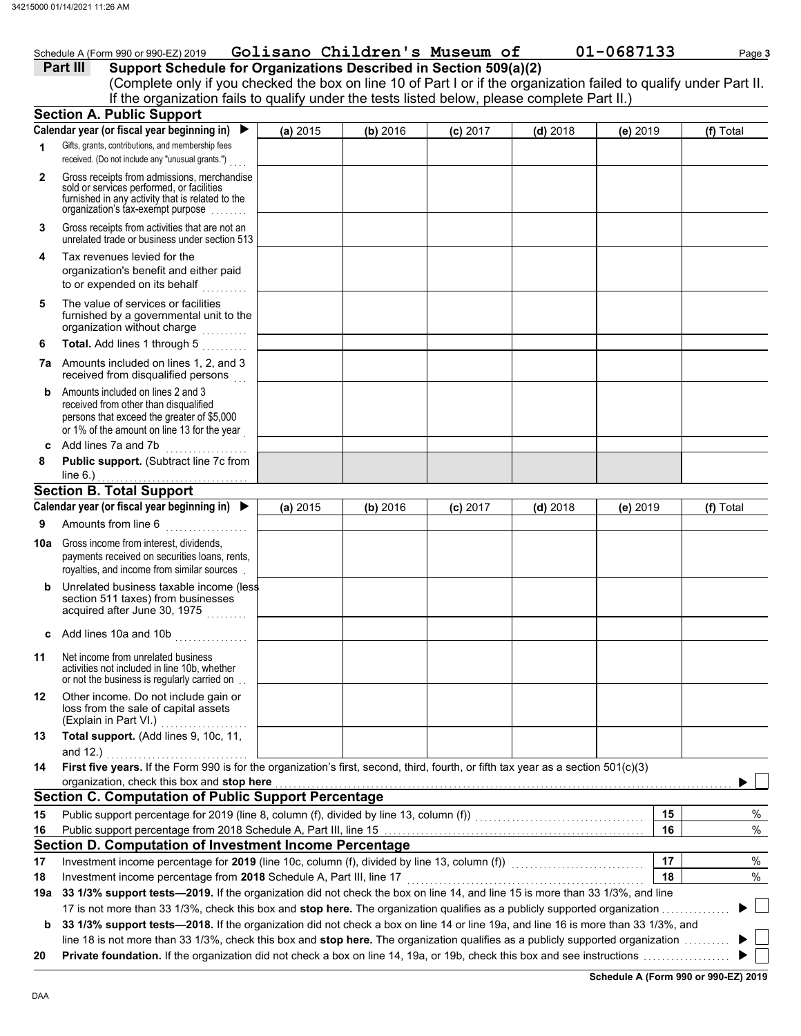Schedule A (Form 990 or 990-EZ) 2019 **Golisano Children's Museum of** **01-0687133**

## Part III Support Schedule for Organizations Described in Section 509(a)(2)

(Complete only if you checked the box on line 10 of Part I or if the organization failed to qualify under Part II. If the organization fails to qualify under the tests listed below, please complete Part II.)

### Section A. Public Support

| Calendar year (or fiscal year beginning in) ▶ | (a) 2015 | (b) 2016 | (c) 2017 | (d) 2018 | (e) 2019 | (f) Total |
|---|---|---|---|---|---|---|
| **1** Gifts, grants, contributions, and membership fees received. (Do not include any "unusual grants.") | | | | | | |
| **2** Gross receipts from admissions, merchandise sold or services performed, or facilities furnished in any activity that is related to the organization's tax-exempt purpose | | | | | | |
| **3** Gross receipts from activities that are not an unrelated trade or business under section 513 | | | | | | |
| **4** Tax revenues levied for the organization's benefit and either paid to or expended on its behalf | | | | | | |
| **5** The value of services or facilities furnished by a governmental unit to the organization without charge | | | | | | |
| **6** **Total.** Add lines 1 through 5 | | | | | | |
| **7a** Amounts included on lines 1, 2, and 3 received from disqualified persons | | | | | | |
| **b** Amounts included on lines 2 and 3 received from other than disqualified persons that exceed the greater of $5,000 or 1% of the amount on line 13 for the year | | | | | | |
| **c** Add lines 7a and 7b | | | | | | |
| **8** **Public support.** (Subtract line 7c from line 6.) | | | | | | |

### Section B. Total Support

| Calendar year (or fiscal year beginning in) ▶ | (a) 2015 | (b) 2016 | (c) 2017 | (d) 2018 | (e) 2019 | (f) Total |
|---|---|---|---|---|---|---|
| **9** Amounts from line 6 | | | | | | |
| **10a** Gross income from interest, dividends, payments received on securities loans, rents, royalties, and income from similar sources | | | | | | |
| **b** Unrelated business taxable income (less section 511 taxes) from businesses acquired after June 30, 1975 | | | | | | |
| **c** Add lines 10a and 10b | | | | | | |
| **11** Net income from unrelated business activities not included in line 10b, whether or not the business is regularly carried on | | | | | | |
| **12** Other income. Do not include gain or loss from the sale of capital assets (Explain in Part VI.) | | | | | | |
| **13** **Total support.** (Add lines 9, 10c, 11, and 12.) | | | | | | |

**14** **First five years.** If the Form 990 is for the organization's first, second, third, fourth, or fifth tax year as a section 501(c)(3) organization, check this box and **stop here** ▶ ☐

### Section C. Computation of Public Support Percentage

| | | | |
|---|---|---|---|
| **15** | Public support percentage for 2019 (line 8, column (f), divided by line 13, column (f)) | 15 | % |
| **16** | Public support percentage from 2018 Schedule A, Part III, line 15 | 16 | % |

### Section D. Computation of Investment Income Percentage

| | | | |
|---|---|---|---|
| **17** | Investment income percentage for **2019** (line 10c, column (f), divided by line 13, column (f)) | 17 | % |
| **18** | Investment income percentage from **2018** Schedule A, Part III, line 17 | 18 | % |

**19a** **33 1/3% support tests—2019.** If the organization did not check the box on line 14, and line 15 is more than 33 1/3%, and line 17 is not more than 33 1/3%, check this box and **stop here.** The organization qualifies as a publicly supported organization ▶ ☐

**b** **33 1/3% support tests—2018.** If the organization did not check a box on line 14 or line 19a, and line 16 is more than 33 1/3%, and line 18 is not more than 33 1/3%, check this box and **stop here.** The organization qualifies as a publicly supported organization ▶ ☐

**20** **Private foundation.** If the organization did not check a box on line 14, 19a, or 19b, check this box and see instructions ▶ ☐

**Schedule A (Form 990 or 990-EZ) 2019**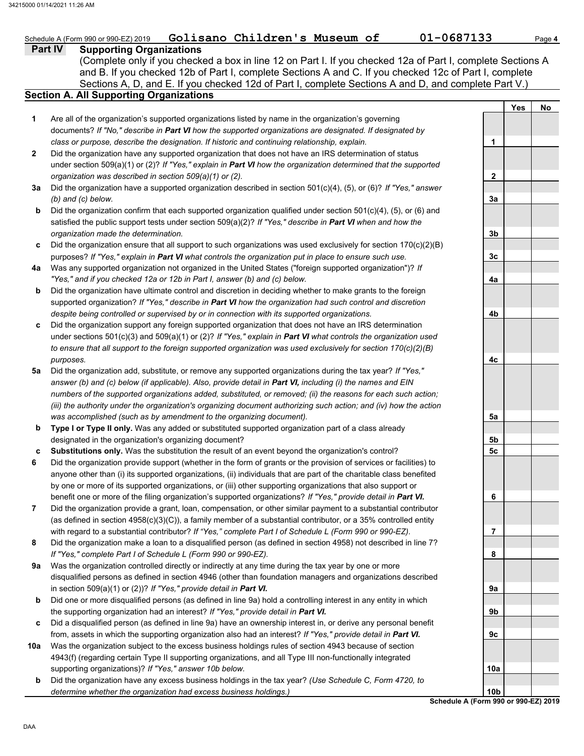Schedule A (Form 990 or 990-EZ) 2019 **Golisano Children's Museum of** **01-0687133** Page **4**

## Part IV Supporting Organizations

(Complete only if you checked a box in line 12 on Part I. If you checked 12a of Part I, complete Sections A and B. If you checked 12b of Part I, complete Sections A and C. If you checked 12c of Part I, complete Sections A, D, and E. If you checked 12d of Part I, complete Sections A and D, and complete Part V.)

### Section A. All Supporting Organizations

| | | | Yes | No |
|---|---|---|---|---|
| **1** | Are all of the organization's supported organizations listed by name in the organization's governing documents? *If "No," describe in **Part VI** how the supported organizations are designated. If designated by class or purpose, describe the designation. If historic and continuing relationship, explain.* | 1 | | |
| **2** | Did the organization have any supported organization that does not have an IRS determination of status under section 509(a)(1) or (2)? *If "Yes," explain in **Part VI** how the organization determined that the supported organization was described in section 509(a)(1) or (2).* | 2 | | |
| **3a** | Did the organization have a supported organization described in section 501(c)(4), (5), or (6)? *If "Yes," answer (b) and (c) below.* | 3a | | |
| **b** | Did the organization confirm that each supported organization qualified under section 501(c)(4), (5), or (6) and satisfied the public support tests under section 509(a)(2)? *If "Yes," describe in **Part VI** when and how the organization made the determination.* | 3b | | |
| **c** | Did the organization ensure that all support to such organizations was used exclusively for section 170(c)(2)(B) purposes? *If "Yes," explain in **Part VI** what controls the organization put in place to ensure such use.* | 3c | | |
| **4a** | Was any supported organization not organized in the United States ("foreign supported organization")? *If "Yes," and if you checked 12a or 12b in Part I, answer (b) and (c) below.* | 4a | | |
| **b** | Did the organization have ultimate control and discretion in deciding whether to make grants to the foreign supported organization? *If "Yes," describe in **Part VI** how the organization had such control and discretion despite being controlled or supervised by or in connection with its supported organizations.* | 4b | | |
| **c** | Did the organization support any foreign supported organization that does not have an IRS determination under sections 501(c)(3) and 509(a)(1) or (2)? *If "Yes," explain in **Part VI** what controls the organization used to ensure that all support to the foreign supported organization was used exclusively for section 170(c)(2)(B) purposes.* | 4c | | |
| **5a** | Did the organization add, substitute, or remove any supported organizations during the tax year? *If "Yes," answer (b) and (c) below (if applicable). Also, provide detail in **Part VI,** including (i) the names and EIN numbers of the supported organizations added, substituted, or removed; (ii) the reasons for each such action; (iii) the authority under the organization's organizing document authorizing such action; and (iv) how the action was accomplished (such as by amendment to the organizing document).* | 5a | | |
| **b** | **Type I or Type II only.** Was any added or substituted supported organization part of a class already designated in the organization's organizing document? | 5b | | |
| **c** | **Substitutions only.** Was the substitution the result of an event beyond the organization's control? | 5c | | |
| **6** | Did the organization provide support (whether in the form of grants or the provision of services or facilities) to anyone other than (i) its supported organizations, (ii) individuals that are part of the charitable class benefited by one or more of its supported organizations, or (iii) other supporting organizations that also support or benefit one or more of the filing organization's supported organizations? *If "Yes," provide detail in **Part VI.*** | 6 | | |
| **7** | Did the organization provide a grant, loan, compensation, or other similar payment to a substantial contributor (as defined in section 4958(c)(3)(C)), a family member of a substantial contributor, or a 35% controlled entity with regard to a substantial contributor? *If "Yes," complete Part I of Schedule L (Form 990 or 990-EZ).* | 7 | | |
| **8** | Did the organization make a loan to a disqualified person (as defined in section 4958) not described in line 7? *If "Yes," complete Part I of Schedule L (Form 990 or 990-EZ).* | 8 | | |
| **9a** | Was the organization controlled directly or indirectly at any time during the tax year by one or more disqualified persons as defined in section 4946 (other than foundation managers and organizations described in section 509(a)(1) or (2))? *If "Yes," provide detail in **Part VI.*** | 9a | | |
| **b** | Did one or more disqualified persons (as defined in line 9a) hold a controlling interest in any entity in which the supporting organization had an interest? *If "Yes," provide detail in **Part VI.*** | 9b | | |
| **c** | Did a disqualified person (as defined in line 9a) have an ownership interest in, or derive any personal benefit from, assets in which the supporting organization also had an interest? *If "Yes," provide detail in **Part VI.*** | 9c | | |
| **10a** | Was the organization subject to the excess business holdings rules of section 4943 because of section 4943(f) (regarding certain Type II supporting organizations, and all Type III non-functionally integrated supporting organizations)? *If "Yes," answer 10b below.* | 10a | | |
| **b** | Did the organization have any excess business holdings in the tax year? *(Use Schedule C, Form 4720, to determine whether the organization had excess business holdings.)* | 10b | | |

**Schedule A (Form 990 or 990-EZ) 2019**

DAA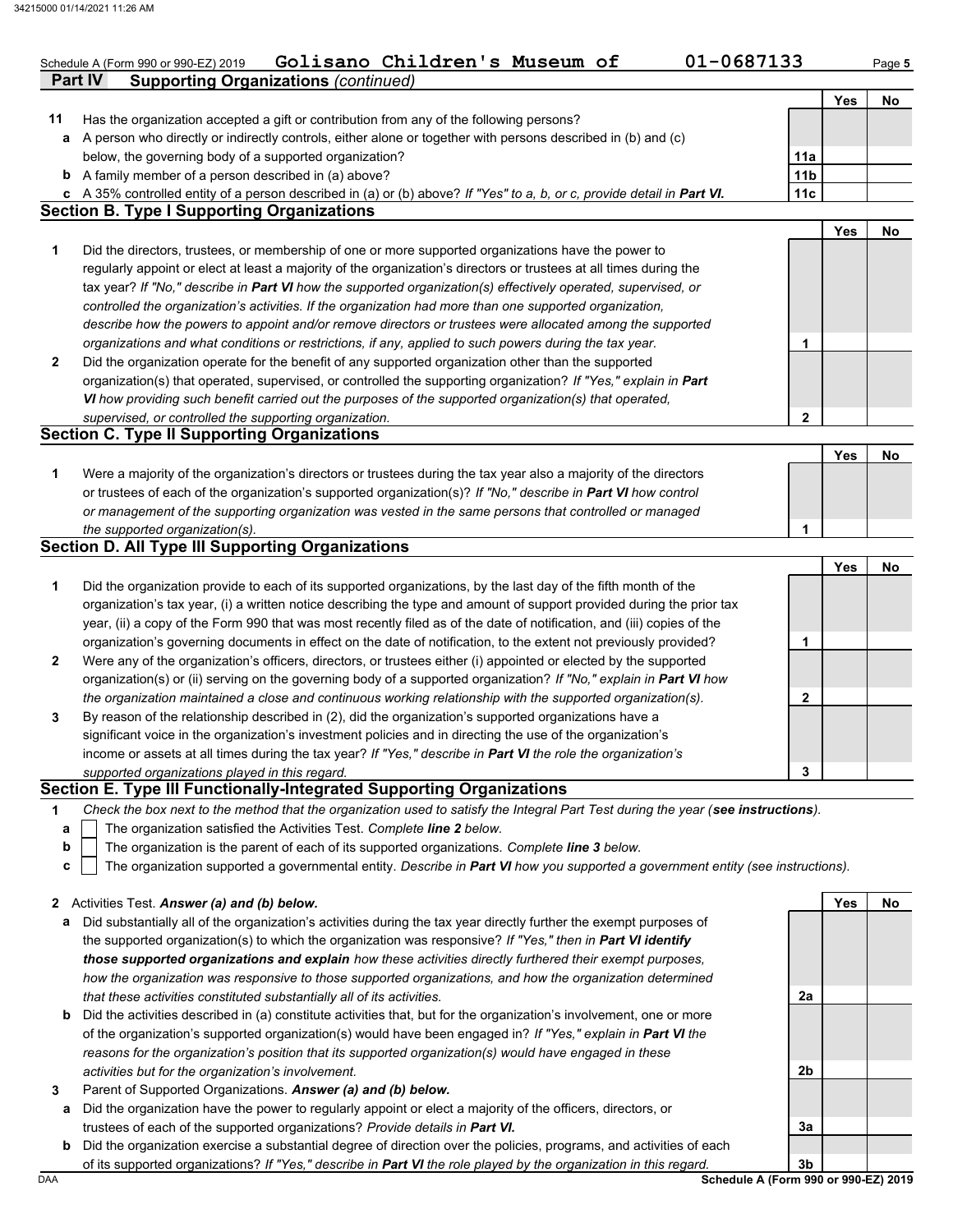Schedule A (Form 990 or 990-EZ) 2019 **Golisano Children's Museum of** **01-0687133** Page **5**

## Part IV Supporting Organizations *(continued)*

| | | | Yes | No |
|---|---|---|---|---|
| **11** | Has the organization accepted a gift or contribution from any of the following persons? | | | |
| **a** | A person who directly or indirectly controls, either alone or together with persons described in (b) and (c) below, the governing body of a supported organization? | **11a** | | |
| **b** | A family member of a person described in (a) above? | **11b** | | |
| **c** | A 35% controlled entity of a person described in (a) or (b) above? *If "Yes" to a, b, or c, provide detail in **Part VI.*** | **11c** | | |

### Section B. Type I Supporting Organizations

| | | | Yes | No |
|---|---|---|---|---|
| **1** | Did the directors, trustees, or membership of one or more supported organizations have the power to regularly appoint or elect at least a majority of the organization's directors or trustees at all times during the tax year? *If "No," describe in **Part VI** how the supported organization(s) effectively operated, supervised, or controlled the organization's activities. If the organization had more than one supported organization, describe how the powers to appoint and/or remove directors or trustees were allocated among the supported organizations and what conditions or restrictions, if any, applied to such powers during the tax year.* | **1** | | |
| **2** | Did the organization operate for the benefit of any supported organization other than the supported organization(s) that operated, supervised, or controlled the supporting organization? *If "Yes," explain in **Part VI** how providing such benefit carried out the purposes of the supported organization(s) that operated, supervised, or controlled the supporting organization.* | **2** | | |

### Section C. Type II Supporting Organizations

| | | | Yes | No |
|---|---|---|---|---|
| **1** | Were a majority of the organization's directors or trustees during the tax year also a majority of the directors or trustees of each of the organization's supported organization(s)? *If "No," describe in **Part VI** how control or management of the supporting organization was vested in the same persons that controlled or managed the supported organization(s).* | **1** | | |

### Section D. All Type III Supporting Organizations

| | | | Yes | No |
|---|---|---|---|---|
| **1** | Did the organization provide to each of its supported organizations, by the last day of the fifth month of the organization's tax year, (i) a written notice describing the type and amount of support provided during the prior tax year, (ii) a copy of the Form 990 that was most recently filed as of the date of notification, and (iii) copies of the organization's governing documents in effect on the date of notification, to the extent not previously provided? | **1** | | |
| **2** | Were any of the organization's officers, directors, or trustees either (i) appointed or elected by the supported organization(s) or (ii) serving on the governing body of a supported organization? *If "No," explain in **Part VI** how the organization maintained a close and continuous working relationship with the supported organization(s).* | **2** | | |
| **3** | By reason of the relationship described in (2), did the organization's supported organizations have a significant voice in the organization's investment policies and in directing the use of the organization's income or assets at all times during the tax year? *If "Yes," describe in **Part VI** the role the organization's supported organizations played in this regard.* | **3** | | |

### Section E. Type III Functionally-Integrated Supporting Organizations

**1** *Check the box next to the method that the organization used to satisfy the Integral Part Test during the year (**see instructions**).*

**a** ☐ The organization satisfied the Activities Test. *Complete **line 2** below.*

**b** ☐ The organization is the parent of each of its supported organizations. *Complete **line 3** below.*

**c** ☐ The organization supported a governmental entity. *Describe in **Part VI** how you supported a government entity (see instructions).*

| | | | Yes | No |
|---|---|---|---|---|
| **2** | Activities Test. ***Answer (a) and (b) below.*** | | | |
| **a** | Did substantially all of the organization's activities during the tax year directly further the exempt purposes of the supported organization(s) to which the organization was responsive? *If "Yes," then in **Part VI identify those supported organizations and explain** how these activities directly furthered their exempt purposes, how the organization was responsive to those supported organizations, and how the organization determined that these activities constituted substantially all of its activities.* | **2a** | | |
| **b** | Did the activities described in (a) constitute activities that, but for the organization's involvement, one or more of the organization's supported organization(s) would have been engaged in? *If "Yes," explain in **Part VI** the reasons for the organization's position that its supported organization(s) would have engaged in these activities but for the organization's involvement.* | **2b** | | |
| **3** | Parent of Supported Organizations. ***Answer (a) and (b) below.*** | | | |
| **a** | Did the organization have the power to regularly appoint or elect a majority of the officers, directors, or trustees of each of the supported organizations? *Provide details in **Part VI.*** | **3a** | | |
| **b** | Did the organization exercise a substantial degree of direction over the policies, programs, and activities of each of its supported organizations? *If "Yes," describe in **Part VI** the role played by the organization in this regard.* | **3b** | | |

**Schedule A (Form 990 or 990-EZ) 2019**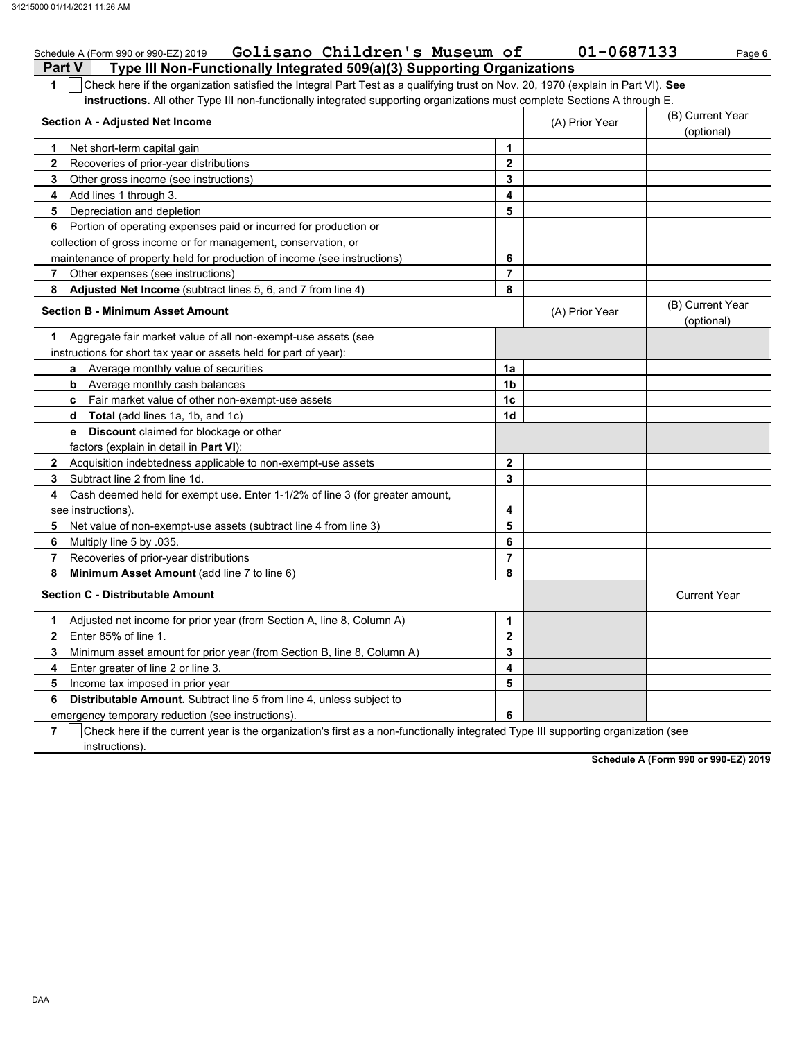Schedule A (Form 990 or 990-EZ) 2019 **Golisano Children's Museum of** **01-0687133** Page **6**

## Part V Type III Non-Functionally Integrated 509(a)(3) Supporting Organizations

**1** ☐ Check here if the organization satisfied the Integral Part Test as a qualifying trust on Nov. 20, 1970 (explain in Part VI). **See instructions.** All other Type III non-functionally integrated supporting organizations must complete Sections A through E.

| Section A - Adjusted Net Income | | (A) Prior Year | (B) Current Year (optional) |
|---|---|---|---|
| **1** Net short-term capital gain | 1 | | |
| **2** Recoveries of prior-year distributions | 2 | | |
| **3** Other gross income (see instructions) | 3 | | |
| **4** Add lines 1 through 3. | 4 | | |
| **5** Depreciation and depletion | 5 | | |
| **6** Portion of operating expenses paid or incurred for production or collection of gross income or for management, conservation, or maintenance of property held for production of income (see instructions) | 6 | | |
| **7** Other expenses (see instructions) | 7 | | |
| **8** **Adjusted Net Income** (subtract lines 5, 6, and 7 from line 4) | 8 | | |

| Section B - Minimum Asset Amount | | (A) Prior Year | (B) Current Year (optional) |
|---|---|---|---|
| **1** Aggregate fair market value of all non-exempt-use assets (see instructions for short tax year or assets held for part of year): | | | |
| **a** Average monthly value of securities | 1a | | |
| **b** Average monthly cash balances | 1b | | |
| **c** Fair market value of other non-exempt-use assets | 1c | | |
| **d** **Total** (add lines 1a, 1b, and 1c) | 1d | | |
| **e** **Discount** claimed for blockage or other factors (explain in detail in **Part VI**): | | | |
| **2** Acquisition indebtedness applicable to non-exempt-use assets | 2 | | |
| **3** Subtract line 2 from line 1d. | 3 | | |
| **4** Cash deemed held for exempt use. Enter 1-1/2% of line 3 (for greater amount, see instructions). | 4 | | |
| **5** Net value of non-exempt-use assets (subtract line 4 from line 3) | 5 | | |
| **6** Multiply line 5 by .035. | 6 | | |
| **7** Recoveries of prior-year distributions | 7 | | |
| **8** **Minimum Asset Amount** (add line 7 to line 6) | 8 | | |

| Section C - Distributable Amount | | | Current Year |
|---|---|---|---|
| **1** Adjusted net income for prior year (from Section A, line 8, Column A) | 1 | | |
| **2** Enter 85% of line 1. | 2 | | |
| **3** Minimum asset amount for prior year (from Section B, line 8, Column A) | 3 | | |
| **4** Enter greater of line 2 or line 3. | 4 | | |
| **5** Income tax imposed in prior year | 5 | | |
| **6** **Distributable Amount.** Subtract line 5 from line 4, unless subject to emergency temporary reduction (see instructions). | 6 | | |

**7** ☐ Check here if the current year is the organization's first as a non-functionally integrated Type III supporting organization (see instructions).

**Schedule A (Form 990 or 990-EZ) 2019**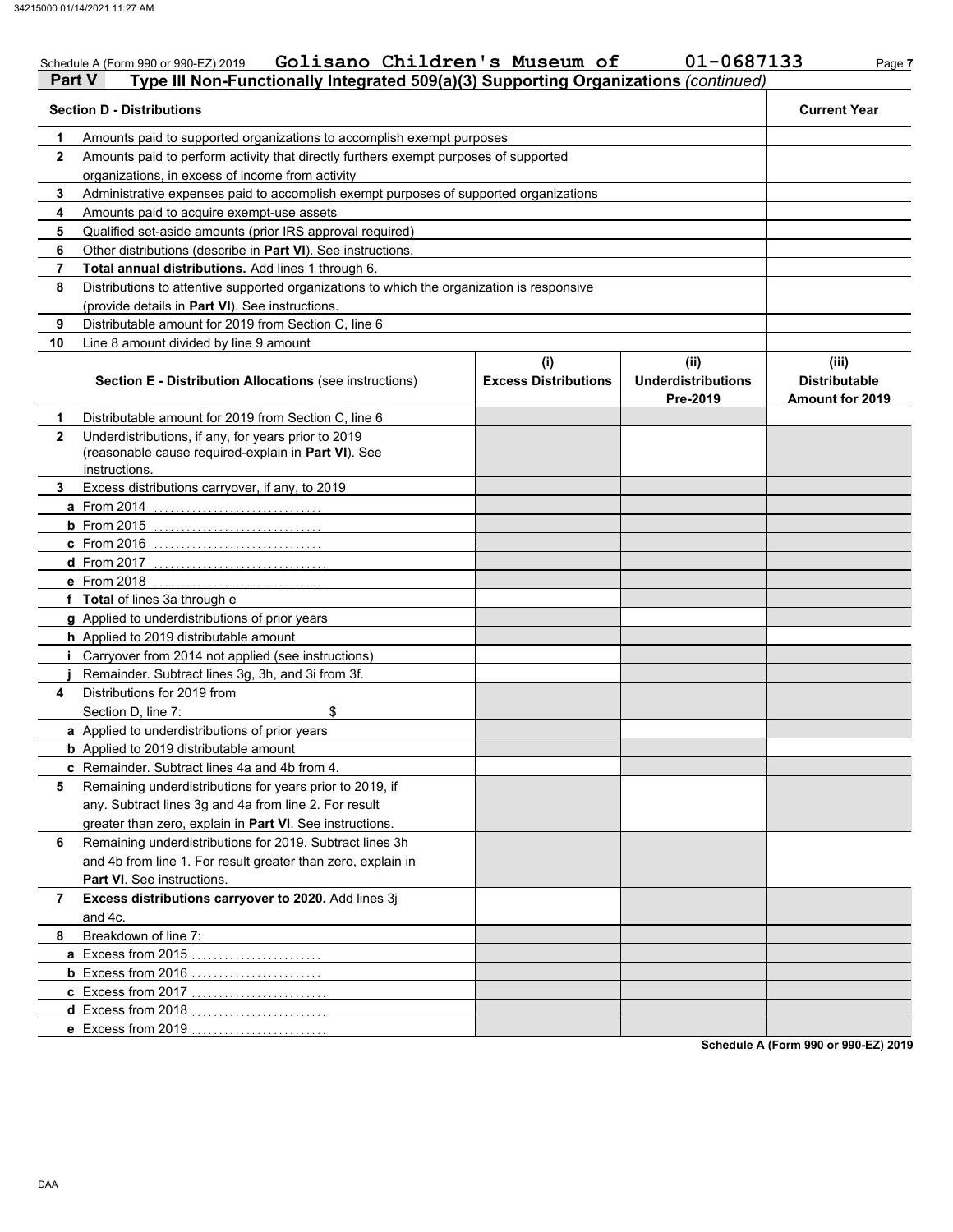Schedule A (Form 990 or 990-EZ) 2019 Golisano Children's Museum of 01-0687133

## Part V Type III Non-Functionally Integrated 509(a)(3) Supporting Organizations *(continued)*

| | **Section D - Distributions** | **Current Year** |
|---|---|---|
| **1** | Amounts paid to supported organizations to accomplish exempt purposes | |
| **2** | Amounts paid to perform activity that directly furthers exempt purposes of supported organizations, in excess of income from activity | |
| **3** | Administrative expenses paid to accomplish exempt purposes of supported organizations | |
| **4** | Amounts paid to acquire exempt-use assets | |
| **5** | Qualified set-aside amounts (prior IRS approval required) | |
| **6** | Other distributions (describe in **Part VI**). See instructions. | |
| **7** | **Total annual distributions.** Add lines 1 through 6. | |
| **8** | Distributions to attentive supported organizations to which the organization is responsive (provide details in **Part VI**). See instructions. | |
| **9** | Distributable amount for 2019 from Section C, line 6 | |
| **10** | Line 8 amount divided by line 9 amount | |

| | **Section E - Distribution Allocations** (see instructions) | **(i) Excess Distributions** | **(ii) Underdistributions Pre-2019** | **(iii) Distributable Amount for 2019** |
|---|---|---|---|---|
| **1** | Distributable amount for 2019 from Section C, line 6 | | | |
| **2** | Underdistributions, if any, for years prior to 2019 (reasonable cause required-explain in **Part VI**). See instructions. | | | |
| **3** | Excess distributions carryover, if any, to 2019 | | | |
| **a** | From 2014 | | | |
| **b** | From 2015 | | | |
| **c** | From 2016 | | | |
| **d** | From 2017 | | | |
| **e** | From 2018 | | | |
| **f** | **Total** of lines 3a through e | | | |
| **g** | Applied to underdistributions of prior years | | | |
| **h** | Applied to 2019 distributable amount | | | |
| **i** | Carryover from 2014 not applied (see instructions) | | | |
| **j** | Remainder. Subtract lines 3g, 3h, and 3i from 3f. | | | |
| **4** | Distributions for 2019 from Section D, line 7: $ | | | |
| **a** | Applied to underdistributions of prior years | | | |
| **b** | Applied to 2019 distributable amount | | | |
| **c** | Remainder. Subtract lines 4a and 4b from 4. | | | |
| **5** | Remaining underdistributions for years prior to 2019, if any. Subtract lines 3g and 4a from line 2. For result greater than zero, explain in **Part VI**. See instructions. | | | |
| **6** | Remaining underdistributions for 2019. Subtract lines 3h and 4b from line 1. For result greater than zero, explain in **Part VI**. See instructions. | | | |
| **7** | **Excess distributions carryover to 2020.** Add lines 3j and 4c. | | | |
| **8** | Breakdown of line 7: | | | |
| **a** | Excess from 2015 | | | |
| **b** | Excess from 2016 | | | |
| **c** | Excess from 2017 | | | |
| **d** | Excess from 2018 | | | |
| **e** | Excess from 2019 | | | |

**Schedule A (Form 990 or 990-EZ) 2019**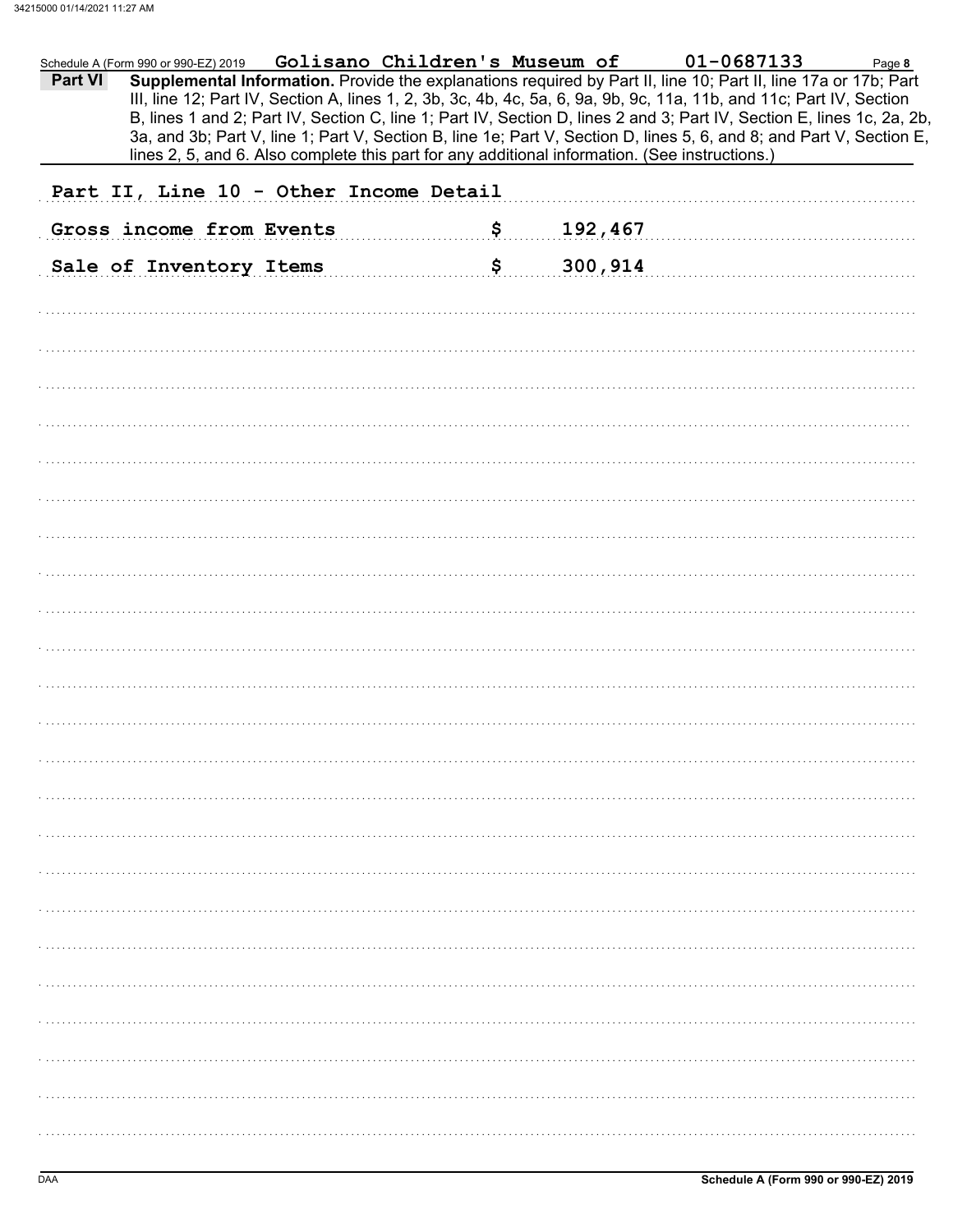Schedule A (Form 990 or 990-EZ) 2019 Golisano Children's Museum of 01-0687133 Page 8

**Part VI** **Supplemental Information.** Provide the explanations required by Part II, line 10; Part II, line 17a or 17b; Part III, line 12; Part IV, Section A, lines 1, 2, 3b, 3c, 4b, 4c, 5a, 6, 9a, 9b, 9c, 11a, 11b, and 11c; Part IV, Section B, lines 1 and 2; Part IV, Section C, line 1; Part IV, Section D, lines 2 and 3; Part IV, Section E, lines 1c, 2a, 2b, 3a, and 3b; Part V, line 1; Part V, Section B, line 1e; Part V, Section D, lines 5, 6, and 8; and Part V, Section E, lines 2, 5, and 6. Also complete this part for any additional information. (See instructions.)

Part II, Line 10 - Other Income Detail

| | | |
|---|---|---|
| Gross income from Events | $ | 192,467 |
| Sale of Inventory Items | $ | 300,914 |

DAA **Schedule A (Form 990 or 990-EZ) 2019**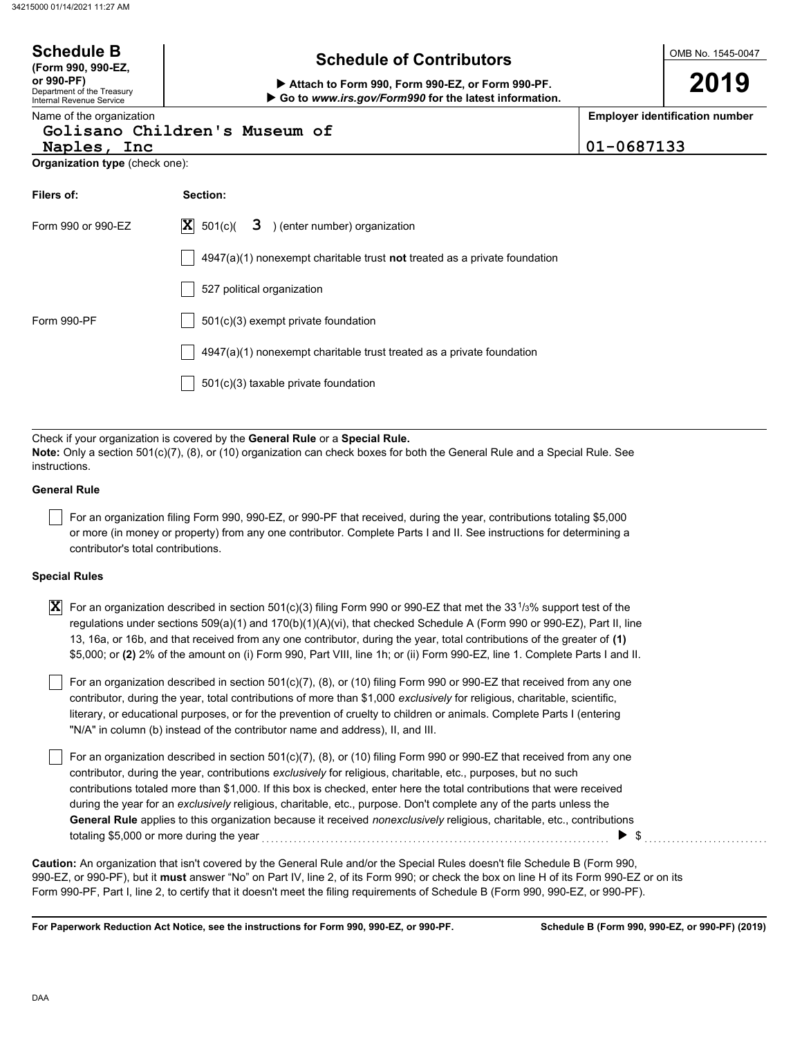# Schedule B

**(Form 990, 990-EZ, or 990-PF)**
Department of the Treasury
Internal Revenue Service

## Schedule of Contributors

▶ **Attach to Form 990, Form 990-EZ, or Form 990-PF.**
▶ **Go to *www.irs.gov/Form990* for the latest information.**

OMB No. 1545-0047

**2019**

| Name of the organization | Employer identification number |
|---|---|
| Golisano Children's Museum of Naples, Inc | 01-0687133 |

**Organization type** (check one):

| Filers of: | Section: |
|---|---|
| Form 990 or 990-EZ | [X] 501(c)( 3 ) (enter number) organization |
| | [ ] 4947(a)(1) nonexempt charitable trust **not** treated as a private foundation |
| | [ ] 527 political organization |
| Form 990-PF | [ ] 501(c)(3) exempt private foundation |
| | [ ] 4947(a)(1) nonexempt charitable trust treated as a private foundation |
| | [ ] 501(c)(3) taxable private foundation |

Check if your organization is covered by the **General Rule** or a **Special Rule.**
**Note:** Only a section 501(c)(7), (8), or (10) organization can check boxes for both the General Rule and a Special Rule. See instructions.

### General Rule

[ ] For an organization filing Form 990, 990-EZ, or 990-PF that received, during the year, contributions totaling $5,000 or more (in money or property) from any one contributor. Complete Parts I and II. See instructions for determining a contributor's total contributions.

### Special Rules

[X] For an organization described in section 501(c)(3) filing Form 990 or 990-EZ that met the 33 1/3% support test of the regulations under sections 509(a)(1) and 170(b)(1)(A)(vi), that checked Schedule A (Form 990 or 990-EZ), Part II, line 13, 16a, or 16b, and that received from any one contributor, during the year, total contributions of the greater of **(1)** $5,000; or **(2)** 2% of the amount on (i) Form 990, Part VIII, line 1h; or (ii) Form 990-EZ, line 1. Complete Parts I and II.

[ ] For an organization described in section 501(c)(7), (8), or (10) filing Form 990 or 990-EZ that received from any one contributor, during the year, total contributions of more than $1,000 *exclusively* for religious, charitable, scientific, literary, or educational purposes, or for the prevention of cruelty to children or animals. Complete Parts I (entering "N/A" in column (b) instead of the contributor name and address), II, and III.

[ ] For an organization described in section 501(c)(7), (8), or (10) filing Form 990 or 990-EZ that received from any one contributor, during the year, contributions *exclusively* for religious, charitable, etc., purposes, but no such contributions totaled more than $1,000. If this box is checked, enter here the total contributions that were received during the year for an *exclusively* religious, charitable, etc., purpose. Don't complete any of the parts unless the **General Rule** applies to this organization because it received *nonexclusively* religious, charitable, etc., contributions totaling $5,000 or more during the year . . . . . . ▶ $ . . . . . . . .

**Caution:** An organization that isn't covered by the General Rule and/or the Special Rules doesn't file Schedule B (Form 990, 990-EZ, or 990-PF), but it **must** answer "No" on Part IV, line 2, of its Form 990; or check the box on line H of its Form 990-EZ or on its Form 990-PF, Part I, line 2, to certify that it doesn't meet the filing requirements of Schedule B (Form 990, 990-EZ, or 990-PF).

**For Paperwork Reduction Act Notice, see the instructions for Form 990, 990-EZ, or 990-PF.** **Schedule B (Form 990, 990-EZ, or 990-PF) (2019)**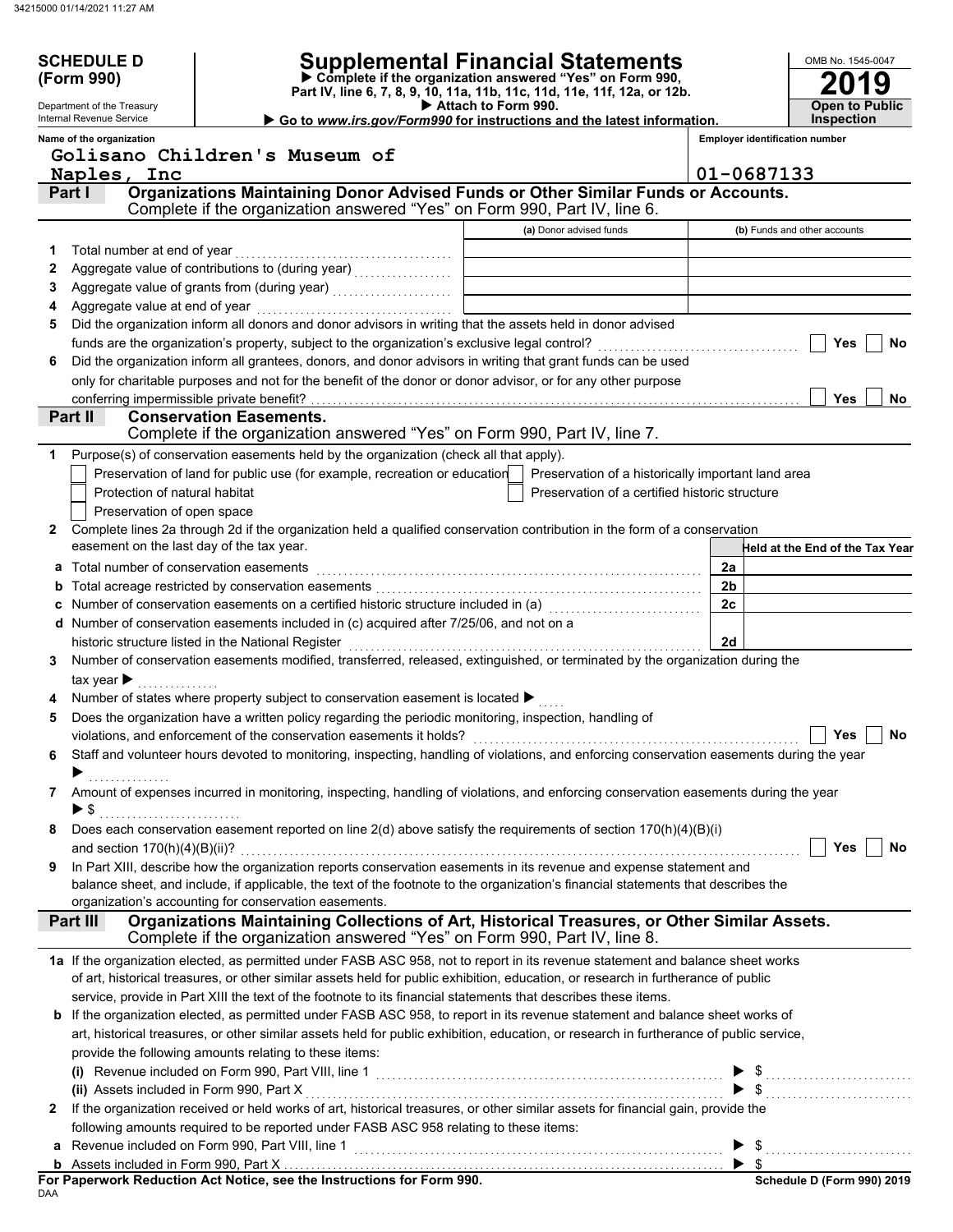**SCHEDULE D (Form 990)**

Department of the Treasury
Internal Revenue Service

# Supplemental Financial Statements

▶ Complete if the organization answered "Yes" on Form 990, Part IV, line 6, 7, 8, 9, 10, 11a, 11b, 11c, 11d, 11e, 11f, 12a, or 12b.
▶ Attach to Form 990.
▶ Go to *www.irs.gov/Form990* for instructions and the latest information.

OMB No. 1545-0047
**2019**
**Open to Public Inspection**

**Name of the organization**
Golisano Children's Museum of Naples, Inc

**Employer identification number**
01-0687133

## Part I — Organizations Maintaining Donor Advised Funds or Other Similar Funds or Accounts.
Complete if the organization answered "Yes" on Form 990, Part IV, line 6.

| | | (a) Donor advised funds | (b) Funds and other accounts |
|---|---|---|---|
| 1 | Total number at end of year | | |
| 2 | Aggregate value of contributions to (during year) | | |
| 3 | Aggregate value of grants from (during year) | | |
| 4 | Aggregate value at end of year | | |

5 Did the organization inform all donors and donor advisors in writing that the assets held in donor advised funds are the organization's property, subject to the organization's exclusive legal control? ☐ Yes ☐ No

6 Did the organization inform all grantees, donors, and donor advisors in writing that grant funds can be used only for charitable purposes and not for the benefit of the donor or donor advisor, or for any other purpose conferring impermissible private benefit? ☐ Yes ☐ No

## Part II — Conservation Easements.
Complete if the organization answered "Yes" on Form 990, Part IV, line 7.

1 Purpose(s) of conservation easements held by the organization (check all that apply).
- ☐ Preservation of land for public use (for example, recreation or education)
- ☐ Protection of natural habitat
- ☐ Preservation of open space
- ☐ Preservation of a historically important land area
- ☐ Preservation of a certified historic structure

2 Complete lines 2a through 2d if the organization held a qualified conservation contribution in the form of a conservation easement on the last day of the tax year.

| | | | Held at the End of the Tax Year |
|---|---|---|---|
| a | Total number of conservation easements | 2a | |
| b | Total acreage restricted by conservation easements | 2b | |
| c | Number of conservation easements on a certified historic structure included in (a) | 2c | |
| d | Number of conservation easements included in (c) acquired after 7/25/06, and not on a historic structure listed in the National Register | 2d | |

3 Number of conservation easements modified, transferred, released, extinguished, or terminated by the organization during the tax year ▶

4 Number of states where property subject to conservation easement is located ▶

5 Does the organization have a written policy regarding the periodic monitoring, inspection, handling of violations, and enforcement of the conservation easements it holds? ☐ Yes ☐ No

6 Staff and volunteer hours devoted to monitoring, inspecting, handling of violations, and enforcing conservation easements during the year ▶

7 Amount of expenses incurred in monitoring, inspecting, handling of violations, and enforcing conservation easements during the year ▶ $

8 Does each conservation easement reported on line 2(d) above satisfy the requirements of section 170(h)(4)(B)(i) and section 170(h)(4)(B)(ii)? ☐ Yes ☐ No

9 In Part XIII, describe how the organization reports conservation easements in its revenue and expense statement and balance sheet, and include, if applicable, the text of the footnote to the organization's financial statements that describes the organization's accounting for conservation easements.

## Part III — Organizations Maintaining Collections of Art, Historical Treasures, or Other Similar Assets.
Complete if the organization answered "Yes" on Form 990, Part IV, line 8.

1a If the organization elected, as permitted under FASB ASC 958, not to report in its revenue statement and balance sheet works of art, historical treasures, or other similar assets held for public exhibition, education, or research in furtherance of public service, provide in Part XIII the text of the footnote to its financial statements that describes these items.

b If the organization elected, as permitted under FASB ASC 958, to report in its revenue statement and balance sheet works of art, historical treasures, or other similar assets held for public exhibition, education, or research in furtherance of public service, provide the following amounts relating to these items:

(i) Revenue included on Form 990, Part VIII, line 1 ▶ $

(ii) Assets included in Form 990, Part X ▶ $

2 If the organization received or held works of art, historical treasures, or other similar assets for financial gain, provide the following amounts required to be reported under FASB ASC 958 relating to these items:

a Revenue included on Form 990, Part VIII, line 1 ▶ $

b Assets included in Form 990, Part X ▶ $

**For Paperwork Reduction Act Notice, see the Instructions for Form 990.**
DAA
**Schedule D (Form 990) 2019**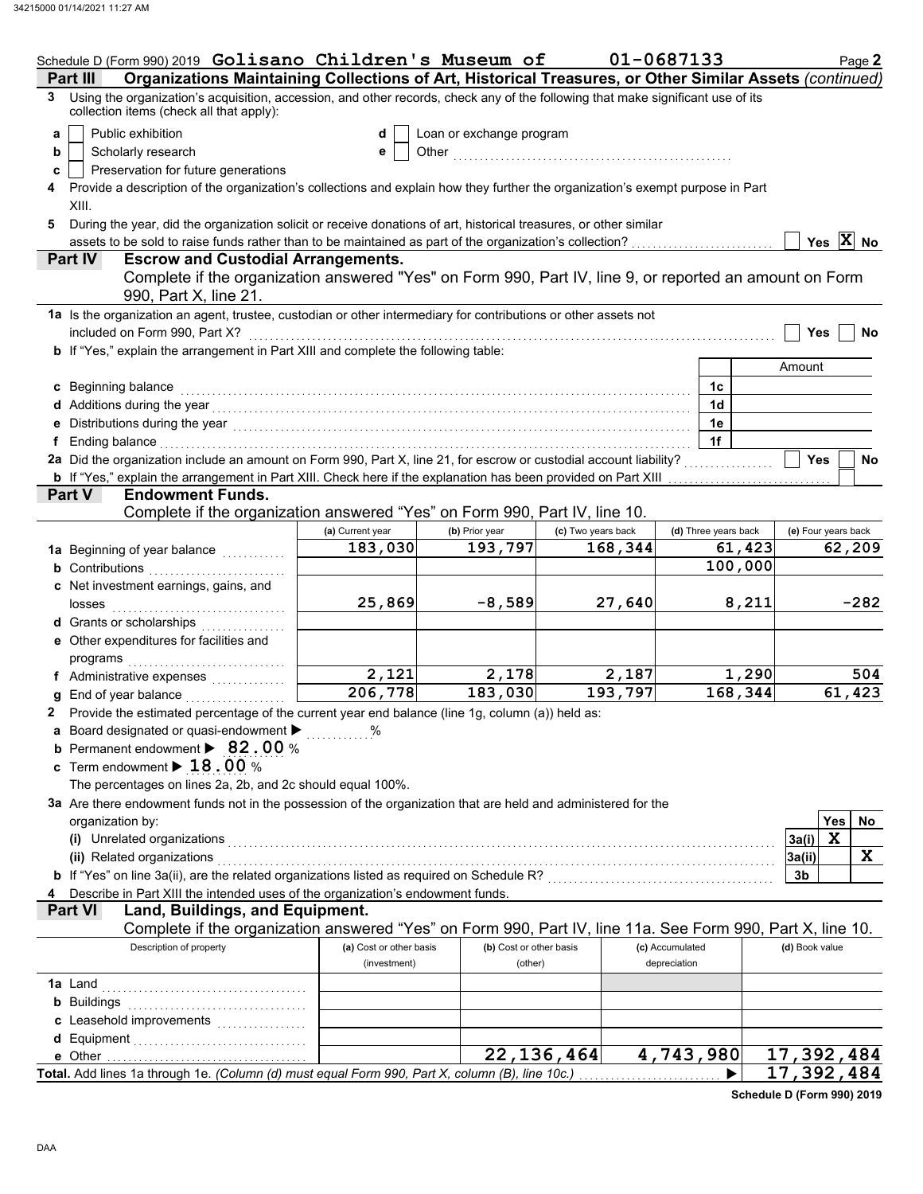Schedule D (Form 990) 2019 **Golisano Children's Museum of** **01-0687133** Page **2**

**Part III** **Organizations Maintaining Collections of Art, Historical Treasures, or Other Similar Assets** *(continued)*

**3** Using the organization's acquisition, accession, and other records, check any of the following that make significant use of its collection items (check all that apply):

- **a** ☐ Public exhibition
- **b** ☐ Scholarly research
- **c** ☐ Preservation for future generations
- **d** ☐ Loan or exchange program
- **e** ☐ Other

**4** Provide a description of the organization's collections and explain how they further the organization's exempt purpose in Part XIII.

**5** During the year, did the organization solicit or receive donations of art, historical treasures, or other similar assets to be sold to raise funds rather than to be maintained as part of the organization's collection? ☐ Yes ☒ No

**Part IV** **Escrow and Custodial Arrangements.**
Complete if the organization answered "Yes" on Form 990, Part IV, line 9, or reported an amount on Form 990, Part X, line 21.

**1a** Is the organization an agent, trustee, custodian or other intermediary for contributions or other assets not included on Form 990, Part X? ☐ Yes ☐ No

**b** If "Yes," explain the arrangement in Part XIII and complete the following table:

| | | Amount |
|---|---|---|
| **c** Beginning balance | 1c | |
| **d** Additions during the year | 1d | |
| **e** Distributions during the year | 1e | |
| **f** Ending balance | 1f | |

**2a** Did the organization include an amount on Form 990, Part X, line 21, for escrow or custodial account liability? ☐ Yes ☐ No

**b** If "Yes," explain the arrangement in Part XIII. Check here if the explanation has been provided on Part XIII ☐

**Part V** **Endowment Funds.**
Complete if the organization answered "Yes" on Form 990, Part IV, line 10.

| | (a) Current year | (b) Prior year | (c) Two years back | (d) Three years back | (e) Four years back |
|---|---|---|---|---|---|
| **1a** Beginning of year balance | 183,030 | 193,797 | 168,344 | 61,423 | 62,209 |
| **b** Contributions | | | | 100,000 | |
| **c** Net investment earnings, gains, and losses | 25,869 | -8,589 | 27,640 | 8,211 | -282 |
| **d** Grants or scholarships | | | | | |
| **e** Other expenditures for facilities and programs | | | | | |
| **f** Administrative expenses | 2,121 | 2,178 | 2,187 | 1,290 | 504 |
| **g** End of year balance | 206,778 | 183,030 | 193,797 | 168,344 | 61,423 |

**2** Provide the estimated percentage of the current year end balance (line 1g, column (a)) held as:

- **a** Board designated or quasi-endowment ▶ %
- **b** Permanent endowment ▶ **82.00** %
- **c** Term endowment ▶ **18.00** %

The percentages on lines 2a, 2b, and 2c should equal 100%.

**3a** Are there endowment funds not in the possession of the organization that are held and administered for the organization by:

| | | Yes | No |
|---|---|---|---|
| **(i)** Unrelated organizations | 3a(i) | X | |
| **(ii)** Related organizations | 3a(ii) | | X |
| **b** If "Yes" on line 3a(ii), are the related organizations listed as required on Schedule R? | 3b | | |

**4** Describe in Part XIII the intended uses of the organization's endowment funds.

**Part VI** **Land, Buildings, and Equipment.**
Complete if the organization answered "Yes" on Form 990, Part IV, line 11a. See Form 990, Part X, line 10.

| Description of property | (a) Cost or other basis (investment) | (b) Cost or other basis (other) | (c) Accumulated depreciation | (d) Book value |
|---|---|---|---|---|
| **1a** Land | | | | |
| **b** Buildings | | | | |
| **c** Leasehold improvements | | | | |
| **d** Equipment | | | | |
| **e** Other | | 22,136,464 | 4,743,980 | 17,392,484 |
| **Total.** Add lines 1a through 1e. *(Column (d) must equal Form 990, Part X, column (B), line 10c.)* ▶ | | | | 17,392,484 |

**Schedule D (Form 990) 2019**

DAA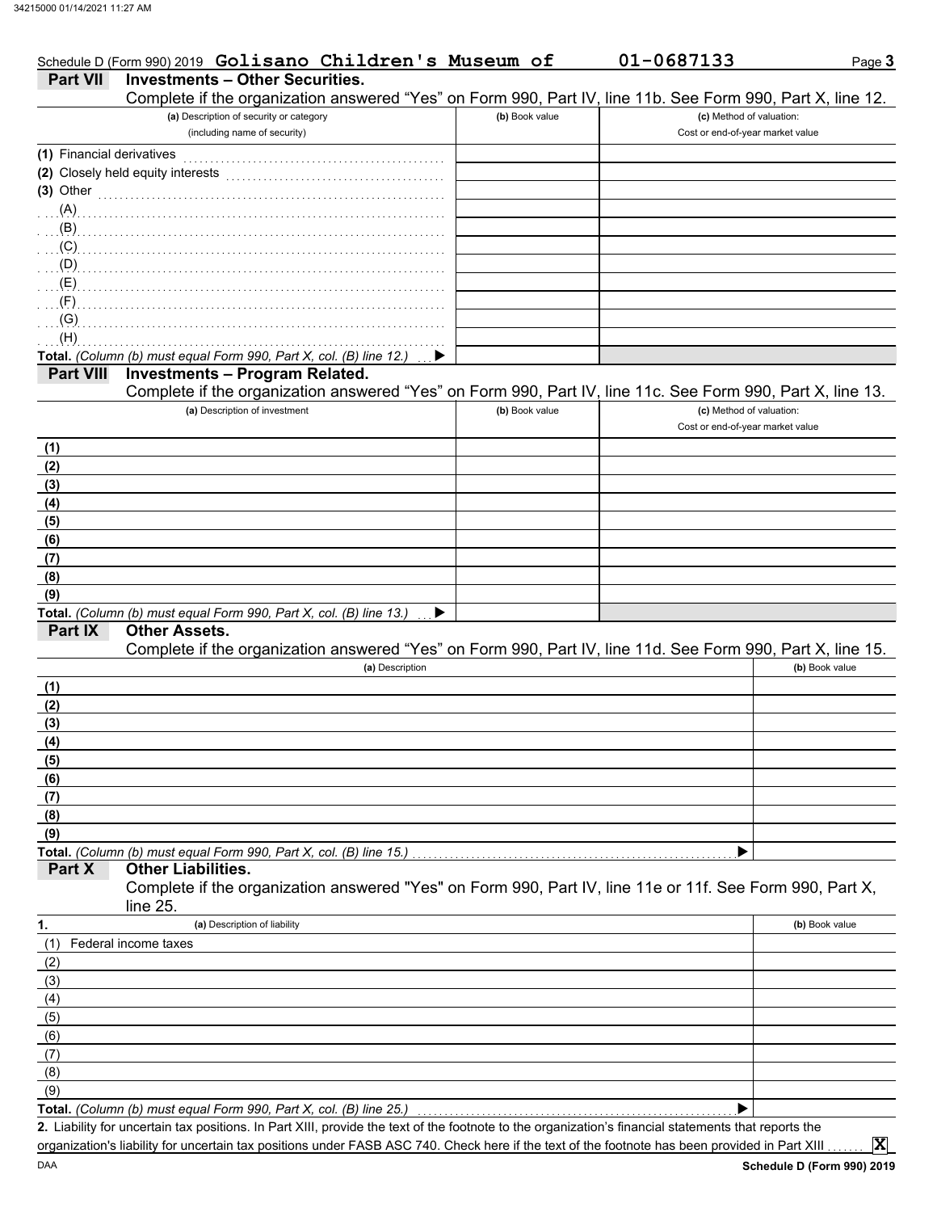Schedule D (Form 990) 2019 **Golisano Children's Museum of** **01-0687133**

## Part VII Investments – Other Securities.

Complete if the organization answered "Yes" on Form 990, Part IV, line 11b. See Form 990, Part X, line 12.

| (a) Description of security or category (including name of security) | (b) Book value | (c) Method of valuation: Cost or end-of-year market value |
|---|---|---|
| (1) Financial derivatives | | |
| (2) Closely held equity interests | | |
| (3) Other | | |
| (A) | | |
| (B) | | |
| (C) | | |
| (D) | | |
| (E) | | |
| (F) | | |
| (G) | | |
| (H) | | |
| **Total.** *(Column (b) must equal Form 990, Part X, col. (B) line 12.)* ▶ | | |

## Part VIII Investments – Program Related.

Complete if the organization answered "Yes" on Form 990, Part IV, line 11c. See Form 990, Part X, line 13.

| (a) Description of investment | (b) Book value | (c) Method of valuation: Cost or end-of-year market value |
|---|---|---|
| (1) | | |
| (2) | | |
| (3) | | |
| (4) | | |
| (5) | | |
| (6) | | |
| (7) | | |
| (8) | | |
| (9) | | |
| **Total.** *(Column (b) must equal Form 990, Part X, col. (B) line 13.)* ▶ | | |

## Part IX Other Assets.

Complete if the organization answered "Yes" on Form 990, Part IV, line 11d. See Form 990, Part X, line 15.

| (a) Description | (b) Book value |
|---|---|
| (1) | |
| (2) | |
| (3) | |
| (4) | |
| (5) | |
| (6) | |
| (7) | |
| (8) | |
| (9) | |
| **Total.** *(Column (b) must equal Form 990, Part X, col. (B) line 15.)* ▶ | |

## Part X Other Liabilities.

Complete if the organization answered "Yes" on Form 990, Part IV, line 11e or 11f. See Form 990, Part X, line 25.

| 1. (a) Description of liability | (b) Book value |
|---|---|
| (1) Federal income taxes | |
| (2) | |
| (3) | |
| (4) | |
| (5) | |
| (6) | |
| (7) | |
| (8) | |
| (9) | |
| **Total.** *(Column (b) must equal Form 990, Part X, col. (B) line 25.)* ▶ | |

**2.** Liability for uncertain tax positions. In Part XIII, provide the text of the footnote to the organization's financial statements that reports the organization's liability for uncertain tax positions under FASB ASC 740. Check here if the text of the footnote has been provided in Part XIII ....... **X**

**Schedule D (Form 990) 2019**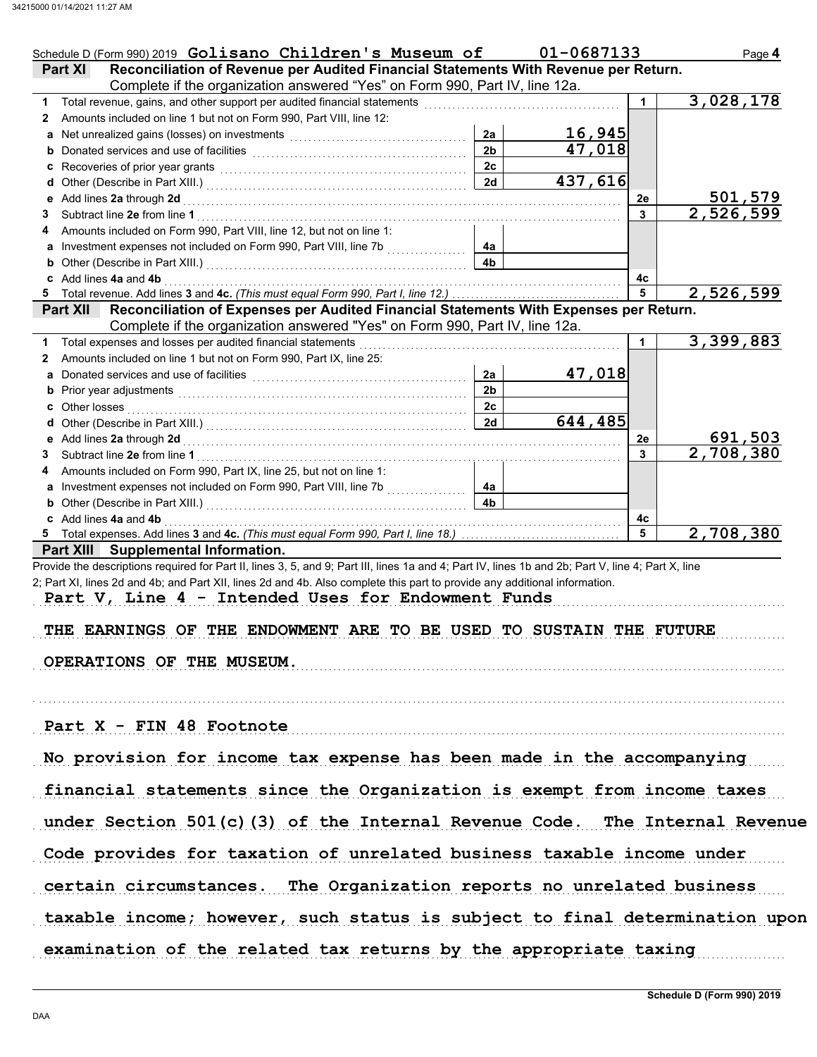Schedule D (Form 990) 2019 **Golisano Children's Museum of** **01-0687133** Page **4**

**Part XI** **Reconciliation of Revenue per Audited Financial Statements With Revenue per Return.** Complete if the organization answered "Yes" on Form 990, Part IV, line 12a.

| | | | | | |
|---|---|---|---|---|---|
| **1** | Total revenue, gains, and other support per audited financial statements | | | **1** | 3,028,178 |
| **2** | Amounts included on line 1 but not on Form 990, Part VIII, line 12: | | | | |
| **a** | Net unrealized gains (losses) on investments | **2a** | 16,945 | | |
| **b** | Donated services and use of facilities | **2b** | 47,018 | | |
| **c** | Recoveries of prior year grants | **2c** | | | |
| **d** | Other (Describe in Part XIII.) | **2d** | 437,616 | | |
| **e** | Add lines **2a** through **2d** | | | **2e** | 501,579 |
| **3** | Subtract line **2e** from line **1** | | | **3** | 2,526,599 |
| **4** | Amounts included on Form 990, Part VIII, line 12, but not on line 1: | | | | |
| **a** | Investment expenses not included on Form 990, Part VIII, line 7b | **4a** | | | |
| **b** | Other (Describe in Part XIII.) | **4b** | | | |
| **c** | Add lines **4a** and **4b** | | | **4c** | |
| **5** | Total revenue. Add lines **3** and **4c.** *(This must equal Form 990, Part I, line 12.)* | | | **5** | 2,526,599 |

**Part XII** **Reconciliation of Expenses per Audited Financial Statements With Expenses per Return.** Complete if the organization answered "Yes" on Form 990, Part IV, line 12a.

| | | | | | |
|---|---|---|---|---|---|
| **1** | Total expenses and losses per audited financial statements | | | **1** | 3,399,883 |
| **2** | Amounts included on line 1 but not on Form 990, Part IX, line 25: | | | | |
| **a** | Donated services and use of facilities | **2a** | 47,018 | | |
| **b** | Prior year adjustments | **2b** | | | |
| **c** | Other losses | **2c** | | | |
| **d** | Other (Describe in Part XIII.) | **2d** | 644,485 | | |
| **e** | Add lines **2a** through **2d** | | | **2e** | 691,503 |
| **3** | Subtract line **2e** from line **1** | | | **3** | 2,708,380 |
| **4** | Amounts included on Form 990, Part IX, line 25, but not on line 1: | | | | |
| **a** | Investment expenses not included on Form 990, Part VIII, line 7b | **4a** | | | |
| **b** | Other (Describe in Part XIII.) | **4b** | | | |
| **c** | Add lines **4a** and **4b** | | | **4c** | |
| **5** | Total expenses. Add lines **3** and **4c.** *(This must equal Form 990, Part I, line 18.)* | | | **5** | 2,708,380 |

**Part XIII** **Supplemental Information.**

Provide the descriptions required for Part II, lines 3, 5, and 9; Part III, lines 1a and 4; Part IV, lines 1b and 2b; Part V, line 4; Part X, line 2; Part XI, lines 2d and 4b; and Part XII, lines 2d and 4b. Also complete this part to provide any additional information.

Part V, Line 4 - Intended Uses for Endowment Funds

THE EARNINGS OF THE ENDOWMENT ARE TO BE USED TO SUSTAIN THE FUTURE OPERATIONS OF THE MUSEUM.

Part X - FIN 48 Footnote

No provision for income tax expense has been made in the accompanying financial statements since the Organization is exempt from income taxes under Section 501(c)(3) of the Internal Revenue Code. The Internal Revenue Code provides for taxation of unrelated business taxable income under certain circumstances. The Organization reports no unrelated business taxable income; however, such status is subject to final determination upon examination of the related tax returns by the appropriate taxing

Schedule D (Form 990) 2019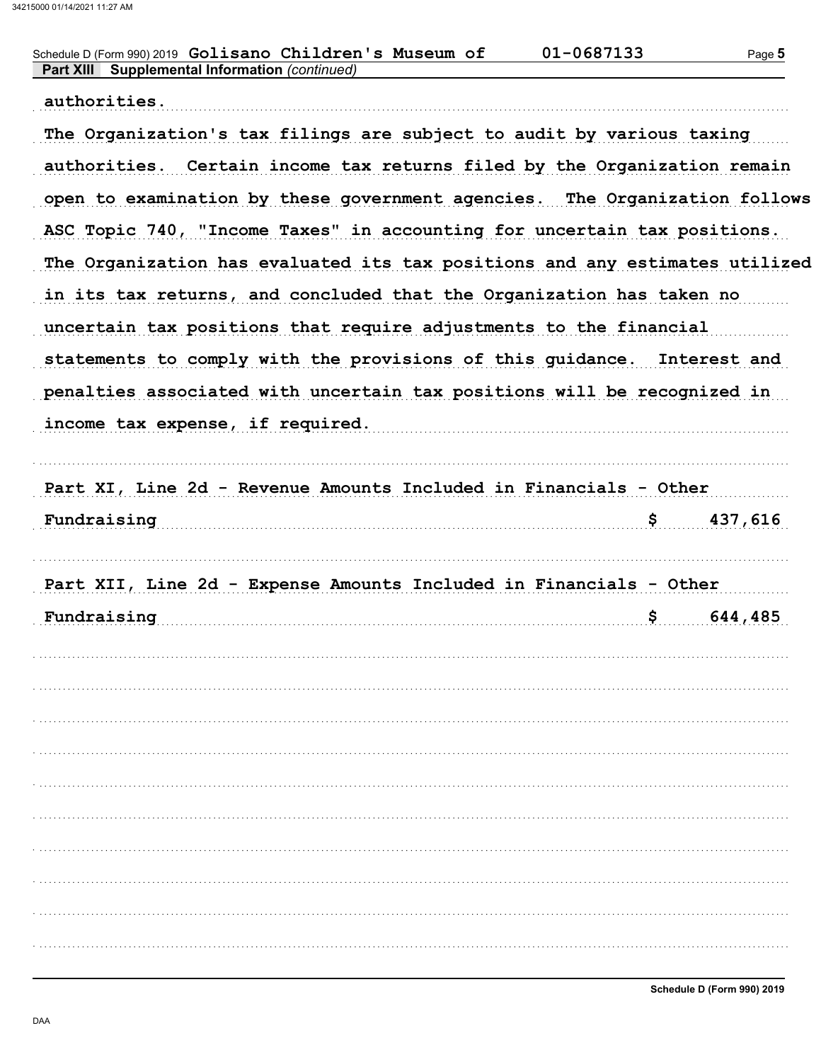Schedule D (Form 990) 2019 Golisano Children's Museum of 01-0687133

**Part XIII Supplemental Information** *(continued)*

authorities.

The Organization's tax filings are subject to audit by various taxing authorities. Certain income tax returns filed by the Organization remain open to examination by these government agencies. The Organization follows ASC Topic 740, "Income Taxes" in accounting for uncertain tax positions. The Organization has evaluated its tax positions and any estimates utilized in its tax returns, and concluded that the Organization has taken no uncertain tax positions that require adjustments to the financial statements to comply with the provisions of this guidance. Interest and penalties associated with uncertain tax positions will be recognized in income tax expense, if required.

Part XI, Line 2d - Revenue Amounts Included in Financials - Other Fundraising $ 437,616

Part XII, Line 2d - Expense Amounts Included in Financials - Other Fundraising $ 644,485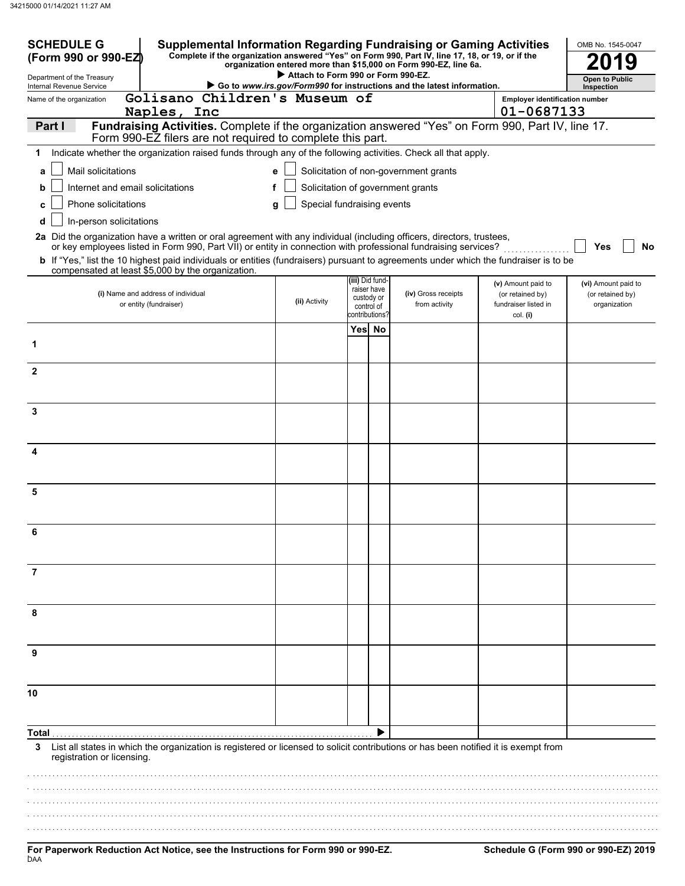**SCHEDULE G (Form 990 or 990-EZ)**

Department of the Treasury
Internal Revenue Service

# Supplemental Information Regarding Fundraising or Gaming Activities

**Complete if the organization answered "Yes" on Form 990, Part IV, line 17, 18, or 19, or if the organization entered more than $15,000 on Form 990-EZ, line 6a.**

▶ **Attach to Form 990 or Form 990-EZ.**

▶ **Go to *www.irs.gov/Form990* for instructions and the latest information.**

OMB No. 1545-0047

**2019**

**Open to Public Inspection**

Name of the organization: **Golisano Children's Museum of Naples, Inc**

Employer identification number: **01-0687133**

## Part I — Fundraising Activities. 
Complete if the organization answered "Yes" on Form 990, Part IV, line 17. Form 990-EZ filers are not required to complete this part.

**1** Indicate whether the organization raised funds through any of the following activities. Check all that apply.

- **a** ☐ Mail solicitations
- **b** ☐ Internet and email solicitations
- **c** ☐ Phone solicitations
- **d** ☐ In-person solicitations
- **e** ☐ Solicitation of non-government grants
- **f** ☐ Solicitation of government grants
- **g** ☐ Special fundraising events

**2a** Did the organization have a written or oral agreement with any individual (including officers, directors, trustees, or key employees listed in Form 990, Part VII) or entity in connection with professional fundraising services? ☐ **Yes** ☐ **No**

**b** If "Yes," list the 10 highest paid individuals or entities (fundraisers) pursuant to agreements under which the fundraiser is to be compensated at least $5,000 by the organization.

| | (i) Name and address of individual or entity (fundraiser) | (ii) Activity | (iii) Did fund-raiser have custody or control of contributions? Yes | No | (iv) Gross receipts from activity | (v) Amount paid to (or retained by) fundraiser listed in col. (i) | (vi) Amount paid to (or retained by) organization |
|---|---|---|---|---|---|---|---|
| 1 | | | | | | | |
| 2 | | | | | | | |
| 3 | | | | | | | |
| 4 | | | | | | | |
| 5 | | | | | | | |
| 6 | | | | | | | |
| 7 | | | | | | | |
| 8 | | | | | | | |
| 9 | | | | | | | |
| 10 | | | | | | | |
| **Total** ▶ | | | | | | | |

**3** List all states in which the organization is registered or licensed to solicit contributions or has been notified it is exempt from registration or licensing.

**For Paperwork Reduction Act Notice, see the Instructions for Form 990 or 990-EZ.**

**Schedule G (Form 990 or 990-EZ) 2019**

DAA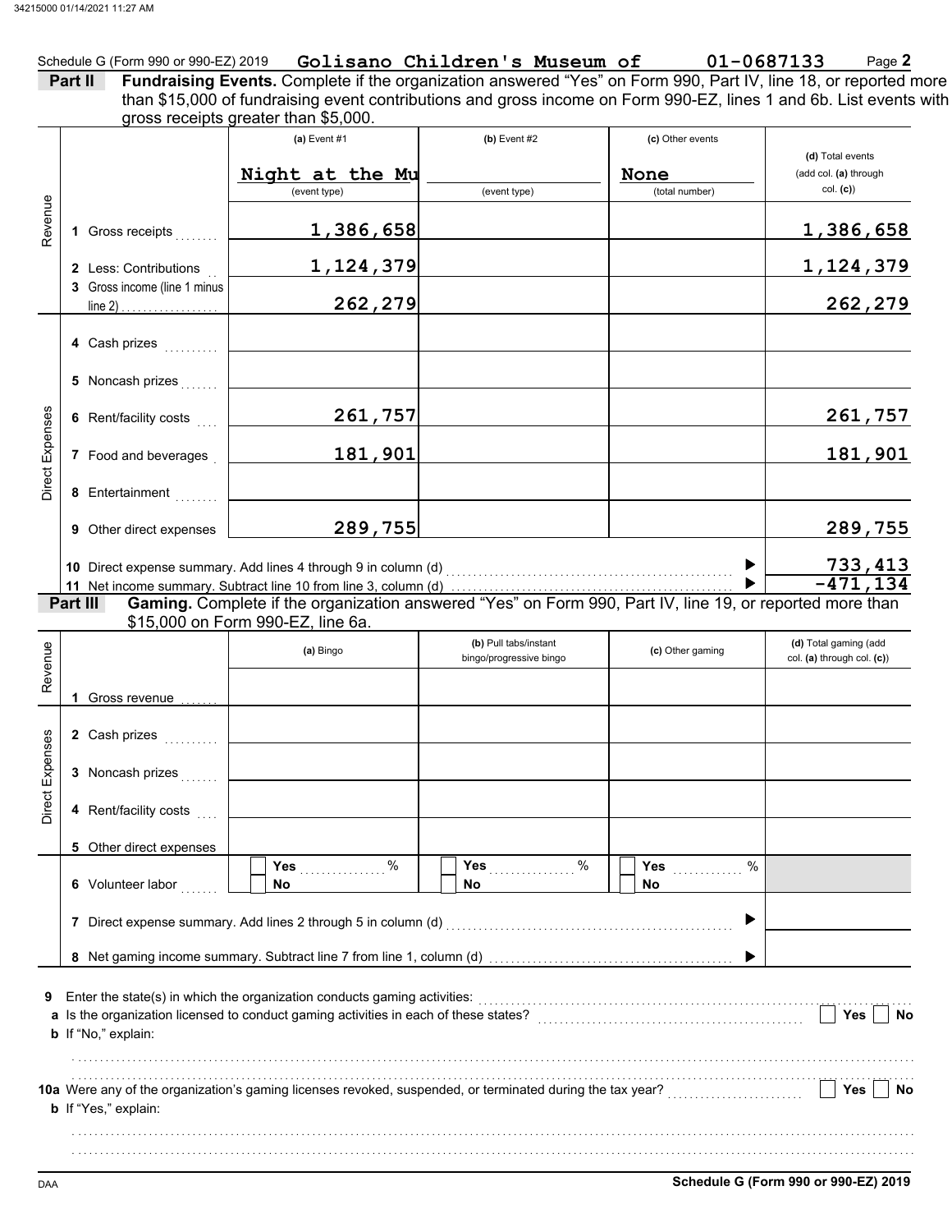Schedule G (Form 990 or 990-EZ) 2019 **Golisano Children's Museum of** **01-0687133** Page **2**

**Part II** **Fundraising Events.** Complete if the organization answered "Yes" on Form 990, Part IV, line 18, or reported more than $15,000 of fundraising event contributions and gross income on Form 990-EZ, lines 1 and 6b. List events with gross receipts greater than $5,000.

| | | (a) Event #1 | (b) Event #2 | (c) Other events | (d) Total events (add col. (a) through col. (c)) |
|---|---|---|---|---|---|
| | | Night at the Mu (event type) | (event type) | None (total number) | |
| Revenue | 1 Gross receipts | 1,386,658 | | | 1,386,658 |
| | 2 Less: Contributions | 1,124,379 | | | 1,124,379 |
| | 3 Gross income (line 1 minus line 2) | 262,279 | | | 262,279 |
| Direct Expenses | 4 Cash prizes | | | | |
| | 5 Noncash prizes | | | | |
| | 6 Rent/facility costs | 261,757 | | | 261,757 |
| | 7 Food and beverages | 181,901 | | | 181,901 |
| | 8 Entertainment | | | | |
| | 9 Other direct expenses | 289,755 | | | 289,755 |
| | 10 Direct expense summary. Add lines 4 through 9 in column (d) | | | | 733,413 |
| | 11 Net income summary. Subtract line 10 from line 3, column (d) | | | | -471,134 |

**Part III** **Gaming.** Complete if the organization answered "Yes" on Form 990, Part IV, line 19, or reported more than $15,000 on Form 990-EZ, line 6a.

| | | (a) Bingo | (b) Pull tabs/instant bingo/progressive bingo | (c) Other gaming | (d) Total gaming (add col. (a) through col. (c)) |
|---|---|---|---|---|---|
| Revenue | 1 Gross revenue | | | | |
| Direct Expenses | 2 Cash prizes | | | | |
| | 3 Noncash prizes | | | | |
| | 4 Rent/facility costs | | | | |
| | 5 Other direct expenses | | | | |
| | 6 Volunteer labor | Yes ____ % / No | Yes ____ % / No | Yes ____ % / No | |
| | 7 Direct expense summary. Add lines 2 through 5 in column (d) | | | | |
| | 8 Net gaming income summary. Subtract line 7 from line 1, column (d) | | | | |

**9** Enter the state(s) in which the organization conducts gaming activities:

**a** Is the organization licensed to conduct gaming activities in each of these states? ☐ Yes ☐ No

**b** If "No," explain:

**10a** Were any of the organization's gaming licenses revoked, suspended, or terminated during the tax year? ☐ Yes ☐ No

**b** If "Yes," explain:

DAA **Schedule G (Form 990 or 990-EZ) 2019**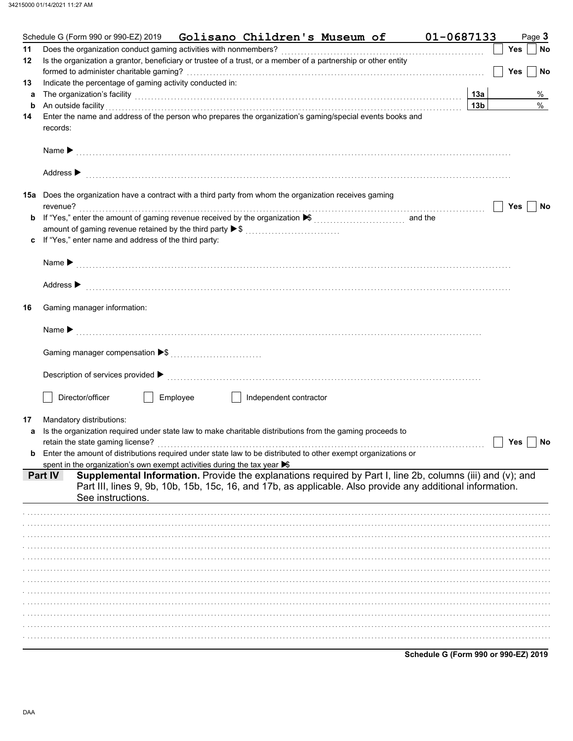Schedule G (Form 990 or 990-EZ) 2019 **Golisano Children's Museum of** **01-0687133** Page **3**

**11** Does the organization conduct gaming activities with nonmembers? ☐ Yes ☐ No

**12** Is the organization a grantor, beneficiary or trustee of a trust, or a member of a partnership or other entity formed to administer charitable gaming? ☐ Yes ☐ No

**13** Indicate the percentage of gaming activity conducted in:

**a** The organization's facility **13a** %

**b** An outside facility **13b** %

**14** Enter the name and address of the person who prepares the organization's gaming/special events books and records:

Name ▶

Address ▶

**15a** Does the organization have a contract with a third party from whom the organization receives gaming revenue? ☐ Yes ☐ No

**b** If "Yes," enter the amount of gaming revenue received by the organization ▶$ and the amount of gaming revenue retained by the third party ▶$

**c** If "Yes," enter name and address of the third party:

Name ▶

Address ▶

**16** Gaming manager information:

Name ▶

Gaming manager compensation ▶$

Description of services provided ▶

☐ Director/officer ☐ Employee ☐ Independent contractor

**17** Mandatory distributions:

**a** Is the organization required under state law to make charitable distributions from the gaming proceeds to retain the state gaming license? ☐ Yes ☐ No

**b** Enter the amount of distributions required under state law to be distributed to other exempt organizations or spent in the organization's own exempt activities during the tax year ▶$

**Part IV** **Supplemental Information.** Provide the explanations required by Part I, line 2b, columns (iii) and (v); and Part III, lines 9, 9b, 10b, 15b, 15c, 16, and 17b, as applicable. Also provide any additional information. See instructions.

**Schedule G (Form 990 or 990-EZ) 2019**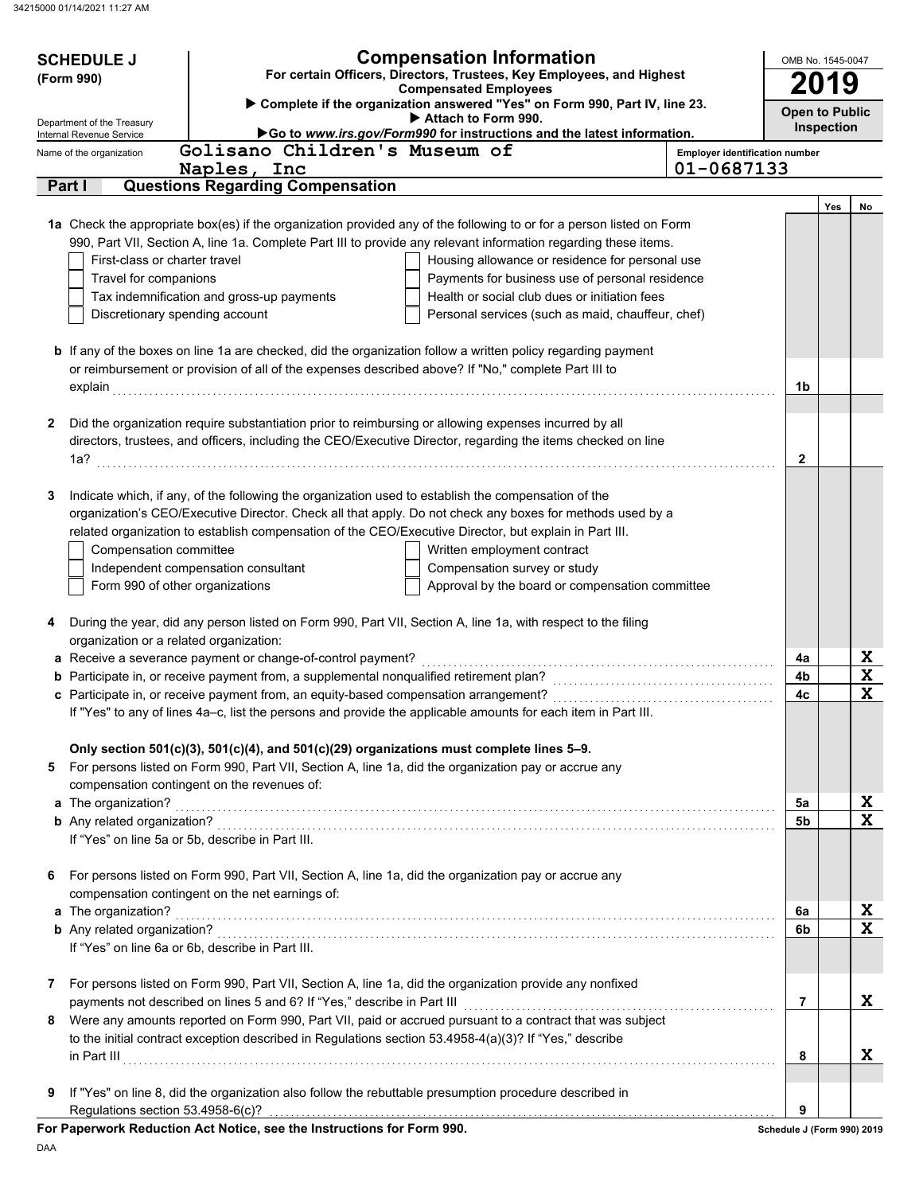**SCHEDULE J** (Form 990)

Department of the Treasury
Internal Revenue Service

# Compensation Information

**For certain Officers, Directors, Trustees, Key Employees, and Highest Compensated Employees**

▶ **Complete if the organization answered "Yes" on Form 990, Part IV, line 23.**
▶ **Attach to Form 990.**
▶ **Go to *www.irs.gov/Form990* for instructions and the latest information.**

OMB No. 1545-0047

**2019**

**Open to Public Inspection**

Name of the organization: Golisano Children's Museum of Naples, Inc

Employer identification number: 01-0687133

## Part I Questions Regarding Compensation

| | | | Yes | No |
|---|---|---|---|---|
| **1a** | Check the appropriate box(es) if the organization provided any of the following to or for a person listed on Form 990, Part VII, Section A, line 1a. Complete Part III to provide any relevant information regarding these items. | | | |
| | ☐ First-class or charter travel ☐ Housing allowance or residence for personal use | | | |
| | ☐ Travel for companions ☐ Payments for business use of personal residence | | | |
| | ☐ Tax indemnification and gross-up payments ☐ Health or social club dues or initiation fees | | | |
| | ☐ Discretionary spending account ☐ Personal services (such as maid, chauffeur, chef) | | | |
| **b** | If any of the boxes on line 1a are checked, did the organization follow a written policy regarding payment or reimbursement or provision of all of the expenses described above? If "No," complete Part III to explain | 1b | | |
| **2** | Did the organization require substantiation prior to reimbursing or allowing expenses incurred by all directors, trustees, and officers, including the CEO/Executive Director, regarding the items checked on line 1a? | 2 | | |
| **3** | Indicate which, if any, of the following the organization used to establish the compensation of the organization's CEO/Executive Director. Check all that apply. Do not check any boxes for methods used by a related organization to establish compensation of the CEO/Executive Director, but explain in Part III. | | | |
| | ☐ Compensation committee ☐ Written employment contract | | | |
| | ☐ Independent compensation consultant ☐ Compensation survey or study | | | |
| | ☐ Form 990 of other organizations ☐ Approval by the board or compensation committee | | | |
| **4** | During the year, did any person listed on Form 990, Part VII, Section A, line 1a, with respect to the filing organization or a related organization: | | | |
| **a** | Receive a severance payment or change-of-control payment? | 4a | | X |
| **b** | Participate in, or receive payment from, a supplemental nonqualified retirement plan? | 4b | | X |
| **c** | Participate in, or receive payment from, an equity-based compensation arrangement? | 4c | | X |
| | If "Yes" to any of lines 4a–c, list the persons and provide the applicable amounts for each item in Part III. | | | |
| | **Only section 501(c)(3), 501(c)(4), and 501(c)(29) organizations must complete lines 5–9.** | | | |
| **5** | For persons listed on Form 990, Part VII, Section A, line 1a, did the organization pay or accrue any compensation contingent on the revenues of: | | | |
| **a** | The organization? | 5a | | X |
| **b** | Any related organization? | 5b | | X |
| | If "Yes" on line 5a or 5b, describe in Part III. | | | |
| **6** | For persons listed on Form 990, Part VII, Section A, line 1a, did the organization pay or accrue any compensation contingent on the net earnings of: | | | |
| **a** | The organization? | 6a | | X |
| **b** | Any related organization? | 6b | | X |
| | If "Yes" on line 6a or 6b, describe in Part III. | | | |
| **7** | For persons listed on Form 990, Part VII, Section A, line 1a, did the organization provide any nonfixed payments not described on lines 5 and 6? If "Yes," describe in Part III | 7 | | X |
| **8** | Were any amounts reported on Form 990, Part VII, paid or accrued pursuant to a contract that was subject to the initial contract exception described in Regulations section 53.4958-4(a)(3)? If "Yes," describe in Part III | 8 | | X |
| **9** | If "Yes" on line 8, did the organization also follow the rebuttable presumption procedure described in Regulations section 53.4958-6(c)? | 9 | | |

**For Paperwork Reduction Act Notice, see the Instructions for Form 990.**

**Schedule J (Form 990) 2019**

DAA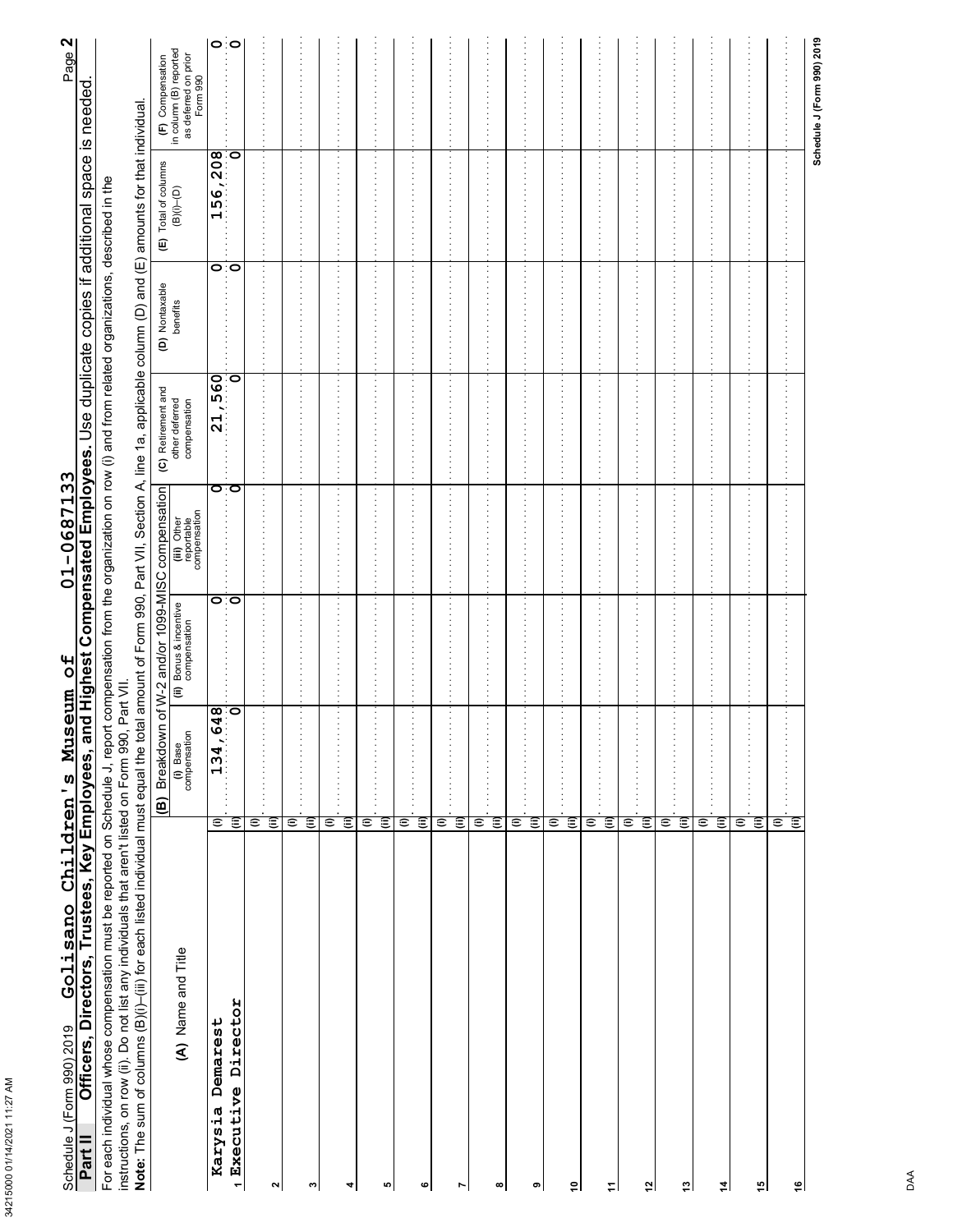Schedule J (Form 990) 2019 Golisano Children's Museum of 01-0687133

## Part II Officers, Directors, Trustees, Key Employees, and Highest Compensated Employees. Use duplicate copies if additional space is needed.

For each individual whose compensation must be reported on Schedule J, report compensation from the organization on row (i) and from related organizations, described in the instructions, on row (ii). Do not list any individuals that aren't listed on Form 990, Part VII.

**Note:** The sum of columns (B)(i)–(iii) for each listed individual must equal the total amount of Form 990, Part VII, Section A, line 1a, applicable column (D) and (E) amounts for that individual.

| | (A) Name and Title | | (B) Breakdown of W-2 and/or 1099-MISC compensation | | | (C) Retirement and other deferred compensation | (D) Nontaxable benefits | (E) Total of columns (B)(i)–(D) | (F) Compensation in column (B) reported as deferred on prior Form 990 |
|---|---|---|---|---|---|---|---|---|---|
| | | | (i) Base compensation | (ii) Bonus & incentive compensation | (iii) Other reportable compensation | | | | |
| 1 | Karysia Demarest<br>Executive Director | (i) | 134,648 | 0 | 0 | 21,560 | 0 | 156,208 | 0 |
| | | (ii) | 0 | 0 | 0 | 0 | 0 | 0 | 0 |
| 2 | | (i) | | | | | | | |
| | | (ii) | | | | | | | |
| 3 | | (i) | | | | | | | |
| | | (ii) | | | | | | | |
| 4 | | (i) | | | | | | | |
| | | (ii) | | | | | | | |
| 5 | | (i) | | | | | | | |
| | | (ii) | | | | | | | |
| 6 | | (i) | | | | | | | |
| | | (ii) | | | | | | | |
| 7 | | (i) | | | | | | | |
| | | (ii) | | | | | | | |
| 8 | | (i) | | | | | | | |
| | | (ii) | | | | | | | |
| 9 | | (i) | | | | | | | |
| | | (ii) | | | | | | | |
| 10 | | (i) | | | | | | | |
| | | (ii) | | | | | | | |
| 11 | | (i) | | | | | | | |
| | | (ii) | | | | | | | |
| 12 | | (i) | | | | | | | |
| | | (ii) | | | | | | | |
| 13 | | (i) | | | | | | | |
| | | (ii) | | | | | | | |
| 14 | | (i) | | | | | | | |
| | | (ii) | | | | | | | |
| 15 | | (i) | | | | | | | |
| | | (ii) | | | | | | | |
| 16 | | (i) | | | | | | | |
| | | (ii) | | | | | | | |

Schedule J (Form 990) 2019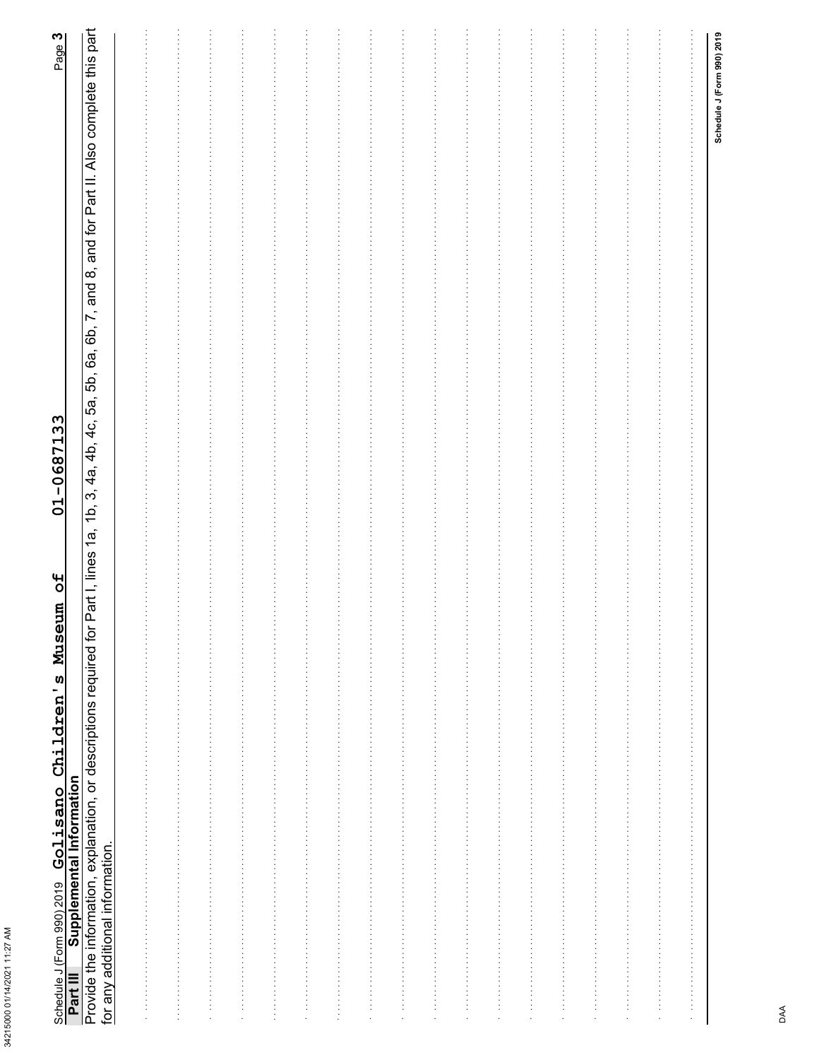Schedule J (Form 990) 2019 Golisano Children's Museum of 01-0687133

## Part III Supplemental Information

Provide the information, explanation, or descriptions required for Part I, lines 1a, 1b, 3, 4a, 4b, 4c, 5a, 5b, 6a, 6b, 7, and 8, and for Part II. Also complete this part for any additional information.

Schedule J (Form 990) 2019

DAA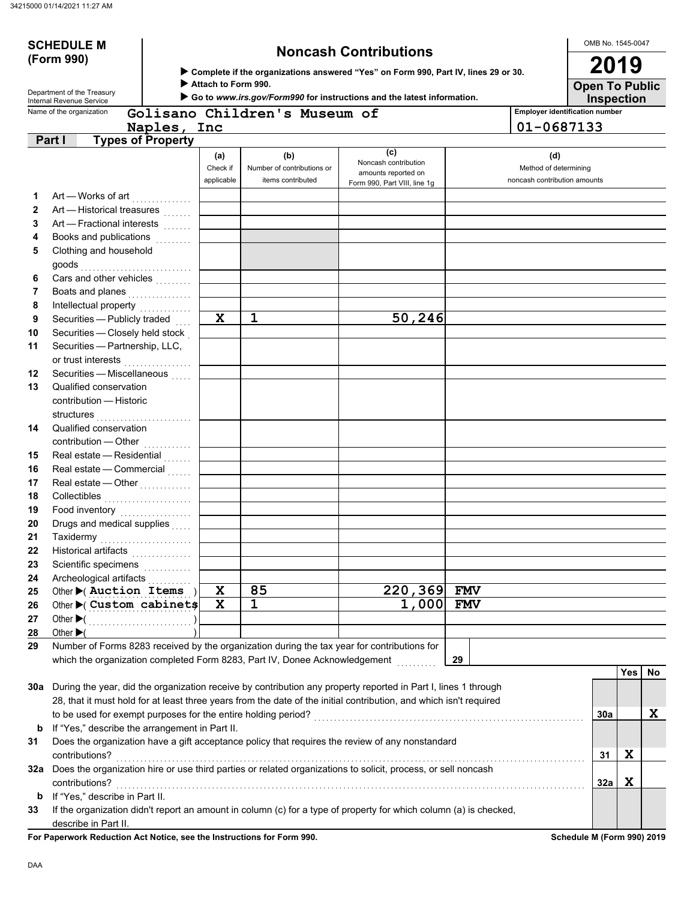# SCHEDULE M (Form 990)

Department of the Treasury
Internal Revenue Service

## Noncash Contributions

▶ Complete if the organizations answered "Yes" on Form 990, Part IV, lines 29 or 30.
▶ Attach to Form 990.
▶ Go to *www.irs.gov/Form990* for instructions and the latest information.

OMB No. 1545-0047

**2019**

**Open To Public Inspection**

Name of the organization: **Golisano Children's Museum of Naples, Inc**

Employer identification number: **01-0687133**

### Part I Types of Property

| | | (a) Check if applicable | (b) Number of contributions or items contributed | (c) Noncash contribution amounts reported on Form 990, Part VIII, line 1g | (d) Method of determining noncash contribution amounts |
|---|---|---|---|---|---|
| 1 | Art — Works of art | | | | |
| 2 | Art — Historical treasures | | | | |
| 3 | Art — Fractional interests | | | | |
| 4 | Books and publications | | | | |
| 5 | Clothing and household goods | | | | |
| 6 | Cars and other vehicles | | | | |
| 7 | Boats and planes | | | | |
| 8 | Intellectual property | | | | |
| 9 | Securities — Publicly traded | X | 1 | 50,246 | |
| 10 | Securities — Closely held stock | | | | |
| 11 | Securities — Partnership, LLC, or trust interests | | | | |
| 12 | Securities — Miscellaneous | | | | |
| 13 | Qualified conservation contribution — Historic structures | | | | |
| 14 | Qualified conservation contribution — Other | | | | |
| 15 | Real estate — Residential | | | | |
| 16 | Real estate — Commercial | | | | |
| 17 | Real estate — Other | | | | |
| 18 | Collectibles | | | | |
| 19 | Food inventory | | | | |
| 20 | Drugs and medical supplies | | | | |
| 21 | Taxidermy | | | | |
| 22 | Historical artifacts | | | | |
| 23 | Scientific specimens | | | | |
| 24 | Archeological artifacts | | | | |
| 25 | Other ▶ ( Auction Items ) | X | 85 | 220,369 | FMV |
| 26 | Other ▶ ( Custom cabinets ) | X | 1 | 1,000 | FMV |
| 27 | Other ▶ ( ) | | | | |
| 28 | Other ▶ ( ) | | | | |

29 Number of Forms 8283 received by the organization during the tax year for contributions for which the organization completed Form 8283, Part IV, Donee Acknowledgement ..... **29**

| | | | Yes | No |
|---|---|---|---|---|
| 30a | During the year, did the organization receive by contribution any property reported in Part I, lines 1 through 28, that it must hold for at least three years from the date of the initial contribution, and which isn't required to be used for exempt purposes for the entire holding period? | 30a | | X |
| b | If "Yes," describe the arrangement in Part II. | | | |
| 31 | Does the organization have a gift acceptance policy that requires the review of any nonstandard contributions? | 31 | X | |
| 32a | Does the organization hire or use third parties or related organizations to solicit, process, or sell noncash contributions? | 32a | X | |
| b | If "Yes," describe in Part II. | | | |
| 33 | If the organization didn't report an amount in column (c) for a type of property for which column (a) is checked, describe in Part II. | | | |

**For Paperwork Reduction Act Notice, see the Instructions for Form 990.** **Schedule M (Form 990) 2019**

DAA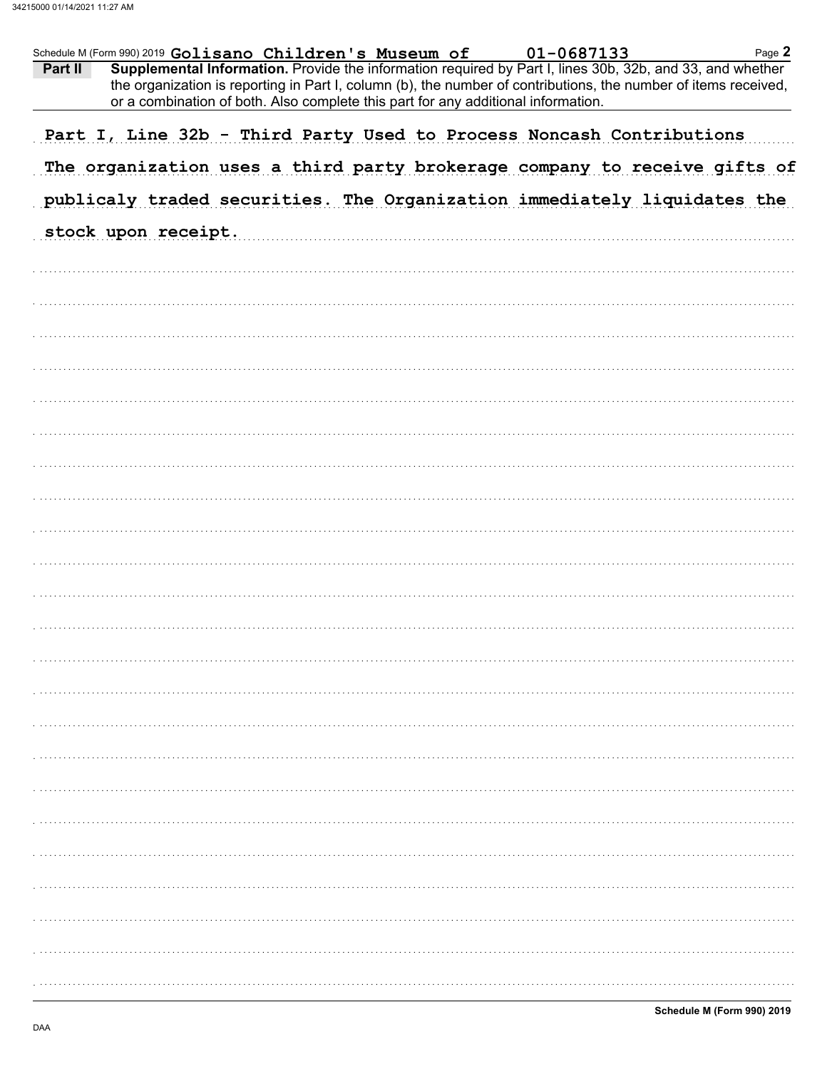Schedule M (Form 990) 2019 **Golisano Children's Museum of** **01-0687133**

**Part II** **Supplemental Information.** Provide the information required by Part I, lines 30b, 32b, and 33, and whether the organization is reporting in Part I, column (b), the number of contributions, the number of items received, or a combination of both. Also complete this part for any additional information.

Part I, Line 32b - Third Party Used to Process Noncash Contributions

The organization uses a third party brokerage company to receive gifts of publicaly traded securities. The Organization immediately liquidates the stock upon receipt.

**Schedule M (Form 990) 2019**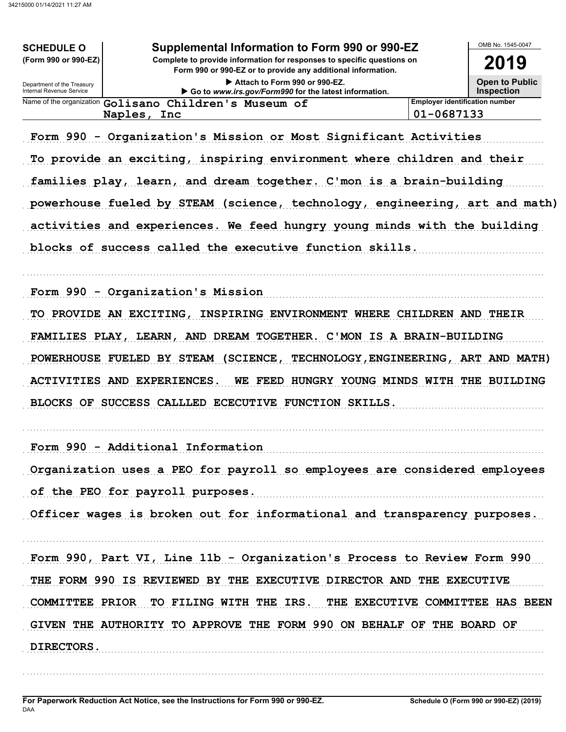**SCHEDULE O**
**(Form 990 or 990-EZ)**

Department of the Treasury
Internal Revenue Service

# Supplemental Information to Form 990 or 990-EZ

**Complete to provide information for responses to specific questions on Form 990 or 990-EZ or to provide any additional information.**

▶ Attach to Form 990 or 990-EZ.

▶ Go to *www.irs.gov/Form990* for the latest information.

OMB No. 1545-0047

**2019**

**Open to Public Inspection**

| Name of the organization | Employer identification number |
|---|---|
| Golisano Children's Museum of Naples, Inc | 01-0687133 |

Form 990 - Organization's Mission or Most Significant Activities

To provide an exciting, inspiring environment where children and their families play, learn, and dream together. C'mon is a brain-building powerhouse fueled by STEAM (science, technology, engineering, art and math) activities and experiences. We feed hungry young minds with the building blocks of success called the executive function skills.

Form 990 - Organization's Mission

TO PROVIDE AN EXCITING, INSPIRING ENVIRONMENT WHERE CHILDREN AND THEIR FAMILIES PLAY, LEARN, AND DREAM TOGETHER. C'MON IS A BRAIN-BUILDING POWERHOUSE FUELED BY STEAM (SCIENCE, TECHNOLOGY,ENGINEERING, ART AND MATH) ACTIVITIES AND EXPERIENCES. WE FEED HUNGRY YOUNG MINDS WITH THE BUILDING BLOCKS OF SUCCESS CALLLED ECECUTIVE FUNCTION SKILLS.

Form 990 - Additional Information

Organization uses a PEO for payroll so employees are considered employees of the PEO for payroll purposes.

Officer wages is broken out for informational and transparency purposes.

Form 990, Part VI, Line 11b - Organization's Process to Review Form 990

THE FORM 990 IS REVIEWED BY THE EXECUTIVE DIRECTOR AND THE EXECUTIVE COMMITTEE PRIOR TO FILING WITH THE IRS. THE EXECUTIVE COMMITTEE HAS BEEN GIVEN THE AUTHORITY TO APPROVE THE FORM 990 ON BEHALF OF THE BOARD OF DIRECTORS.

**For Paperwork Reduction Act Notice, see the Instructions for Form 990 or 990-EZ.**
DAA

**Schedule O (Form 990 or 990-EZ) (2019)**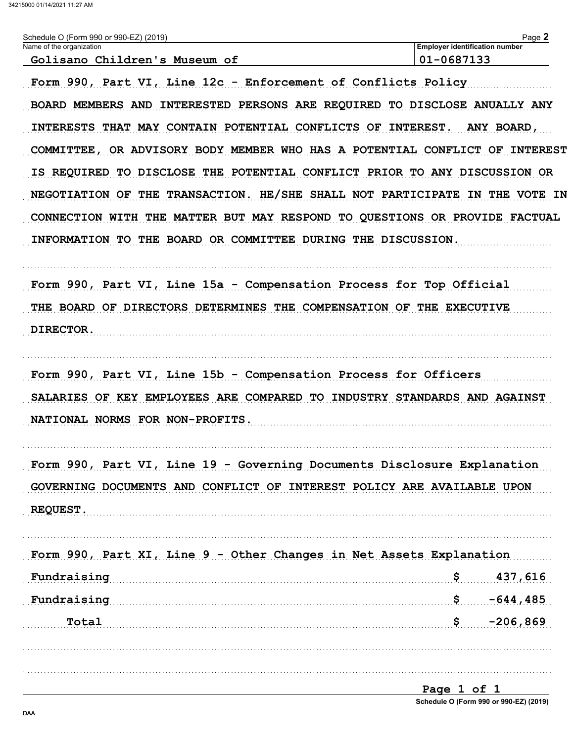Schedule O (Form 990 or 990-EZ) (2019)

| Name of the organization | Employer identification number |
|---|---|
| Golisano Children's Museum of | 01-0687133 |

Form 990, Part VI, Line 12c - Enforcement of Conflicts Policy

BOARD MEMBERS AND INTERESTED PERSONS ARE REQUIRED TO DISCLOSE ANUALLY ANY INTERESTS THAT MAY CONTAIN POTENTIAL CONFLICTS OF INTEREST. ANY BOARD, COMMITTEE, OR ADVISORY BODY MEMBER WHO HAS A POTENTIAL CONFLICT OF INTEREST IS REQUIRED TO DISCLOSE THE POTENTIAL CONFLICT PRIOR TO ANY DISCUSSION OR NEGOTIATION OF THE TRANSACTION. HE/SHE SHALL NOT PARTICIPATE IN THE VOTE IN CONNECTION WITH THE MATTER BUT MAY RESPOND TO QUESTIONS OR PROVIDE FACTUAL INFORMATION TO THE BOARD OR COMMITTEE DURING THE DISCUSSION.

Form 990, Part VI, Line 15a - Compensation Process for Top Official

THE BOARD OF DIRECTORS DETERMINES THE COMPENSATION OF THE EXECUTIVE DIRECTOR.

Form 990, Part VI, Line 15b - Compensation Process for Officers

SALARIES OF KEY EMPLOYEES ARE COMPARED TO INDUSTRY STANDARDS AND AGAINST NATIONAL NORMS FOR NON-PROFITS.

Form 990, Part VI, Line 19 - Governing Documents Disclosure Explanation

GOVERNING DOCUMENTS AND CONFLICT OF INTEREST POLICY ARE AVAILABLE UPON REQUEST.

Form 990, Part XI, Line 9 - Other Changes in Net Assets Explanation

| | |
|---|---|
| Fundraising | $ 437,616 |
| Fundraising | $ -644,485 |
| Total | $ -206,869 |

Schedule O (Form 990 or 990-EZ) (2019)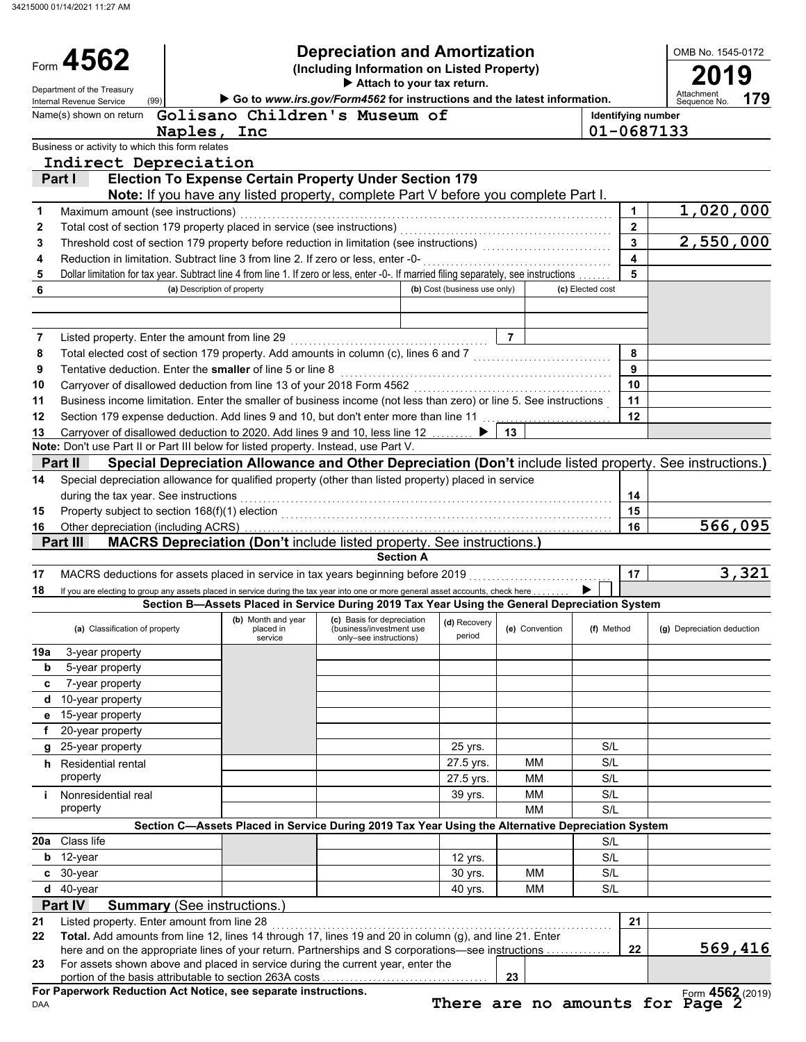34215000 01/14/2021 11:27 AM

# Form 4562 — Depreciation and Amortization (Including Information on Listed Property)

Department of the Treasury
Internal Revenue Service (99)

▶ Attach to your tax return.
▶ Go to *www.irs.gov/Form4562* for instructions and the latest information.

OMB No. 1545-0172
**2019**
Attachment Sequence No. **179**

Name(s) shown on return: Golisano Children's Museum of Naples, Inc

Identifying number: 01-0687133

Business or activity to which this form relates: Indirect Depreciation

## Part I Election To Expense Certain Property Under Section 179

**Note:** If you have any listed property, complete Part V before you complete Part I.

| Line | Description | No. | Amount |
|---|---|---|---|
| 1 | Maximum amount (see instructions) | 1 | 1,020,000 |
| 2 | Total cost of section 179 property placed in service (see instructions) | 2 | |
| 3 | Threshold cost of section 179 property before reduction in limitation (see instructions) | 3 | 2,550,000 |
| 4 | Reduction in limitation. Subtract line 3 from line 2. If zero or less, enter -0- | 4 | |
| 5 | Dollar limitation for tax year. Subtract line 4 from line 1. If zero or less, enter -0-. If married filing separately, see instructions | 5 | |

| 6 | (a) Description of property | (b) Cost (business use only) | (c) Elected cost |
|---|---|---|---|
| | | | |
| | | | |

| Line | Description | No. | Amount |
|---|---|---|---|
| 7 | Listed property. Enter the amount from line 29 | 7 | |
| 8 | Total elected cost of section 179 property. Add amounts in column (c), lines 6 and 7 | 8 | |
| 9 | Tentative deduction. Enter the **smaller** of line 5 or line 8 | 9 | |
| 10 | Carryover of disallowed deduction from line 13 of your 2018 Form 4562 | 10 | |
| 11 | Business income limitation. Enter the smaller of business income (not less than zero) or line 5. See instructions | 11 | |
| 12 | Section 179 expense deduction. Add lines 9 and 10, but don't enter more than line 11 | 12 | |
| 13 | Carryover of disallowed deduction to 2020. Add lines 9 and 10, less line 12 ▶ | 13 | |

**Note:** Don't use Part II or Part III below for listed property. Instead, use Part V.

## Part II Special Depreciation Allowance and Other Depreciation (Don't include listed property. See instructions.)

| Line | Description | No. | Amount |
|---|---|---|---|
| 14 | Special depreciation allowance for qualified property (other than listed property) placed in service during the tax year. See instructions | 14 | |
| 15 | Property subject to section 168(f)(1) election | 15 | |
| 16 | Other depreciation (including ACRS) | 16 | 566,095 |

## Part III MACRS Depreciation (Don't include listed property. See instructions.)

### Section A

| Line | Description | No. | Amount |
|---|---|---|---|
| 17 | MACRS deductions for assets placed in service in tax years beginning before 2019 | 17 | 3,321 |
| 18 | If you are electing to group any assets placed in service during the tax year into one or more general asset accounts, check here ▶ ☐ | | |

### Section B—Assets Placed in Service During 2019 Tax Year Using the General Depreciation System

| (a) Classification of property | (b) Month and year placed in service | (c) Basis for depreciation (business/investment use only–see instructions) | (d) Recovery period | (e) Convention | (f) Method | (g) Depreciation deduction |
|---|---|---|---|---|---|---|
| 19a 3-year property | | | | | | |
| b 5-year property | | | | | | |
| c 7-year property | | | | | | |
| d 10-year property | | | | | | |
| e 15-year property | | | | | | |
| f 20-year property | | | | | | |
| g 25-year property | | | 25 yrs. | | S/L | |
| h Residential rental property | | | 27.5 yrs. | MM | S/L | |
| | | | 27.5 yrs. | MM | S/L | |
| i Nonresidential real property | | | 39 yrs. | MM | S/L | |
| | | | | MM | S/L | |

### Section C—Assets Placed in Service During 2019 Tax Year Using the Alternative Depreciation System

| (a) Classification of property | (b) Month and year placed in service | (c) Basis for depreciation | (d) Recovery period | (e) Convention | (f) Method | (g) Depreciation deduction |
|---|---|---|---|---|---|---|
| 20a Class life | | | | | S/L | |
| b 12-year | | | 12 yrs. | | S/L | |
| c 30-year | | | 30 yrs. | MM | S/L | |
| d 40-year | | | 40 yrs. | MM | S/L | |

## Part IV Summary (See instructions.)

| Line | Description | No. | Amount |
|---|---|---|---|
| 21 | Listed property. Enter amount from line 28 | 21 | |
| 22 | **Total.** Add amounts from line 12, lines 14 through 17, lines 19 and 20 in column (g), and line 21. Enter here and on the appropriate lines of your return. Partnerships and S corporations—see instructions | 22 | 569,416 |
| 23 | For assets shown above and placed in service during the current year, enter the portion of the basis attributable to section 263A costs | 23 | |

**For Paperwork Reduction Act Notice, see separate instructions.**

DAA

There are no amounts for Page 2

Form **4562** (2019)